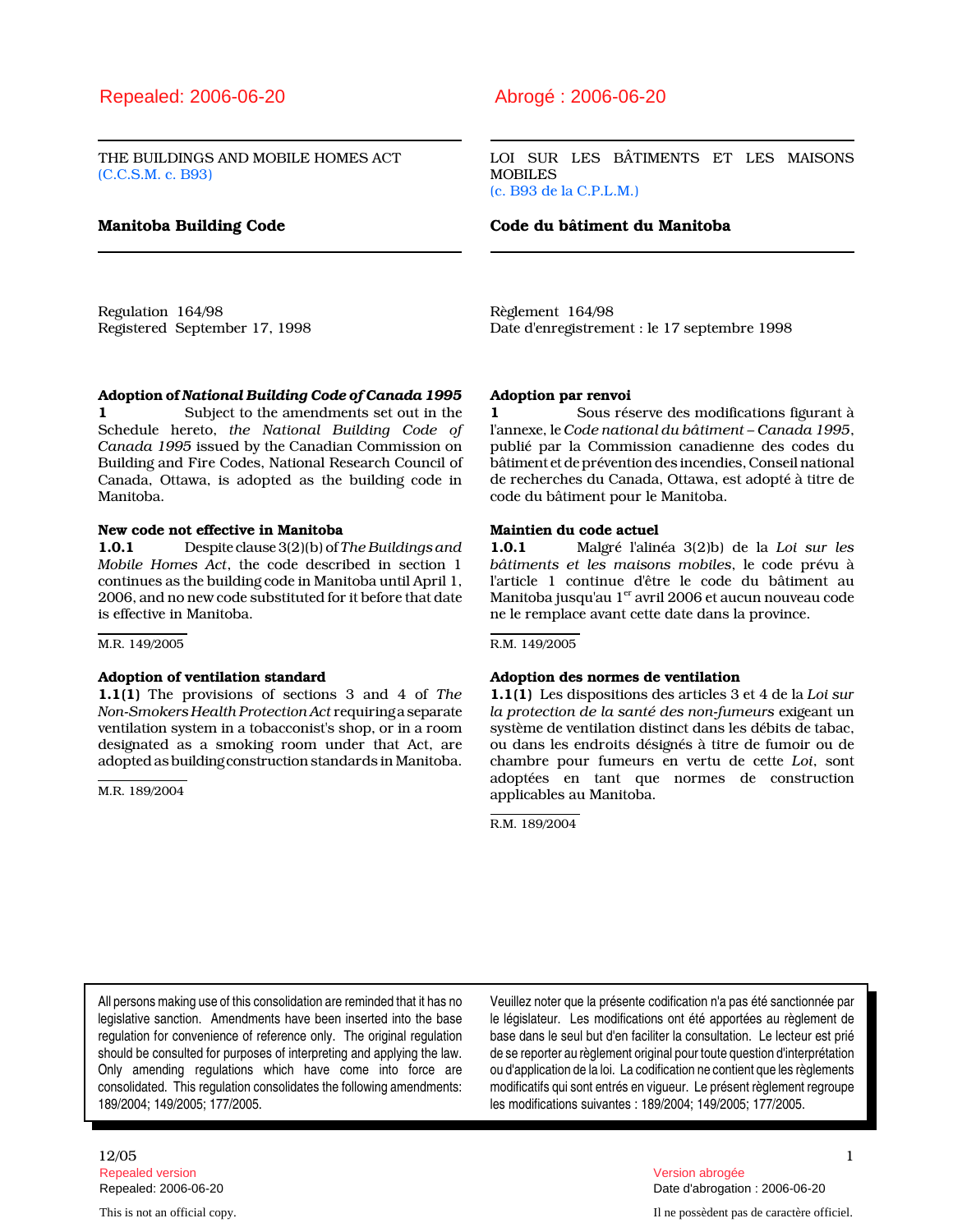Repealed: 2006-06-20

THE BUILDINGS AND MOBILE HOMES ACT
(C.C.S.M. c. B93)

## Manitoba Building Code

Regulation 164/98
Registered September 17, 1998

**Adoption of *National Building Code of Canada 1995***
**1** Subject to the amendments set out in the Schedule hereto, *the National Building Code of Canada 1995* issued by the Canadian Commission on Building and Fire Codes, National Research Council of Canada, Ottawa, is adopted as the building code in Manitoba.

**New code not effective in Manitoba**
**1.0.1** Despite clause 3(2)(b) of *The Buildings and Mobile Homes Act*, the code described in section 1 continues as the building code in Manitoba until April 1, 2006, and no new code substituted for it before that date is effective in Manitoba.

M.R. 149/2005

**Adoption of ventilation standard**
**1.1(1)** The provisions of sections 3 and 4 of *The Non-Smokers Health Protection Act* requiring a separate ventilation system in a tobacconist's shop, or in a room designated as a smoking room under that Act, are adopted as building construction standards in Manitoba.

M.R. 189/2004

All persons making use of this consolidation are reminded that it has no legislative sanction. Amendments have been inserted into the base regulation for convenience of reference only. The original regulation should be consulted for purposes of interpreting and applying the law. Only amending regulations which have come into force are consolidated. This regulation consolidates the following amendments: 189/2004; 149/2005; 177/2005.

---

Abrogé : 2006-06-20

LOI SUR LES BÂTIMENTS ET LES MAISONS MOBILES
(c. B93 de la C.P.L.M.)

## Code du bâtiment du Manitoba

Règlement 164/98
Date d'enregistrement : le 17 septembre 1998

**Adoption par renvoi**
**1** Sous réserve des modifications figurant à l'annexe, le *Code national du bâtiment – Canada 1995*, publié par la Commission canadienne des codes du bâtiment et de prévention des incendies, Conseil national de recherches du Canada, Ottawa, est adopté à titre de code du bâtiment pour le Manitoba.

**Maintien du code actuel**
**1.0.1** Malgré l'alinéa 3(2)b) de la *Loi sur les bâtiments et les maisons mobiles*, le code prévu à l'article 1 continue d'être le code du bâtiment au Manitoba jusqu'au 1[er] avril 2006 et aucun nouveau code ne le remplace avant cette date dans la province.

R.M. 149/2005

**Adoption des normes de ventilation**
**1.1(1)** Les dispositions des articles 3 et 4 de la *Loi sur la protection de la santé des non-fumeurs* exigeant un système de ventilation distinct dans les débits de tabac, ou dans les endroits désignés à titre de fumoir ou de chambre pour fumeurs en vertu de cette *Loi*, sont adoptées en tant que normes de construction applicables au Manitoba.

R.M. 189/2004

Veuillez noter que la présente codification n'a pas été sanctionnée par le législateur. Les modifications ont été apportées au règlement de base dans le seul but d'en faciliter la consultation. Le lecteur est prié de se reporter au règlement original pour toute question d'interprétation ou d'application de la loi. La codification ne contient que les règlements modificatifs qui sont entrés en vigueur. Le présent règlement regroupe les modifications suivantes : 189/2004; 149/2005; 177/2005.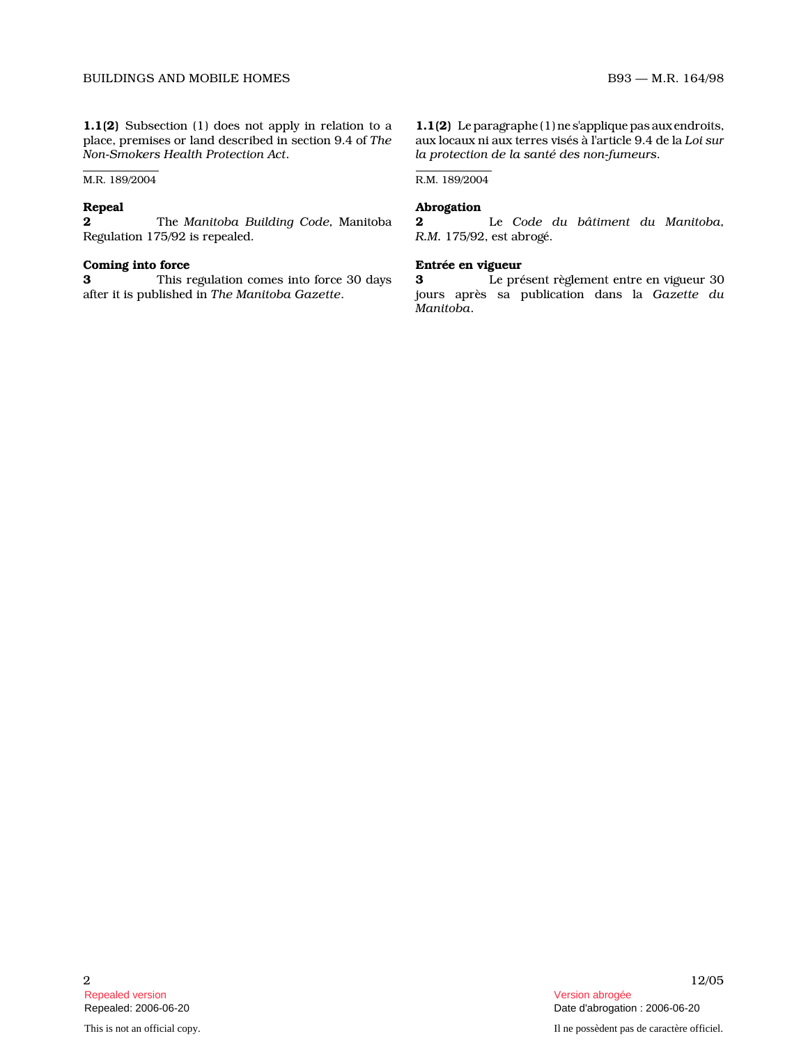**1.1(2)** Subsection (1) does not apply in relation to a place, premises or land described in section 9.4 of *The Non-Smokers Health Protection Act*.

M.R. 189/2004

**1.1(2)** Le paragraphe (1) ne s'applique pas aux endroits, aux locaux ni aux terres visés à l'article 9.4 de la *Loi sur la protection de la santé des non-fumeurs*.

R.M. 189/2004

**Repeal**

**2** The *Manitoba Building Code*, Manitoba Regulation 175/92 is repealed.

**Abrogation**

**2** Le *Code du bâtiment du Manitoba, R.M.* 175/92, est abrogé.

**Coming into force**

**3** This regulation comes into force 30 days after it is published in *The Manitoba Gazette*.

**Entrée en vigueur**

**3** Le présent règlement entre en vigueur 30 jours après sa publication dans la *Gazette du Manitoba*.

Repealed version
Repealed: 2006-06-20

Version abrogée
Date d'abrogation : 2006-06-20

This is not an official copy.

Il ne possèdent pas de caractère officiel.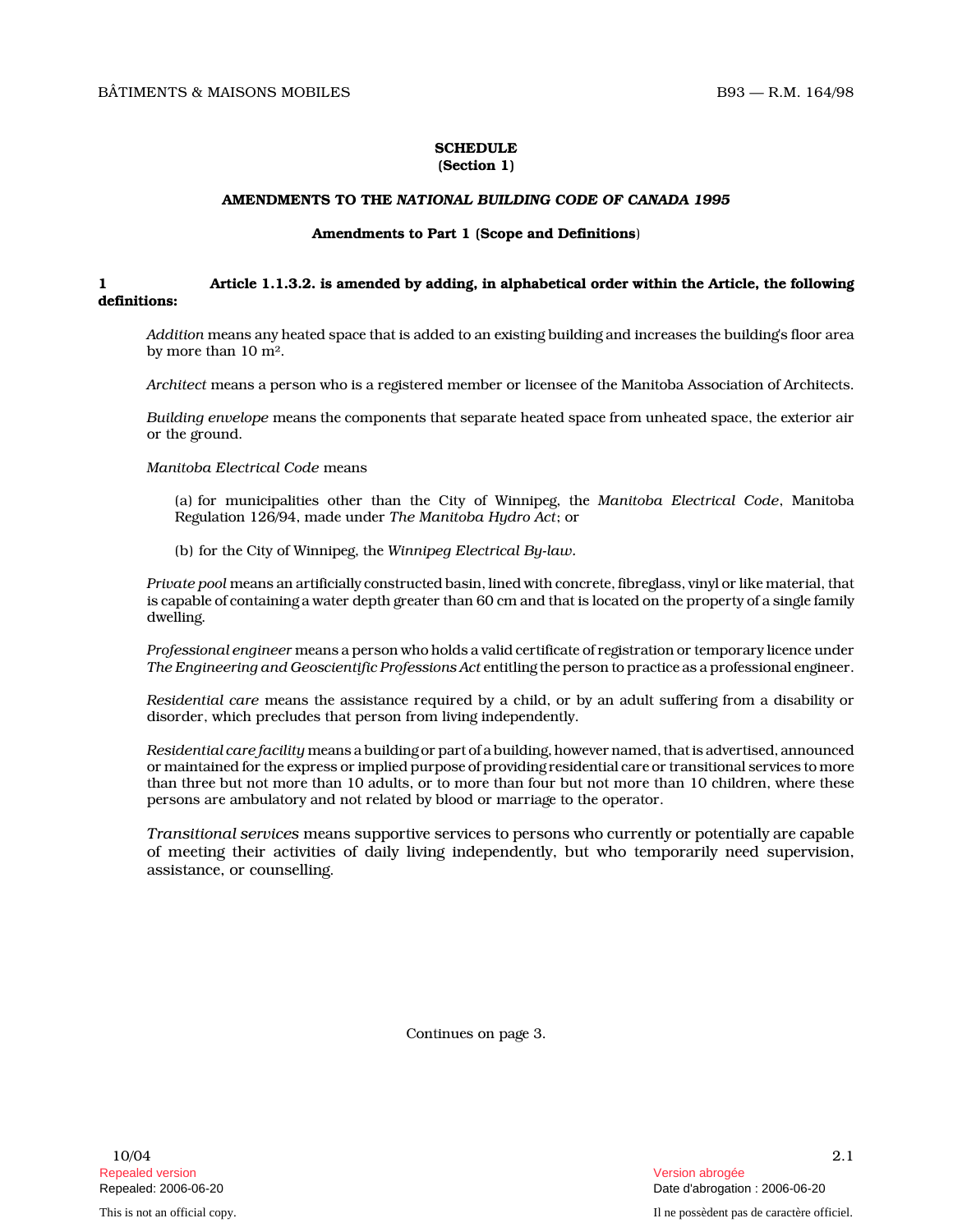## SCHEDULE
**(Section 1)**

### AMENDMENTS TO THE *NATIONAL BUILDING CODE OF CANADA 1995*

#### Amendments to Part 1 (Scope and Definitions)

**1 Article 1.1.3.2. is amended by adding, in alphabetical order within the Article, the following definitions:**

*Addition* means any heated space that is added to an existing building and increases the building's floor area by more than 10 $m^2$.

*Architect* means a person who is a registered member or licensee of the Manitoba Association of Architects.

*Building envelope* means the components that separate heated space from unheated space, the exterior air or the ground.

*Manitoba Electrical Code* means

(a) for municipalities other than the City of Winnipeg, the *Manitoba Electrical Code*, Manitoba Regulation 126/94, made under *The Manitoba Hydro Act*; or

(b) for the City of Winnipeg, the *Winnipeg Electrical By-law*.

*Private pool* means an artificially constructed basin, lined with concrete, fibreglass, vinyl or like material, that is capable of containing a water depth greater than 60 cm and that is located on the property of a single family dwelling.

*Professional engineer* means a person who holds a valid certificate of registration or temporary licence under *The Engineering and Geoscientific Professions Act* entitling the person to practice as a professional engineer.

*Residential care* means the assistance required by a child, or by an adult suffering from a disability or disorder, which precludes that person from living independently.

*Residential care facility* means a building or part of a building, however named, that is advertised, announced or maintained for the express or implied purpose of providing residential care or transitional services to more than three but not more than 10 adults, or to more than four but not more than 10 children, where these persons are ambulatory and not related by blood or marriage to the operator.

*Transitional services* means supportive services to persons who currently or potentially are capable of meeting their activities of daily living independently, but who temporarily need supervision, assistance, or counselling.

Continues on page 3.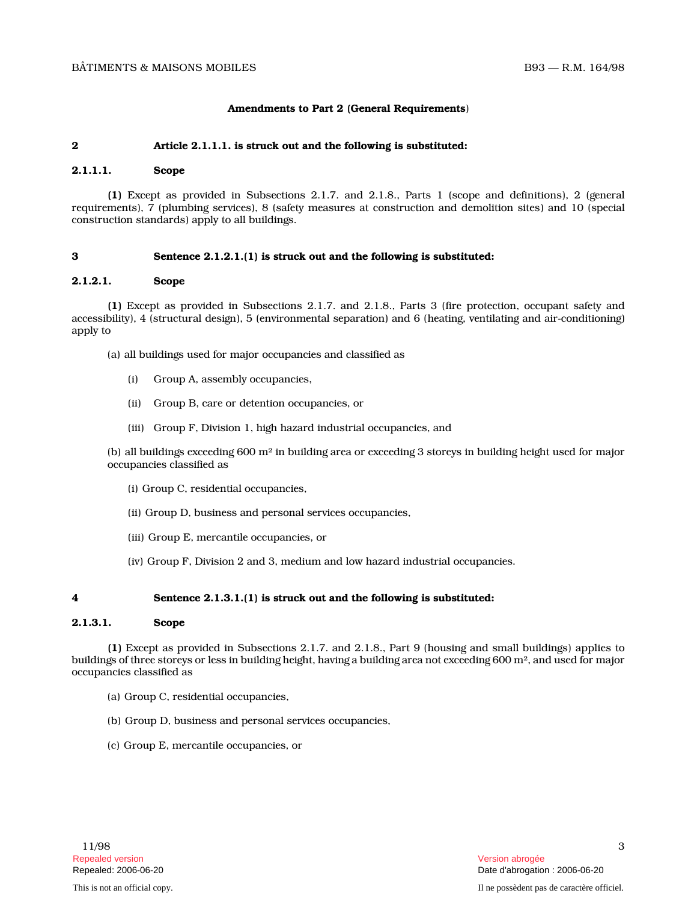## Amendments to Part 2 (General Requirements)

**2** **Article 2.1.1.1. is struck out and the following is substituted:**

**2.1.1.1. Scope**

**(1)** Except as provided in Subsections 2.1.7. and 2.1.8., Parts 1 (scope and definitions), 2 (general requirements), 7 (plumbing services), 8 (safety measures at construction and demolition sites) and 10 (special construction standards) apply to all buildings.

**3** **Sentence 2.1.2.1.(1) is struck out and the following is substituted:**

**2.1.2.1. Scope**

**(1)** Except as provided in Subsections 2.1.7. and 2.1.8., Parts 3 (fire protection, occupant safety and accessibility), 4 (structural design), 5 (environmental separation) and 6 (heating, ventilating and air-conditioning) apply to

(a) all buildings used for major occupancies and classified as

(i) Group A, assembly occupancies,

(ii) Group B, care or detention occupancies, or

(iii) Group F, Division 1, high hazard industrial occupancies, and

(b) all buildings exceeding 600 m² in building area or exceeding 3 storeys in building height used for major occupancies classified as

(i) Group C, residential occupancies,

(ii) Group D, business and personal services occupancies,

(iii) Group E, mercantile occupancies, or

(iv) Group F, Division 2 and 3, medium and low hazard industrial occupancies.

**4** **Sentence 2.1.3.1.(1) is struck out and the following is substituted:**

**2.1.3.1. Scope**

**(1)** Except as provided in Subsections 2.1.7. and 2.1.8., Part 9 (housing and small buildings) applies to buildings of three storeys or less in building height, having a building area not exceeding 600 m², and used for major occupancies classified as

(a) Group C, residential occupancies,

(b) Group D, business and personal services occupancies,

(c) Group E, mercantile occupancies, or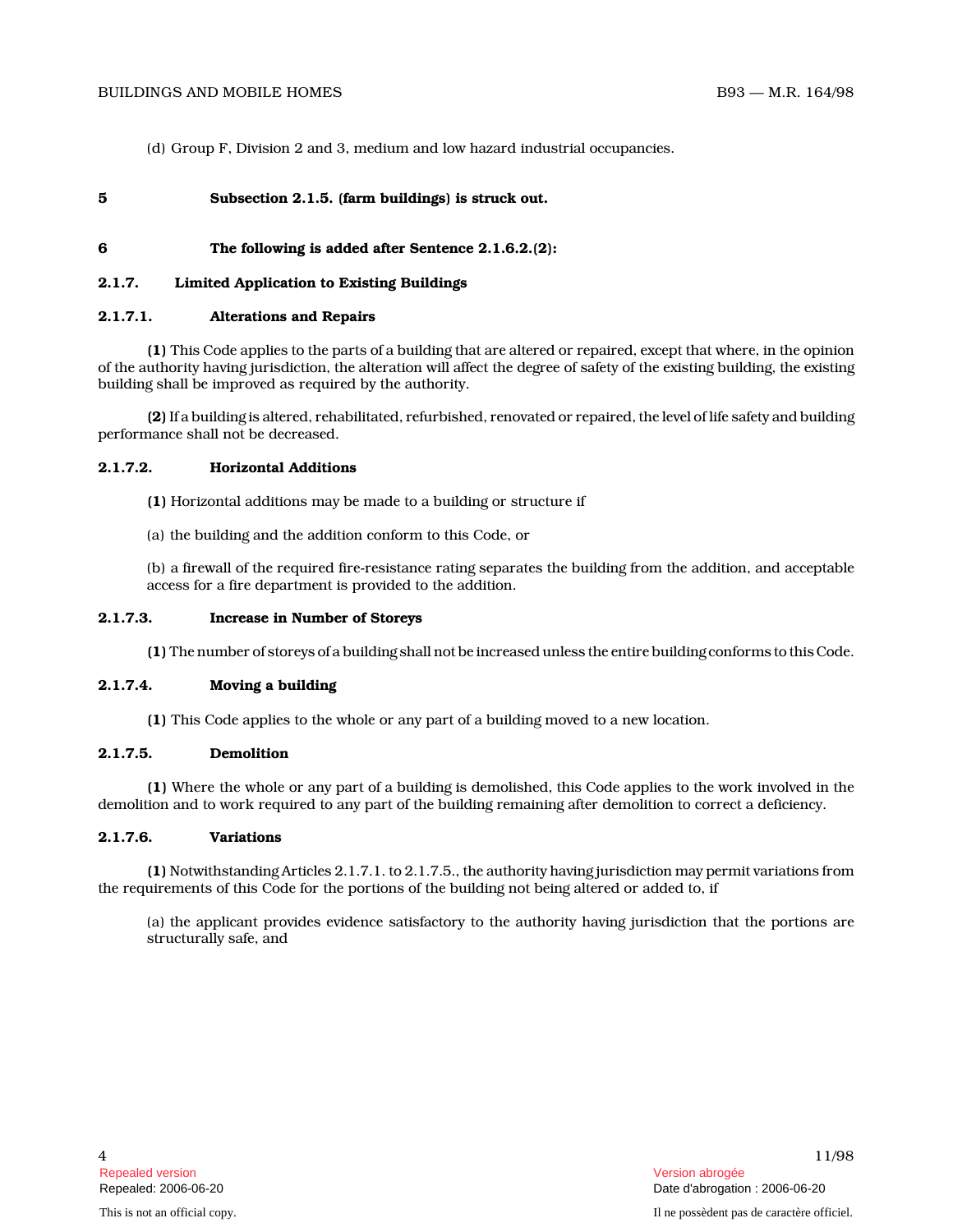(d) Group F, Division 2 and 3, medium and low hazard industrial occupancies.

**5 Subsection 2.1.5. (farm buildings) is struck out.**

**6 The following is added after Sentence 2.1.6.2.(2):**

### 2.1.7. Limited Application to Existing Buildings

#### 2.1.7.1. Alterations and Repairs

**(1)** This Code applies to the parts of a building that are altered or repaired, except that where, in the opinion of the authority having jurisdiction, the alteration will affect the degree of safety of the existing building, the existing building shall be improved as required by the authority.

**(2)** If a building is altered, rehabilitated, refurbished, renovated or repaired, the level of life safety and building performance shall not be decreased.

#### 2.1.7.2. Horizontal Additions

**(1)** Horizontal additions may be made to a building or structure if

(a) the building and the addition conform to this Code, or

(b) a firewall of the required fire-resistance rating separates the building from the addition, and acceptable access for a fire department is provided to the addition.

#### 2.1.7.3. Increase in Number of Storeys

**(1)** The number of storeys of a building shall not be increased unless the entire building conforms to this Code.

#### 2.1.7.4. Moving a building

**(1)** This Code applies to the whole or any part of a building moved to a new location.

#### 2.1.7.5. Demolition

**(1)** Where the whole or any part of a building is demolished, this Code applies to the work involved in the demolition and to work required to any part of the building remaining after demolition to correct a deficiency.

#### 2.1.7.6. Variations

**(1)** Notwithstanding Articles 2.1.7.1. to 2.1.7.5., the authority having jurisdiction may permit variations from the requirements of this Code for the portions of the building not being altered or added to, if

(a) the applicant provides evidence satisfactory to the authority having jurisdiction that the portions are structurally safe, and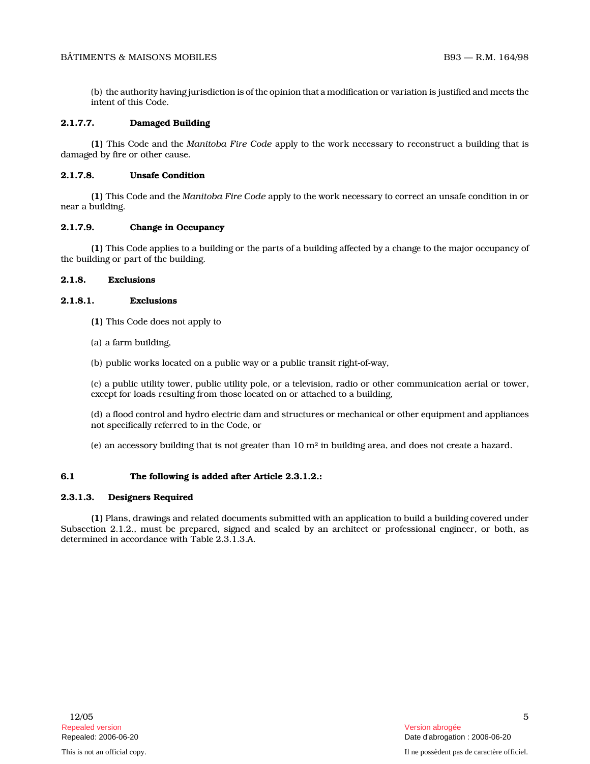(b) the authority having jurisdiction is of the opinion that a modification or variation is justified and meets the intent of this Code.

**2.1.7.7. Damaged Building**

**(1)** This Code and the *Manitoba Fire Code* apply to the work necessary to reconstruct a building that is damaged by fire or other cause.

**2.1.7.8. Unsafe Condition**

**(1)** This Code and the *Manitoba Fire Code* apply to the work necessary to correct an unsafe condition in or near a building.

**2.1.7.9. Change in Occupancy**

**(1)** This Code applies to a building or the parts of a building affected by a change to the major occupancy of the building or part of the building.

**2.1.8. Exclusions**

**2.1.8.1. Exclusions**

**(1)** This Code does not apply to

(a) a farm building,

(b) public works located on a public way or a public transit right-of-way,

(c) a public utility tower, public utility pole, or a television, radio or other communication aerial or tower, except for loads resulting from those located on or attached to a building,

(d) a flood control and hydro electric dam and structures or mechanical or other equipment and appliances not specifically referred to in the Code, or

(e) an accessory building that is not greater than 10 m² in building area, and does not create a hazard.

**6.1 The following is added after Article 2.3.1.2.:**

**2.3.1.3. Designers Required**

**(1)** Plans, drawings and related documents submitted with an application to build a building covered under Subsection 2.1.2., must be prepared, signed and sealed by an architect or professional engineer, or both, as determined in accordance with Table 2.3.1.3.A.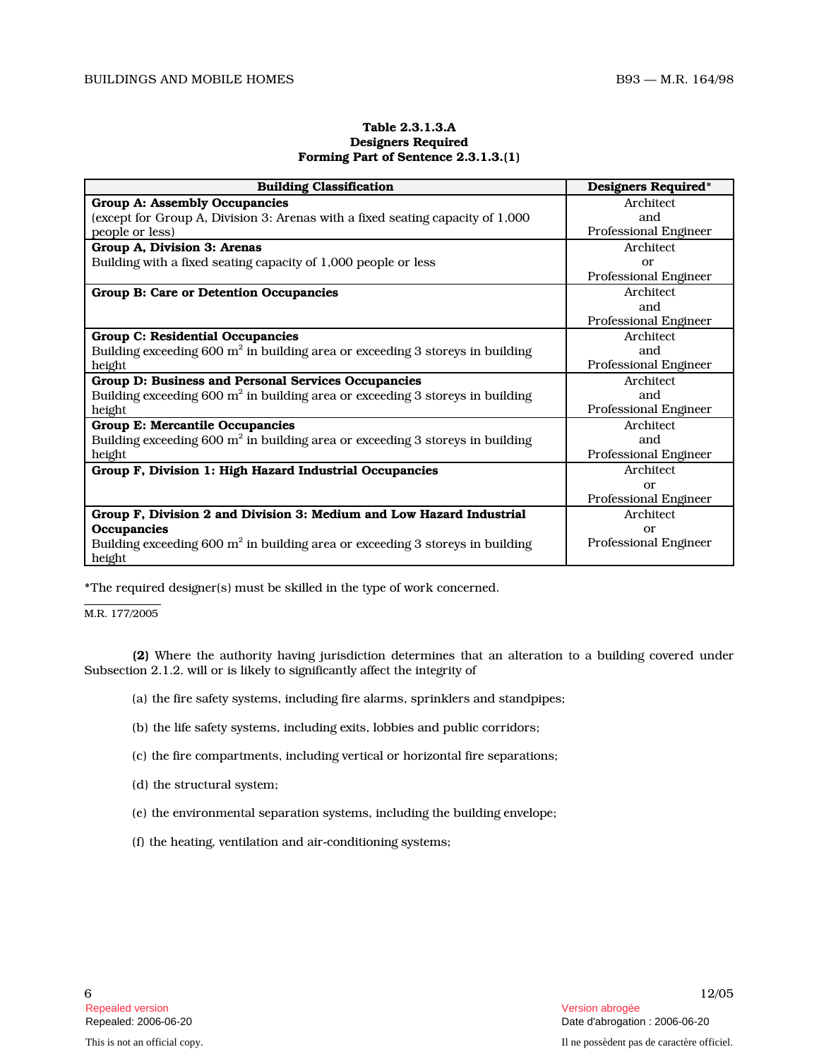**Table 2.3.1.3.A**
**Designers Required**
**Forming Part of Sentence 2.3.1.3.(1)**

| Building Classification | Designers Required* |
| --- | --- |
| **Group A: Assembly Occupancies** (except for Group A, Division 3: Arenas with a fixed seating capacity of 1,000 people or less) | Architect and Professional Engineer |
| **Group A, Division 3: Arenas** Building with a fixed seating capacity of 1,000 people or less | Architect or Professional Engineer |
| **Group B: Care or Detention Occupancies** | Architect and Professional Engineer |
| **Group C: Residential Occupancies** Building exceeding 600 $m^2$ in building area or exceeding 3 storeys in building height | Architect and Professional Engineer |
| **Group D: Business and Personal Services Occupancies** Building exceeding 600 $m^2$ in building area or exceeding 3 storeys in building height | Architect and Professional Engineer |
| **Group E: Mercantile Occupancies** Building exceeding 600 $m^2$ in building area or exceeding 3 storeys in building height | Architect and Professional Engineer |
| **Group F, Division 1: High Hazard Industrial Occupancies** | Architect or Professional Engineer |
| **Group F, Division 2 and Division 3: Medium and Low Hazard Industrial Occupancies** Building exceeding 600 $m^2$ in building area or exceeding 3 storeys in building height | Architect or Professional Engineer |

*The required designer(s) must be skilled in the type of work concerned.

M.R. 177/2005

**(2)** Where the authority having jurisdiction determines that an alteration to a building covered under Subsection 2.1.2. will or is likely to significantly affect the integrity of

(a) the fire safety systems, including fire alarms, sprinklers and standpipes;

(b) the life safety systems, including exits, lobbies and public corridors;

(c) the fire compartments, including vertical or horizontal fire separations;

(d) the structural system;

(e) the environmental separation systems, including the building envelope;

(f) the heating, ventilation and air-conditioning systems;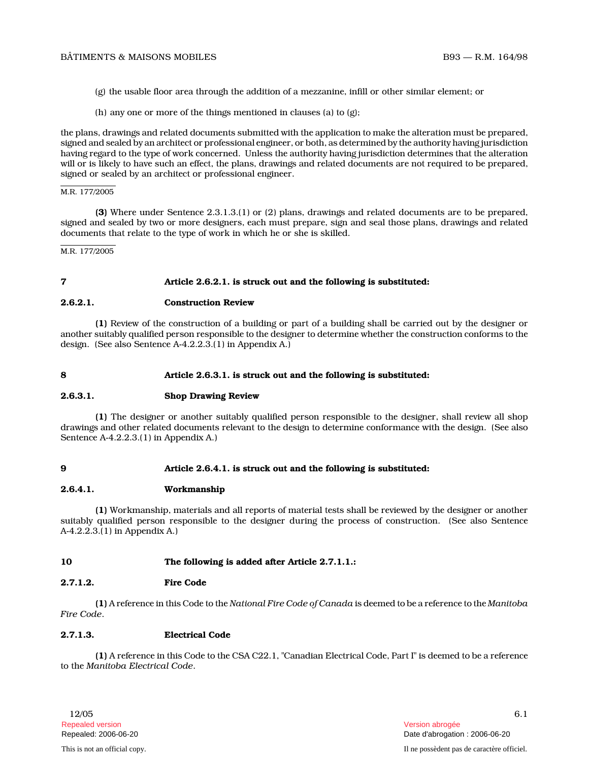(g) the usable floor area through the addition of a mezzanine, infill or other similar element; or

(h) any one or more of the things mentioned in clauses (a) to (g);

the plans, drawings and related documents submitted with the application to make the alteration must be prepared, signed and sealed by an architect or professional engineer, or both, as determined by the authority having jurisdiction having regard to the type of work concerned. Unless the authority having jurisdiction determines that the alteration will or is likely to have such an effect, the plans, drawings and related documents are not required to be prepared, signed or sealed by an architect or professional engineer.

M.R. 177/2005

**(3)** Where under Sentence 2.3.1.3.(1) or (2) plans, drawings and related documents are to be prepared, signed and sealed by two or more designers, each must prepare, sign and seal those plans, drawings and related documents that relate to the type of work in which he or she is skilled.

M.R. 177/2005

**7** **Article 2.6.2.1. is struck out and the following is substituted:**

**2.6.2.1.** **Construction Review**

**(1)** Review of the construction of a building or part of a building shall be carried out by the designer or another suitably qualified person responsible to the designer to determine whether the construction conforms to the design. (See also Sentence A-4.2.2.3.(1) in Appendix A.)

**8** **Article 2.6.3.1. is struck out and the following is substituted:**

**2.6.3.1.** **Shop Drawing Review**

**(1)** The designer or another suitably qualified person responsible to the designer, shall review all shop drawings and other related documents relevant to the design to determine conformance with the design. (See also Sentence A-4.2.2.3.(1) in Appendix A.)

**9** **Article 2.6.4.1. is struck out and the following is substituted:**

**2.6.4.1.** **Workmanship**

**(1)** Workmanship, materials and all reports of material tests shall be reviewed by the designer or another suitably qualified person responsible to the designer during the process of construction. (See also Sentence A-4.2.2.3.(1) in Appendix A.)

**10** **The following is added after Article 2.7.1.1.:**

**2.7.1.2.** **Fire Code**

**(1)** A reference in this Code to the *National Fire Code of Canada* is deemed to be a reference to the *Manitoba Fire Code*.

**2.7.1.3.** **Electrical Code**

**(1)** A reference in this Code to the CSA C22.1, "Canadian Electrical Code, Part I" is deemed to be a reference to the *Manitoba Electrical Code*.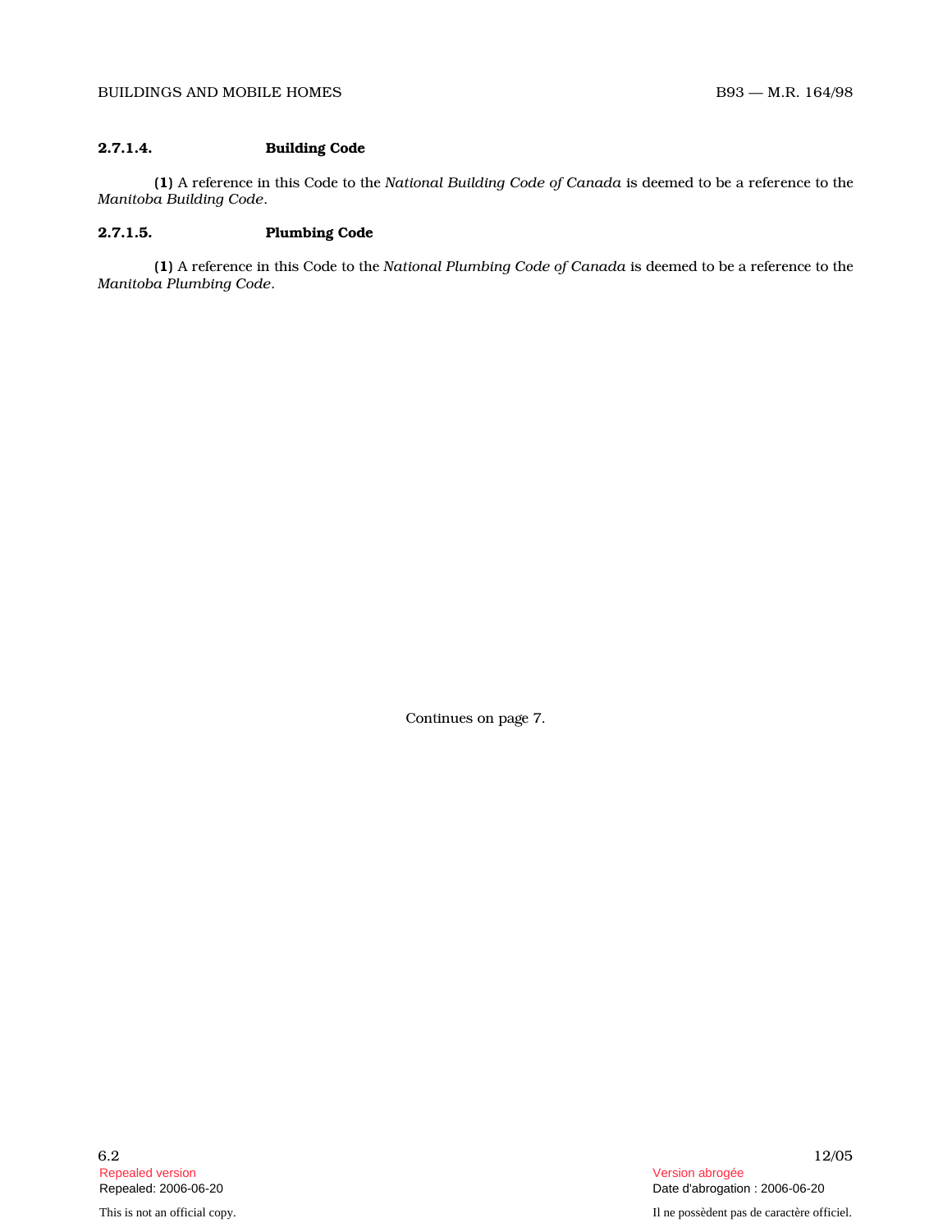### 2.7.1.4. Building Code

**(1)** A reference in this Code to the *National Building Code of Canada* is deemed to be a reference to the *Manitoba Building Code*.

### 2.7.1.5. Plumbing Code

**(1)** A reference in this Code to the *National Plumbing Code of Canada* is deemed to be a reference to the *Manitoba Plumbing Code*.

Continues on page 7.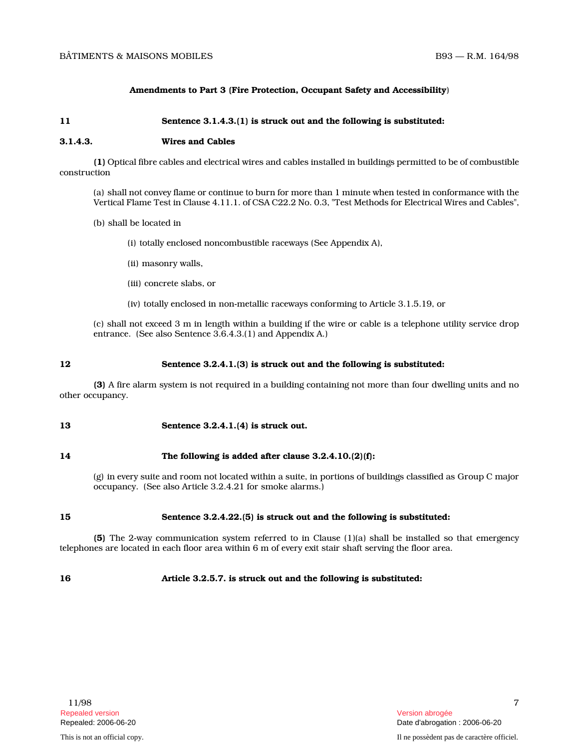## Amendments to Part 3 (Fire Protection, Occupant Safety and Accessibility)

**11** **Sentence 3.1.4.3.(1) is struck out and the following is substituted:**

**3.1.4.3.** **Wires and Cables**

**(1)** Optical fibre cables and electrical wires and cables installed in buildings permitted to be of combustible construction

(a) shall not convey flame or continue to burn for more than 1 minute when tested in conformance with the Vertical Flame Test in Clause 4.11.1. of CSA C22.2 No. 0.3, "Test Methods for Electrical Wires and Cables",

(b) shall be located in

(i) totally enclosed noncombustible raceways (See Appendix A),

(ii) masonry walls,

(iii) concrete slabs, or

(iv) totally enclosed in non-metallic raceways conforming to Article 3.1.5.19, or

(c) shall not exceed 3 m in length within a building if the wire or cable is a telephone utility service drop entrance. (See also Sentence 3.6.4.3.(1) and Appendix A.)

**12** **Sentence 3.2.4.1.(3) is struck out and the following is substituted:**

**(3)** A fire alarm system is not required in a building containing not more than four dwelling units and no other occupancy.

**13** **Sentence 3.2.4.1.(4) is struck out.**

**14** **The following is added after clause 3.2.4.10.(2)(f):**

(g) in every suite and room not located within a suite, in portions of buildings classified as Group C major occupancy. (See also Article 3.2.4.21 for smoke alarms.)

**15** **Sentence 3.2.4.22.(5) is struck out and the following is substituted:**

**(5)** The 2-way communication system referred to in Clause (1)(a) shall be installed so that emergency telephones are located in each floor area within 6 m of every exit stair shaft serving the floor area.

**16** **Article 3.2.5.7. is struck out and the following is substituted:**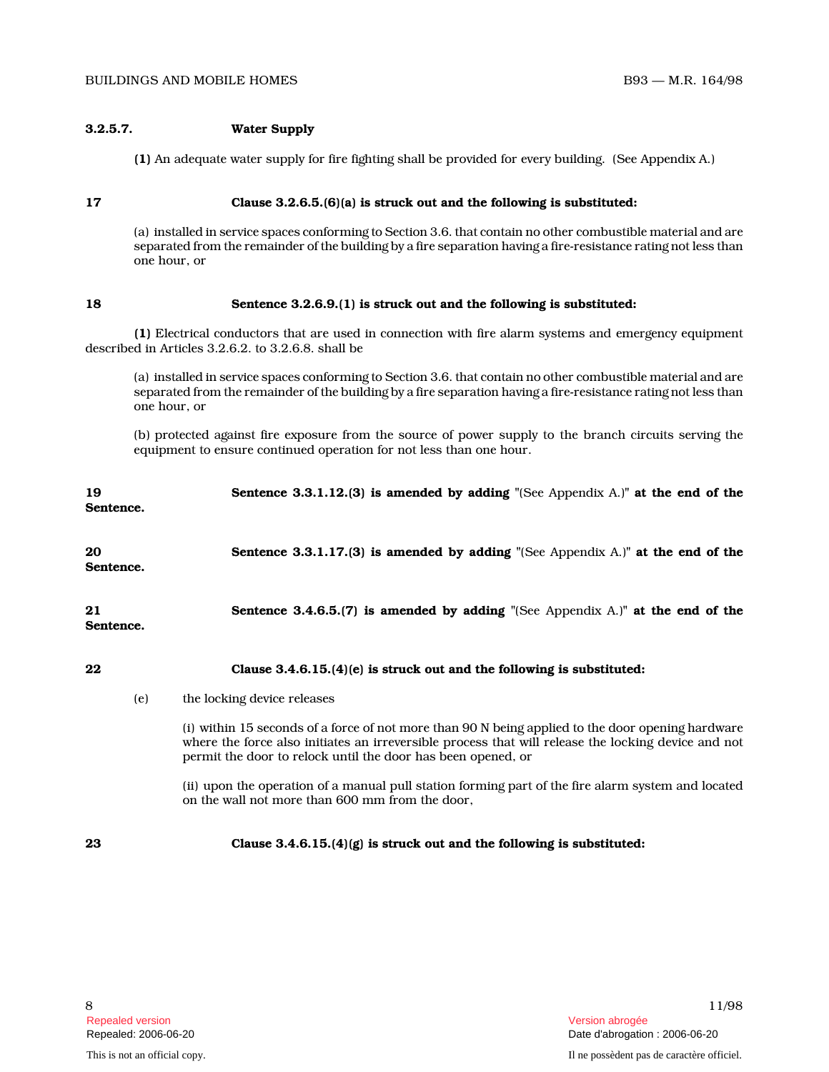**3.2.5.7. Water Supply**

**(1)** An adequate water supply for fire fighting shall be provided for every building. (See Appendix A.)

**17 Clause 3.2.6.5.(6)(a) is struck out and the following is substituted:**

(a) installed in service spaces conforming to Section 3.6. that contain no other combustible material and are separated from the remainder of the building by a fire separation having a fire-resistance rating not less than one hour, or

**18 Sentence 3.2.6.9.(1) is struck out and the following is substituted:**

**(1)** Electrical conductors that are used in connection with fire alarm systems and emergency equipment described in Articles 3.2.6.2. to 3.2.6.8. shall be

(a) installed in service spaces conforming to Section 3.6. that contain no other combustible material and are separated from the remainder of the building by a fire separation having a fire-resistance rating not less than one hour, or

(b) protected against fire exposure from the source of power supply to the branch circuits serving the equipment to ensure continued operation for not less than one hour.

**19 Sentence 3.3.1.12.(3) is amended by adding** "(See Appendix A.)" **at the end of the Sentence.**

**20 Sentence 3.3.1.17.(3) is amended by adding** "(See Appendix A.)" **at the end of the Sentence.**

**21 Sentence 3.4.6.5.(7) is amended by adding** "(See Appendix A.)" **at the end of the Sentence.**

**22 Clause 3.4.6.15.(4)(e) is struck out and the following is substituted:**

(e) the locking device releases

(i) within 15 seconds of a force of not more than 90 N being applied to the door opening hardware where the force also initiates an irreversible process that will release the locking device and not permit the door to relock until the door has been opened, or

(ii) upon the operation of a manual pull station forming part of the fire alarm system and located on the wall not more than 600 mm from the door,

**23 Clause 3.4.6.15.(4)(g) is struck out and the following is substituted:**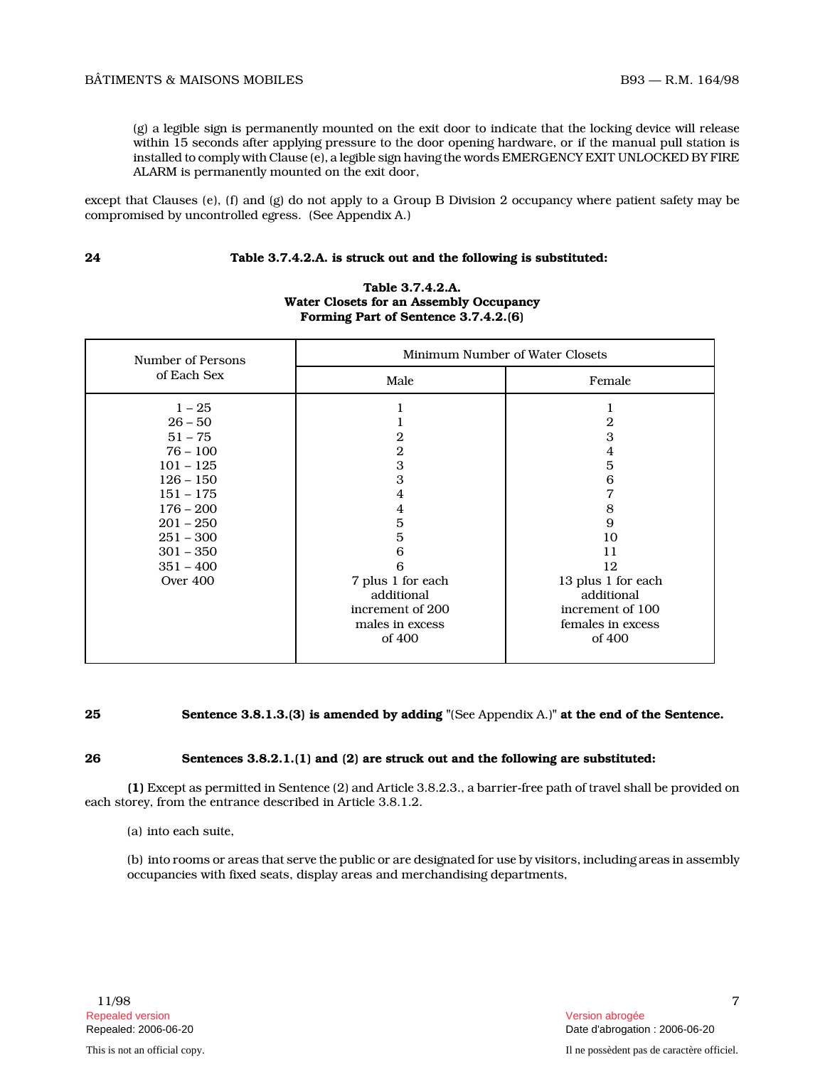(g) a legible sign is permanently mounted on the exit door to indicate that the locking device will release within 15 seconds after applying pressure to the door opening hardware, or if the manual pull station is installed to comply with Clause (e), a legible sign having the words EMERGENCY EXIT UNLOCKED BY FIRE ALARM is permanently mounted on the exit door,

except that Clauses (e), (f) and (g) do not apply to a Group B Division 2 occupancy where patient safety may be compromised by uncontrolled egress. (See Appendix A.)

**24** **Table 3.7.4.2.A. is struck out and the following is substituted:**

**Table 3.7.4.2.A.**
**Water Closets for an Assembly Occupancy**
**Forming Part of Sentence 3.7.4.2.(6)**

| Number of Persons of Each Sex | Minimum Number of Water Closets | |
|---|---|---|
| | Male | Female |
| 1 – 25 | 1 | 1 |
| 26 – 50 | 1 | 2 |
| 51 – 75 | 2 | 3 |
| 76 – 100 | 2 | 4 |
| 101 – 125 | 3 | 5 |
| 126 – 150 | 3 | 6 |
| 151 – 175 | 4 | 7 |
| 176 – 200 | 4 | 8 |
| 201 – 250 | 5 | 9 |
| 251 – 300 | 5 | 10 |
| 301 – 350 | 6 | 11 |
| 351 – 400 | 6 | 12 |
| Over 400 | 7 plus 1 for each additional increment of 200 males in excess of 400 | 13 plus 1 for each additional increment of 100 females in excess of 400 |

**25** **Sentence 3.8.1.3.(3) is amended by adding** "(See Appendix A.)" **at the end of the Sentence.**

**26** **Sentences 3.8.2.1.(1) and (2) are struck out and the following are substituted:**

**(1)** Except as permitted in Sentence (2) and Article 3.8.2.3., a barrier-free path of travel shall be provided on each storey, from the entrance described in Article 3.8.1.2.

(a) into each suite,

(b) into rooms or areas that serve the public or are designated for use by visitors, including areas in assembly occupancies with fixed seats, display areas and merchandising departments,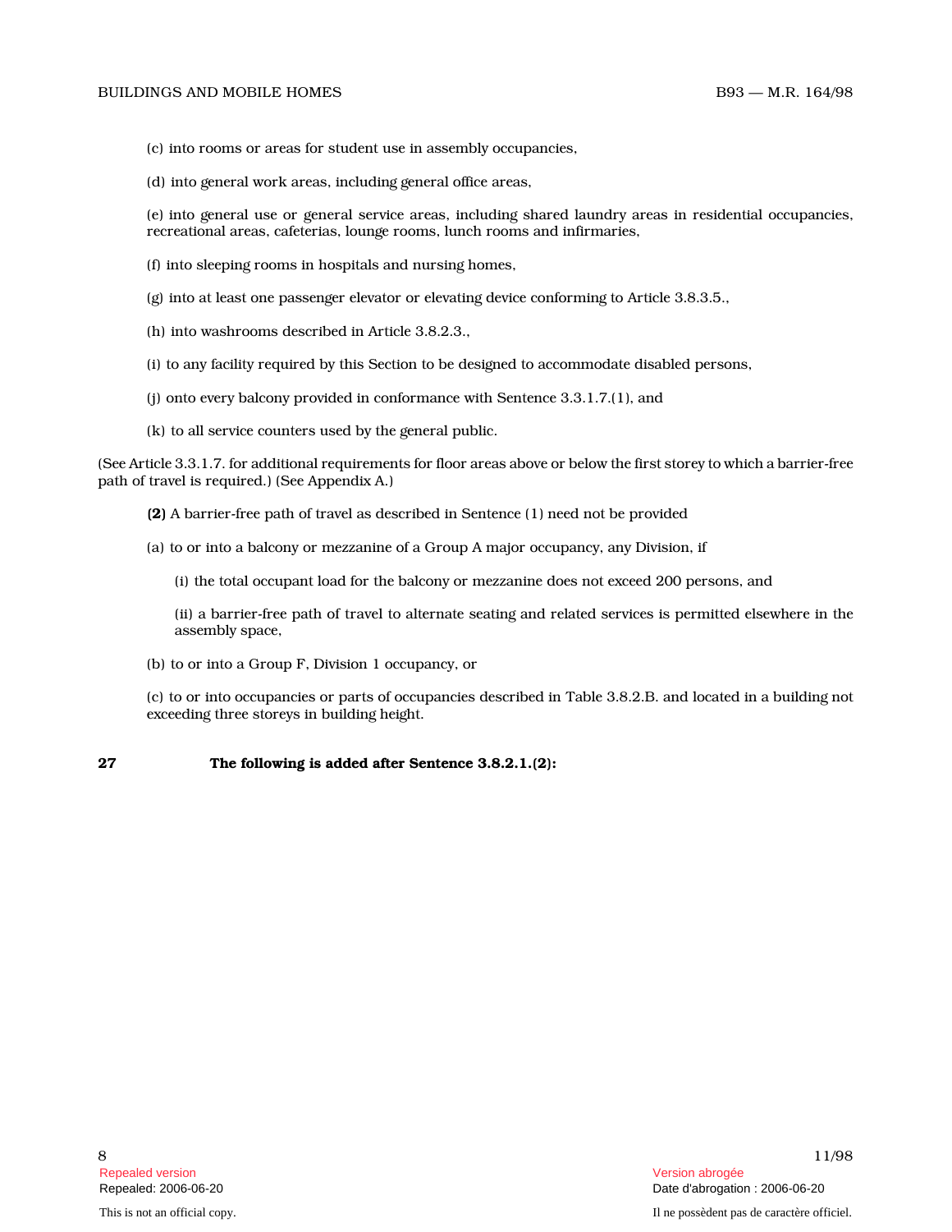(c) into rooms or areas for student use in assembly occupancies,

(d) into general work areas, including general office areas,

(e) into general use or general service areas, including shared laundry areas in residential occupancies, recreational areas, cafeterias, lounge rooms, lunch rooms and infirmaries,

(f) into sleeping rooms in hospitals and nursing homes,

(g) into at least one passenger elevator or elevating device conforming to Article 3.8.3.5.,

(h) into washrooms described in Article 3.8.2.3.,

(i) to any facility required by this Section to be designed to accommodate disabled persons,

(j) onto every balcony provided in conformance with Sentence 3.3.1.7.(1), and

(k) to all service counters used by the general public.

(See Article 3.3.1.7. for additional requirements for floor areas above or below the first storey to which a barrier-free path of travel is required.) (See Appendix A.)

**(2)** A barrier-free path of travel as described in Sentence (1) need not be provided

(a) to or into a balcony or mezzanine of a Group A major occupancy, any Division, if

(i) the total occupant load for the balcony or mezzanine does not exceed 200 persons, and

(ii) a barrier-free path of travel to alternate seating and related services is permitted elsewhere in the assembly space,

(b) to or into a Group F, Division 1 occupancy, or

(c) to or into occupancies or parts of occupancies described in Table 3.8.2.B. and located in a building not exceeding three storeys in building height.

**27** **The following is added after Sentence 3.8.2.1.(2):**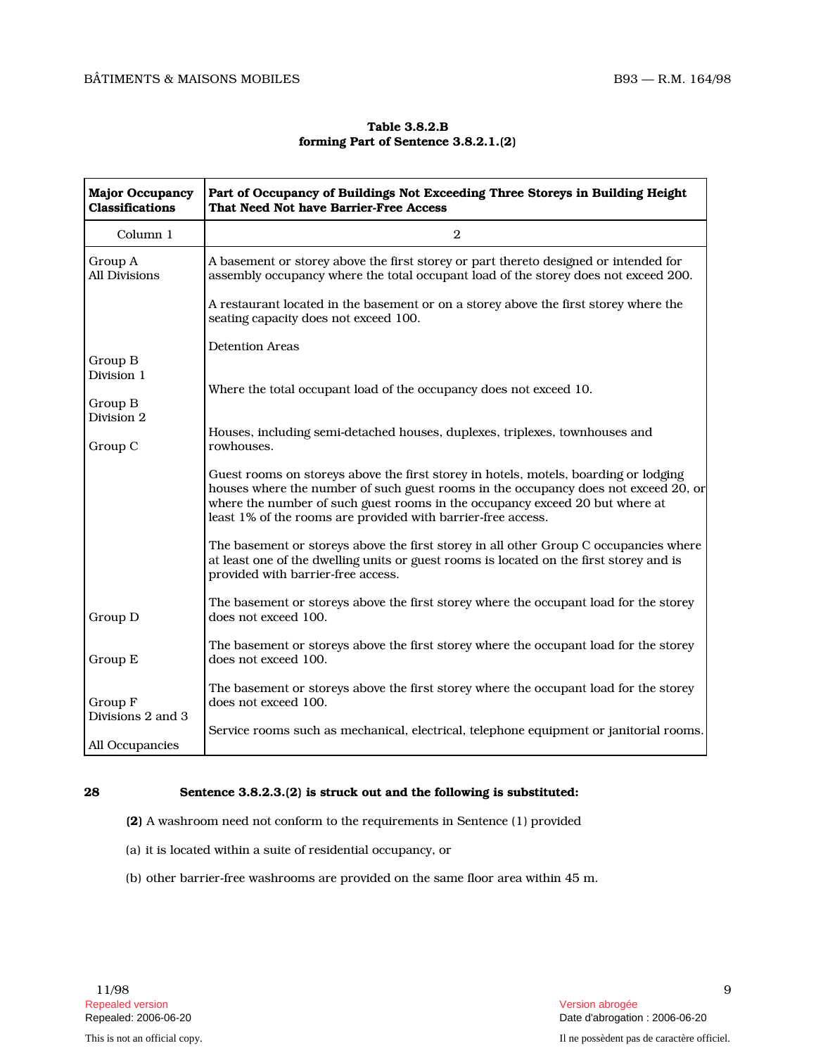**Table 3.8.2.B**
**forming Part of Sentence 3.8.2.1.(2)**

| Major Occupancy Classifications | Part of Occupancy of Buildings Not Exceeding Three Storeys in Building Height That Need Not have Barrier-Free Access |
|---|---|
| Column 1 | 2 |
| Group A All Divisions | A basement or storey above the first storey or part thereto designed or intended for assembly occupancy where the total occupant load of the storey does not exceed 200. A restaurant located in the basement or on a storey above the first storey where the seating capacity does not exceed 100. |
| Group B Division 1 | Detention Areas |
| Group B Division 2 | Where the total occupant load of the occupancy does not exceed 10. |
| Group C | Houses, including semi-detached houses, duplexes, triplexes, townhouses and rowhouses. Guest rooms on storeys above the first storey in hotels, motels, boarding or lodging houses where the number of such guest rooms in the occupancy does not exceed 20, or where the number of such guest rooms in the occupancy exceed 20 but where at least 1% of the rooms are provided with barrier-free access. The basement or storeys above the first storey in all other Group C occupancies where at least one of the dwelling units or guest rooms is located on the first storey and is provided with barrier-free access. |
| Group D | The basement or storeys above the first storey where the occupant load for the storey does not exceed 100. |
| Group E | The basement or storeys above the first storey where the occupant load for the storey does not exceed 100. |
| Group F Divisions 2 and 3 | The basement or storeys above the first storey where the occupant load for the storey does not exceed 100. |
| All Occupancies | Service rooms such as mechanical, electrical, telephone equipment or janitorial rooms. |

**28** **Sentence 3.8.2.3.(2) is struck out and the following is substituted:**

**(2)** A washroom need not conform to the requirements in Sentence (1) provided

(a) it is located within a suite of residential occupancy, or

(b) other barrier-free washrooms are provided on the same floor area within 45 m.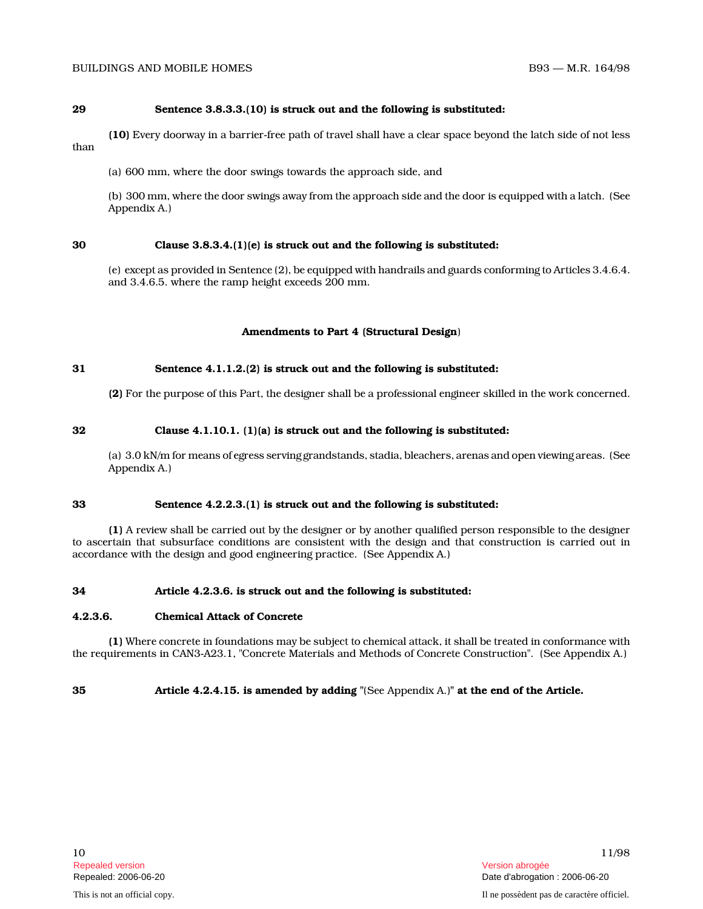**29** **Sentence 3.8.3.3.(10) is struck out and the following is substituted:**

**(10)** Every doorway in a barrier-free path of travel shall have a clear space beyond the latch side of not less than

(a) 600 mm, where the door swings towards the approach side, and

(b) 300 mm, where the door swings away from the approach side and the door is equipped with a latch. (See Appendix A.)

**30** **Clause 3.8.3.4.(1)(e) is struck out and the following is substituted:**

(e) except as provided in Sentence (2), be equipped with handrails and guards conforming to Articles 3.4.6.4. and 3.4.6.5. where the ramp height exceeds 200 mm.

## Amendments to Part 4 (Structural Design)

**31** **Sentence 4.1.1.2.(2) is struck out and the following is substituted:**

**(2)** For the purpose of this Part, the designer shall be a professional engineer skilled in the work concerned.

**32** **Clause 4.1.10.1. (1)(a) is struck out and the following is substituted:**

(a) 3.0 kN/m for means of egress serving grandstands, stadia, bleachers, arenas and open viewing areas. (See Appendix A.)

**33** **Sentence 4.2.2.3.(1) is struck out and the following is substituted:**

**(1)** A review shall be carried out by the designer or by another qualified person responsible to the designer to ascertain that subsurface conditions are consistent with the design and that construction is carried out in accordance with the design and good engineering practice. (See Appendix A.)

**34** **Article 4.2.3.6. is struck out and the following is substituted:**

**4.2.3.6.** **Chemical Attack of Concrete**

**(1)** Where concrete in foundations may be subject to chemical attack, it shall be treated in conformance with the requirements in CAN3-A23.1, "Concrete Materials and Methods of Concrete Construction". (See Appendix A.)

**35** **Article 4.2.4.15. is amended by adding** "(See Appendix A.)" **at the end of the Article.**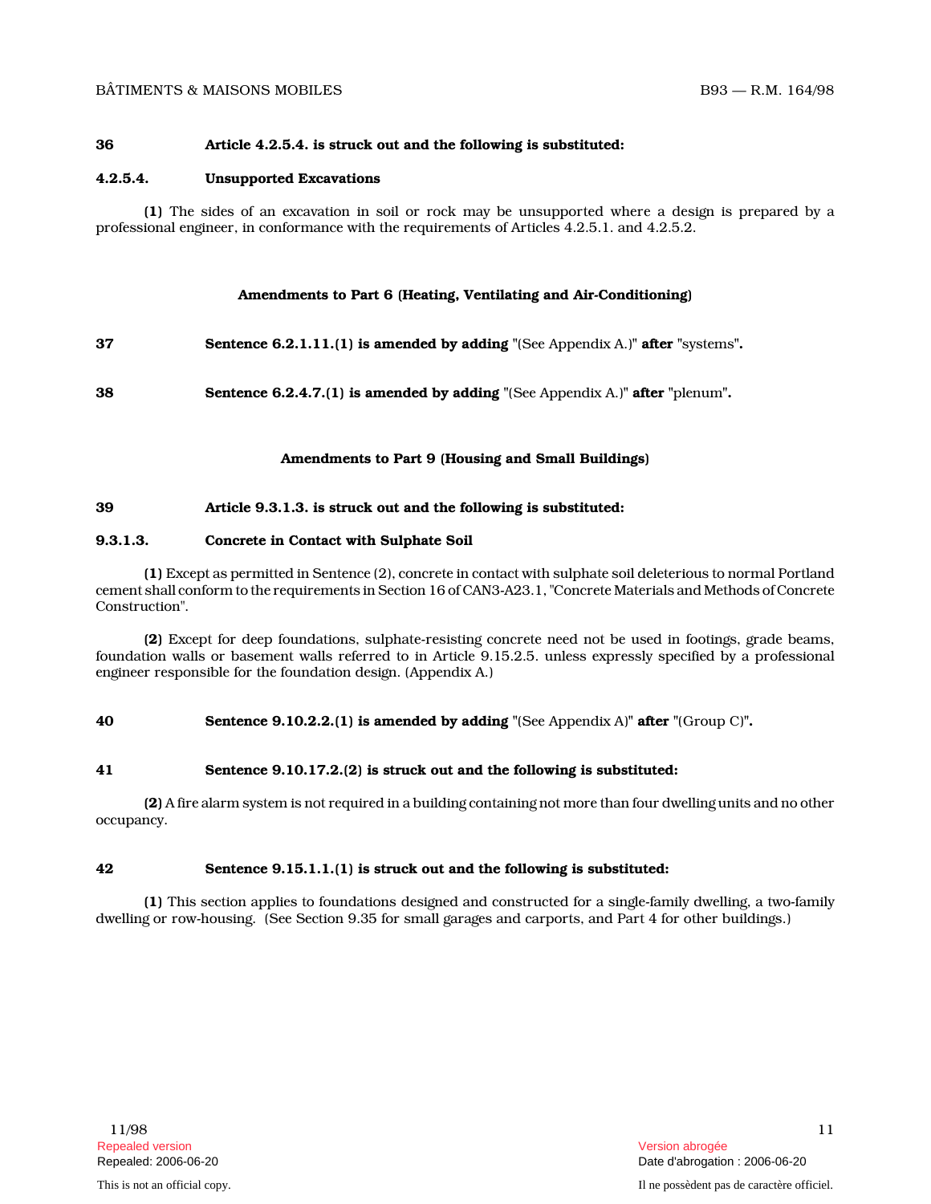**36 Article 4.2.5.4. is struck out and the following is substituted:**

**4.2.5.4. Unsupported Excavations**

**(1)** The sides of an excavation in soil or rock may be unsupported where a design is prepared by a professional engineer, in conformance with the requirements of Articles 4.2.5.1. and 4.2.5.2.

## Amendments to Part 6 (Heating, Ventilating and Air-Conditioning)

**37 Sentence 6.2.1.11.(1) is amended by adding** "(See Appendix A.)" **after** "systems"**.**

**38 Sentence 6.2.4.7.(1) is amended by adding** "(See Appendix A.)" **after** "plenum"**.**

## Amendments to Part 9 (Housing and Small Buildings)

**39 Article 9.3.1.3. is struck out and the following is substituted:**

**9.3.1.3. Concrete in Contact with Sulphate Soil**

**(1)** Except as permitted in Sentence (2), concrete in contact with sulphate soil deleterious to normal Portland cement shall conform to the requirements in Section 16 of CAN3-A23.1, "Concrete Materials and Methods of Concrete Construction".

**(2)** Except for deep foundations, sulphate-resisting concrete need not be used in footings, grade beams, foundation walls or basement walls referred to in Article 9.15.2.5. unless expressly specified by a professional engineer responsible for the foundation design. (Appendix A.)

**40 Sentence 9.10.2.2.(1) is amended by adding** "(See Appendix A)" **after** "(Group C)"**.**

**41 Sentence 9.10.17.2.(2) is struck out and the following is substituted:**

**(2)** A fire alarm system is not required in a building containing not more than four dwelling units and no other occupancy.

**42 Sentence 9.15.1.1.(1) is struck out and the following is substituted:**

**(1)** This section applies to foundations designed and constructed for a single-family dwelling, a two-family dwelling or row-housing. (See Section 9.35 for small garages and carports, and Part 4 for other buildings.)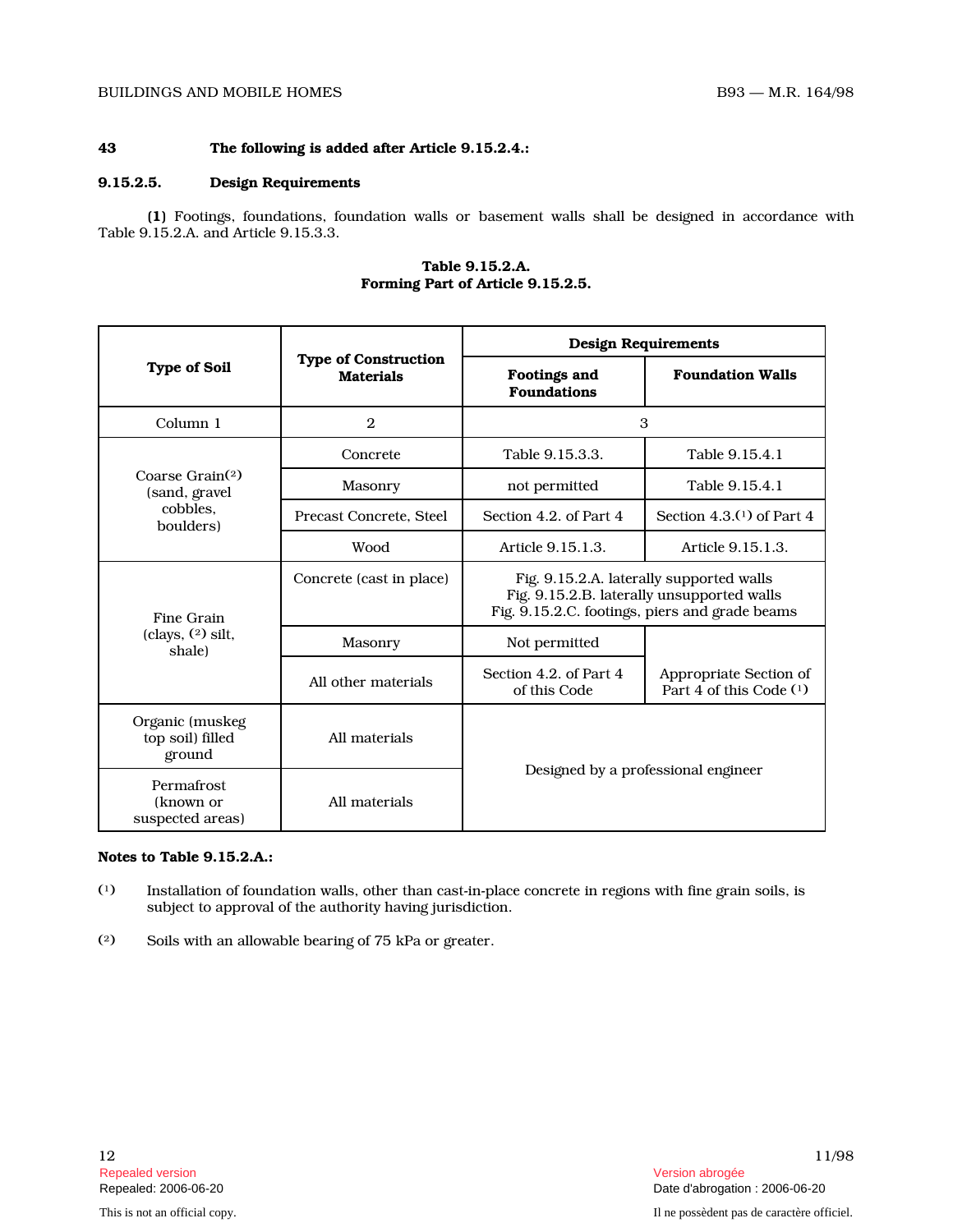**43 The following is added after Article 9.15.2.4.:**

**9.15.2.5. Design Requirements**

**(1)** Footings, foundations, foundation walls or basement walls shall be designed in accordance with Table 9.15.2.A. and Article 9.15.3.3.

**Table 9.15.2.A.**
**Forming Part of Article 9.15.2.5.**

| Type of Soil | Type of Construction Materials | Design Requirements | |
|---|---|---|---|
| | | Footings and Foundations | Foundation Walls |
| Column 1 | 2 | 3 | |
| Coarse Grain[2] (sand, gravel cobbles, boulders) | Concrete | Table 9.15.3.3. | Table 9.15.4.1 |
| | Masonry | not permitted | Table 9.15.4.1 |
| | Precast Concrete, Steel | Section 4.2. of Part 4 | Section 4.3.[1] of Part 4 |
| | Wood | Article 9.15.1.3. | Article 9.15.1.3. |
| Fine Grain (clays, [2] silt, shale) | Concrete (cast in place) | Fig. 9.15.2.A. laterally supported walls<br>Fig. 9.15.2.B. laterally unsupported walls<br>Fig. 9.15.2.C. footings, piers and grade beams | |
| | Masonry | Not permitted | Appropriate Section of Part 4 of this Code [1] |
| | All other materials | Section 4.2. of Part 4 of this Code | |
| Organic (muskeg top soil) filled ground | All materials | Designed by a professional engineer | |
| Permafrost (known or suspected areas) | All materials | | |

**Notes to Table 9.15.2.A.:**

(1) Installation of foundation walls, other than cast-in-place concrete in regions with fine grain soils, is subject to approval of the authority having jurisdiction.

(2) Soils with an allowable bearing of 75 kPa or greater.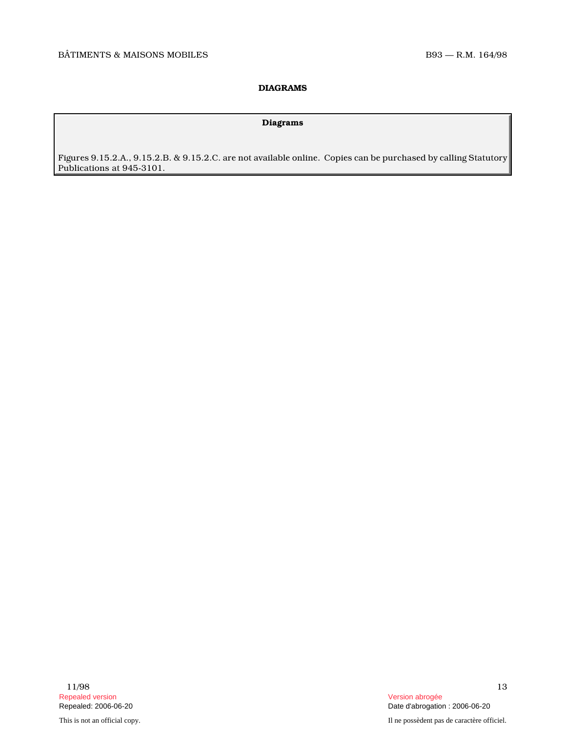## DIAGRAMS

**Diagrams**

Figures 9.15.2.A., 9.15.2.B. & 9.15.2.C. are not available online. Copies can be purchased by calling Statutory Publications at 945-3101.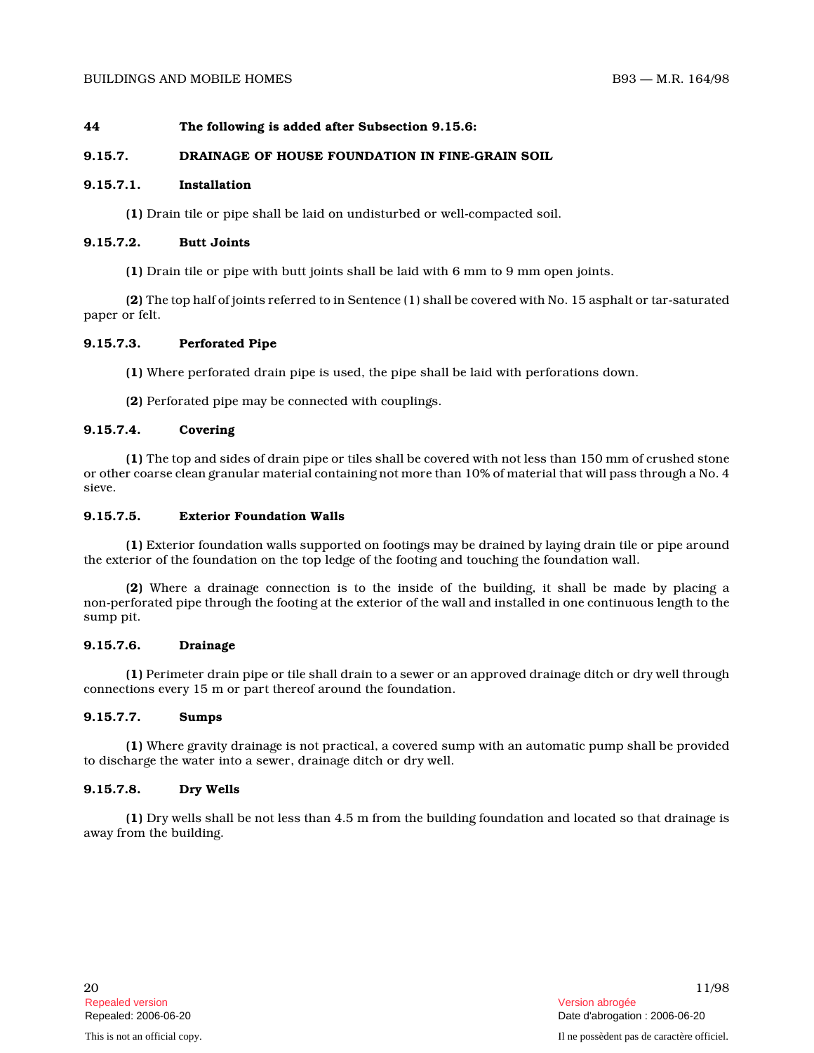**44 The following is added after Subsection 9.15.6:**

## 9.15.7. DRAINAGE OF HOUSE FOUNDATION IN FINE-GRAIN SOIL

### 9.15.7.1. Installation

**(1)** Drain tile or pipe shall be laid on undisturbed or well-compacted soil.

### 9.15.7.2. Butt Joints

**(1)** Drain tile or pipe with butt joints shall be laid with 6 mm to 9 mm open joints.

**(2)** The top half of joints referred to in Sentence (1) shall be covered with No. 15 asphalt or tar-saturated paper or felt.

### 9.15.7.3. Perforated Pipe

**(1)** Where perforated drain pipe is used, the pipe shall be laid with perforations down.

**(2)** Perforated pipe may be connected with couplings.

### 9.15.7.4. Covering

**(1)** The top and sides of drain pipe or tiles shall be covered with not less than 150 mm of crushed stone or other coarse clean granular material containing not more than 10% of material that will pass through a No. 4 sieve.

### 9.15.7.5. Exterior Foundation Walls

**(1)** Exterior foundation walls supported on footings may be drained by laying drain tile or pipe around the exterior of the foundation on the top ledge of the footing and touching the foundation wall.

**(2)** Where a drainage connection is to the inside of the building, it shall be made by placing a non-perforated pipe through the footing at the exterior of the wall and installed in one continuous length to the sump pit.

### 9.15.7.6. Drainage

**(1)** Perimeter drain pipe or tile shall drain to a sewer or an approved drainage ditch or dry well through connections every 15 m or part thereof around the foundation.

### 9.15.7.7. Sumps

**(1)** Where gravity drainage is not practical, a covered sump with an automatic pump shall be provided to discharge the water into a sewer, drainage ditch or dry well.

### 9.15.7.8. Dry Wells

**(1)** Dry wells shall be not less than 4.5 m from the building foundation and located so that drainage is away from the building.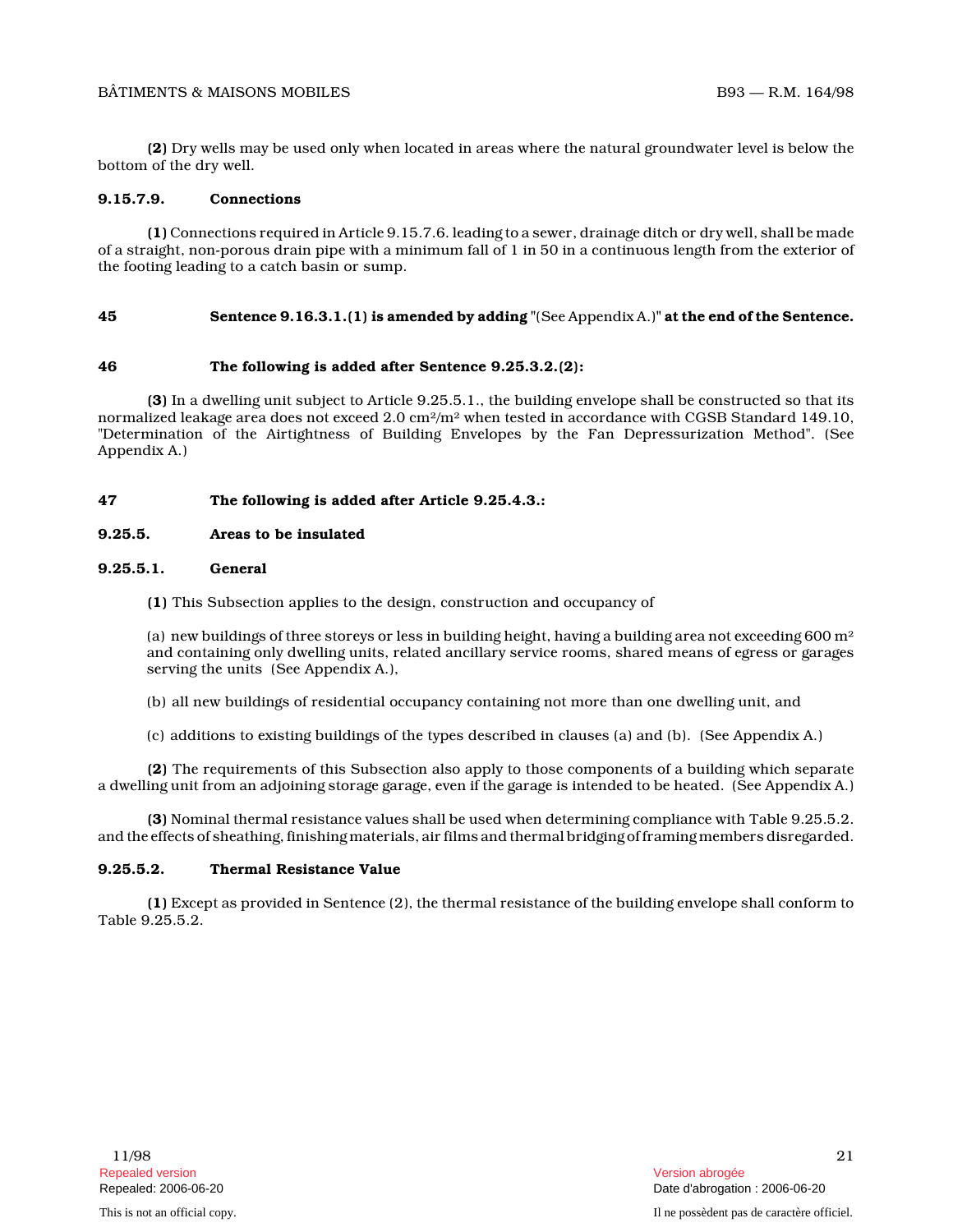**(2)** Dry wells may be used only when located in areas where the natural groundwater level is below the bottom of the dry well.

**9.15.7.9. Connections**

**(1)** Connections required in Article 9.15.7.6. leading to a sewer, drainage ditch or dry well, shall be made of a straight, non-porous drain pipe with a minimum fall of 1 in 50 in a continuous length from the exterior of the footing leading to a catch basin or sump.

**45 Sentence 9.16.3.1.(1) is amended by adding** "(See Appendix A.)" **at the end of the Sentence.**

**46 The following is added after Sentence 9.25.3.2.(2):**

**(3)** In a dwelling unit subject to Article 9.25.5.1., the building envelope shall be constructed so that its normalized leakage area does not exceed 2.0 $cm^2/m^2$ when tested in accordance with CGSB Standard 149.10, "Determination of the Airtightness of Building Envelopes by the Fan Depressurization Method". (See Appendix A.)

**47 The following is added after Article 9.25.4.3.:**

**9.25.5. Areas to be insulated**

**9.25.5.1. General**

**(1)** This Subsection applies to the design, construction and occupancy of

(a) new buildings of three storeys or less in building height, having a building area not exceeding 600 $m^2$ and containing only dwelling units, related ancillary service rooms, shared means of egress or garages serving the units (See Appendix A.),

(b) all new buildings of residential occupancy containing not more than one dwelling unit, and

(c) additions to existing buildings of the types described in clauses (a) and (b). (See Appendix A.)

**(2)** The requirements of this Subsection also apply to those components of a building which separate a dwelling unit from an adjoining storage garage, even if the garage is intended to be heated. (See Appendix A.)

**(3)** Nominal thermal resistance values shall be used when determining compliance with Table 9.25.5.2. and the effects of sheathing, finishing materials, air films and thermal bridging of framing members disregarded.

**9.25.5.2. Thermal Resistance Value**

**(1)** Except as provided in Sentence (2), the thermal resistance of the building envelope shall conform to Table 9.25.5.2.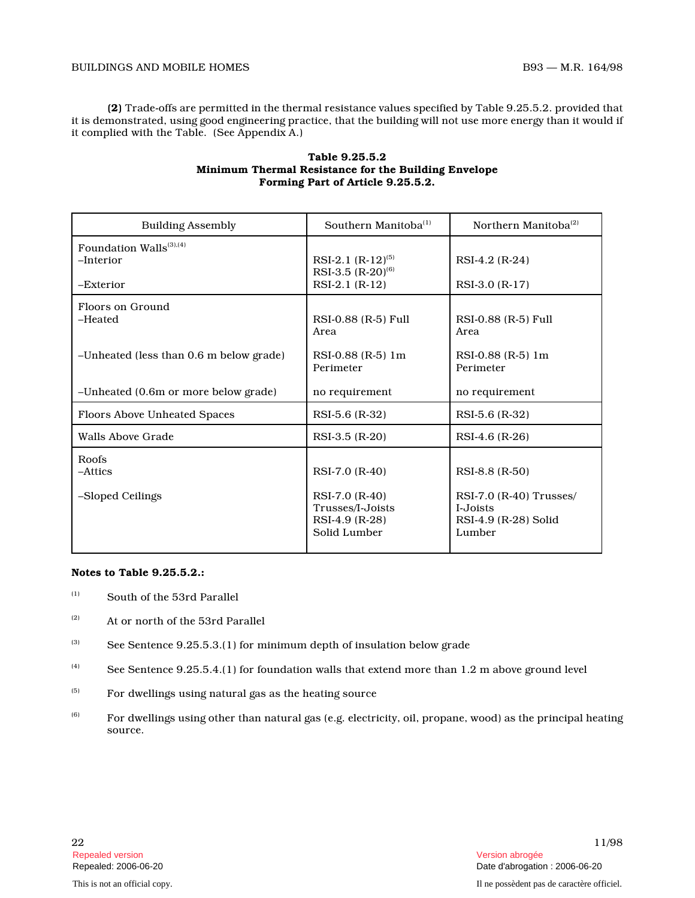**(2)** Trade-offs are permitted in the thermal resistance values specified by Table 9.25.5.2. provided that it is demonstrated, using good engineering practice, that the building will not use more energy than it would if it complied with the Table. (See Appendix A.)

**Table 9.25.5.2**
**Minimum Thermal Resistance for the Building Envelope**
**Forming Part of Article 9.25.5.2.**

| Building Assembly | Southern Manitoba[(1)] | Northern Manitoba[(2)] |
|---|---|---|
| Foundation Walls[(3),(4)] | | |
| –Interior | RSI-2.1 (R-12)[(5)] RSI-3.5 (R-20)[(6)] | RSI-4.2 (R-24) |
| –Exterior | RSI-2.1 (R-12) | RSI-3.0 (R-17) |
| Floors on Ground | | |
| –Heated | RSI-0.88 (R-5) Full Area | RSI-0.88 (R-5) Full Area |
| –Unheated (less than 0.6 m below grade) | RSI-0.88 (R-5) 1m Perimeter | RSI-0.88 (R-5) 1m Perimeter |
| –Unheated (0.6m or more below grade) | no requirement | no requirement |
| Floors Above Unheated Spaces | RSI-5.6 (R-32) | RSI-5.6 (R-32) |
| Walls Above Grade | RSI-3.5 (R-20) | RSI-4.6 (R-26) |
| Roofs | | |
| –Attics | RSI-7.0 (R-40) | RSI-8.8 (R-50) |
| –Sloped Ceilings | RSI-7.0 (R-40) Trusses/I-Joists RSI-4.9 (R-28) Solid Lumber | RSI-7.0 (R-40) Trusses/ I-Joists RSI-4.9 (R-28) Solid Lumber |

**Notes to Table 9.25.5.2.:**

(1) South of the 53rd Parallel

(2) At or north of the 53rd Parallel

(3) See Sentence 9.25.5.3.(1) for minimum depth of insulation below grade

(4) See Sentence 9.25.5.4.(1) for foundation walls that extend more than 1.2 m above ground level

(5) For dwellings using natural gas as the heating source

(6) For dwellings using other than natural gas (e.g. electricity, oil, propane, wood) as the principal heating source.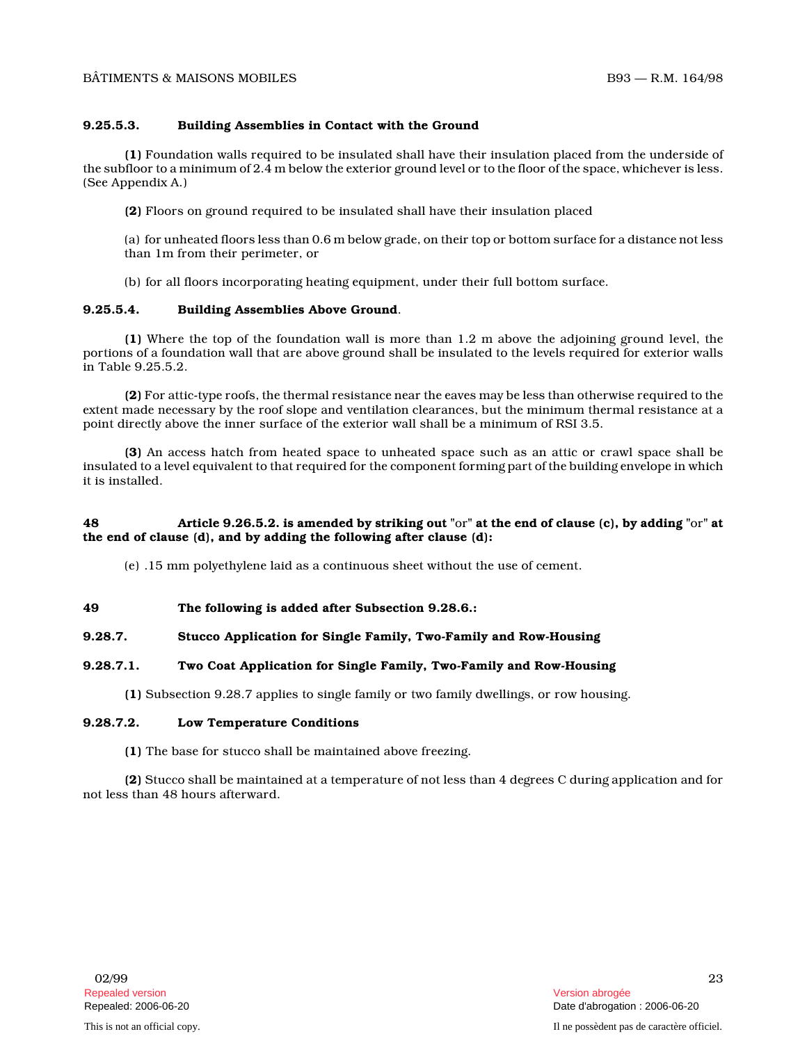**9.25.5.3. Building Assemblies in Contact with the Ground**

**(1)** Foundation walls required to be insulated shall have their insulation placed from the underside of the subfloor to a minimum of 2.4 m below the exterior ground level or to the floor of the space, whichever is less. (See Appendix A.)

**(2)** Floors on ground required to be insulated shall have their insulation placed

(a) for unheated floors less than 0.6 m below grade, on their top or bottom surface for a distance not less than 1m from their perimeter, or

(b) for all floors incorporating heating equipment, under their full bottom surface.

**9.25.5.4. Building Assemblies Above Ground**.

**(1)** Where the top of the foundation wall is more than 1.2 m above the adjoining ground level, the portions of a foundation wall that are above ground shall be insulated to the levels required for exterior walls in Table 9.25.5.2.

**(2)** For attic-type roofs, the thermal resistance near the eaves may be less than otherwise required to the extent made necessary by the roof slope and ventilation clearances, but the minimum thermal resistance at a point directly above the inner surface of the exterior wall shall be a minimum of RSI 3.5.

**(3)** An access hatch from heated space to unheated space such as an attic or crawl space shall be insulated to a level equivalent to that required for the component forming part of the building envelope in which it is installed.

**48 Article 9.26.5.2. is amended by striking out** "or" **at the end of clause (c), by adding** "or" **at the end of clause (d), and by adding the following after clause (d):**

(e) .15 mm polyethylene laid as a continuous sheet without the use of cement.

**49 The following is added after Subsection 9.28.6.:**

**9.28.7. Stucco Application for Single Family, Two-Family and Row-Housing**

**9.28.7.1. Two Coat Application for Single Family, Two-Family and Row-Housing**

**(1)** Subsection 9.28.7 applies to single family or two family dwellings, or row housing.

**9.28.7.2. Low Temperature Conditions**

**(1)** The base for stucco shall be maintained above freezing.

**(2)** Stucco shall be maintained at a temperature of not less than 4 degrees C during application and for not less than 48 hours afterward.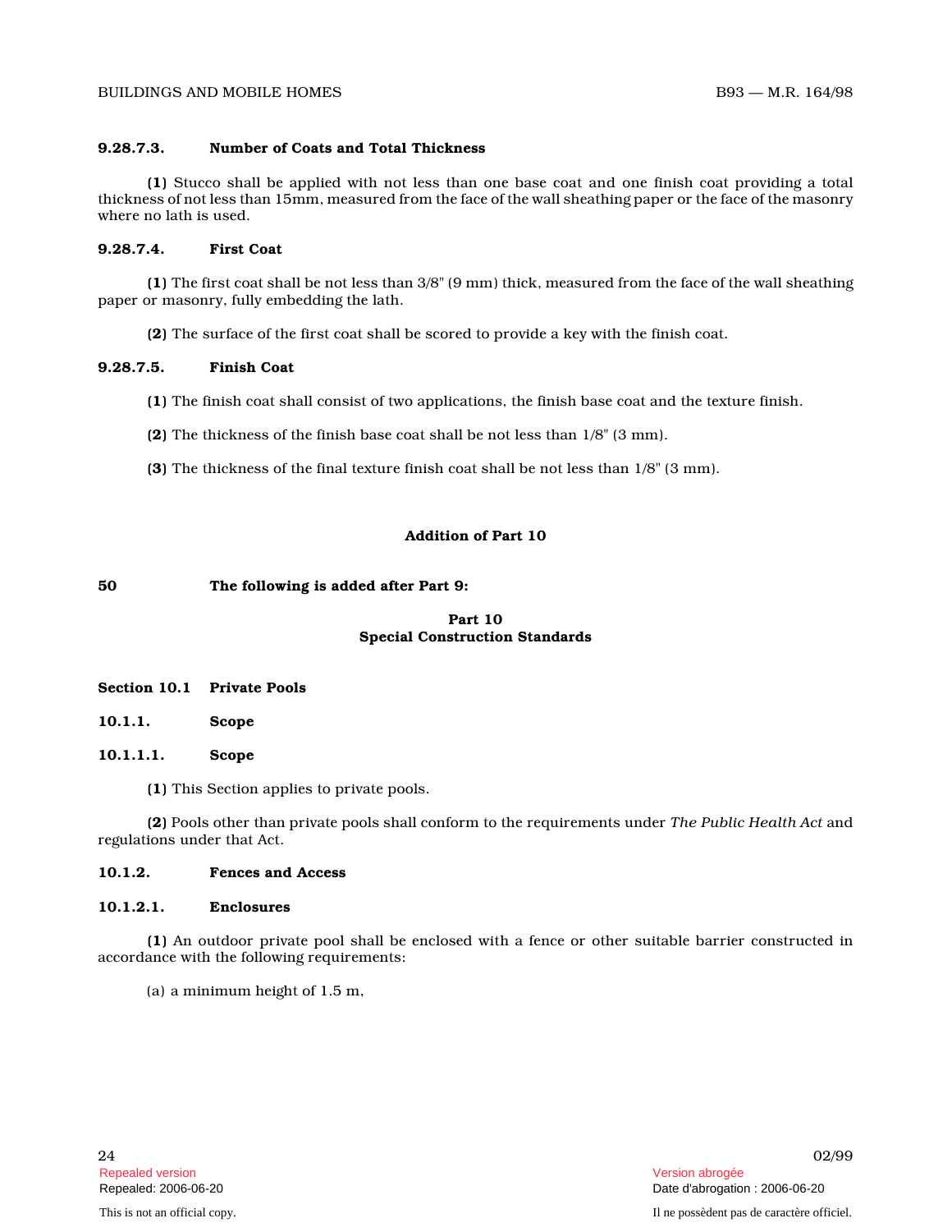**9.28.7.3. Number of Coats and Total Thickness**

**(1)** Stucco shall be applied with not less than one base coat and one finish coat providing a total thickness of not less than 15mm, measured from the face of the wall sheathing paper or the face of the masonry where no lath is used.

**9.28.7.4. First Coat**

**(1)** The first coat shall be not less than 3/8" (9 mm) thick, measured from the face of the wall sheathing paper or masonry, fully embedding the lath.

**(2)** The surface of the first coat shall be scored to provide a key with the finish coat.

**9.28.7.5. Finish Coat**

**(1)** The finish coat shall consist of two applications, the finish base coat and the texture finish.

**(2)** The thickness of the finish base coat shall be not less than 1/8" (3 mm).

**(3)** The thickness of the final texture finish coat shall be not less than 1/8" (3 mm).

**Addition of Part 10**

**50 The following is added after Part 9:**

**Part 10**
**Special Construction Standards**

**Section 10.1 Private Pools**

**10.1.1. Scope**

**10.1.1.1. Scope**

**(1)** This Section applies to private pools.

**(2)** Pools other than private pools shall conform to the requirements under *The Public Health Act* and regulations under that Act.

**10.1.2. Fences and Access**

**10.1.2.1. Enclosures**

**(1)** An outdoor private pool shall be enclosed with a fence or other suitable barrier constructed in accordance with the following requirements:

(a) a minimum height of 1.5 m,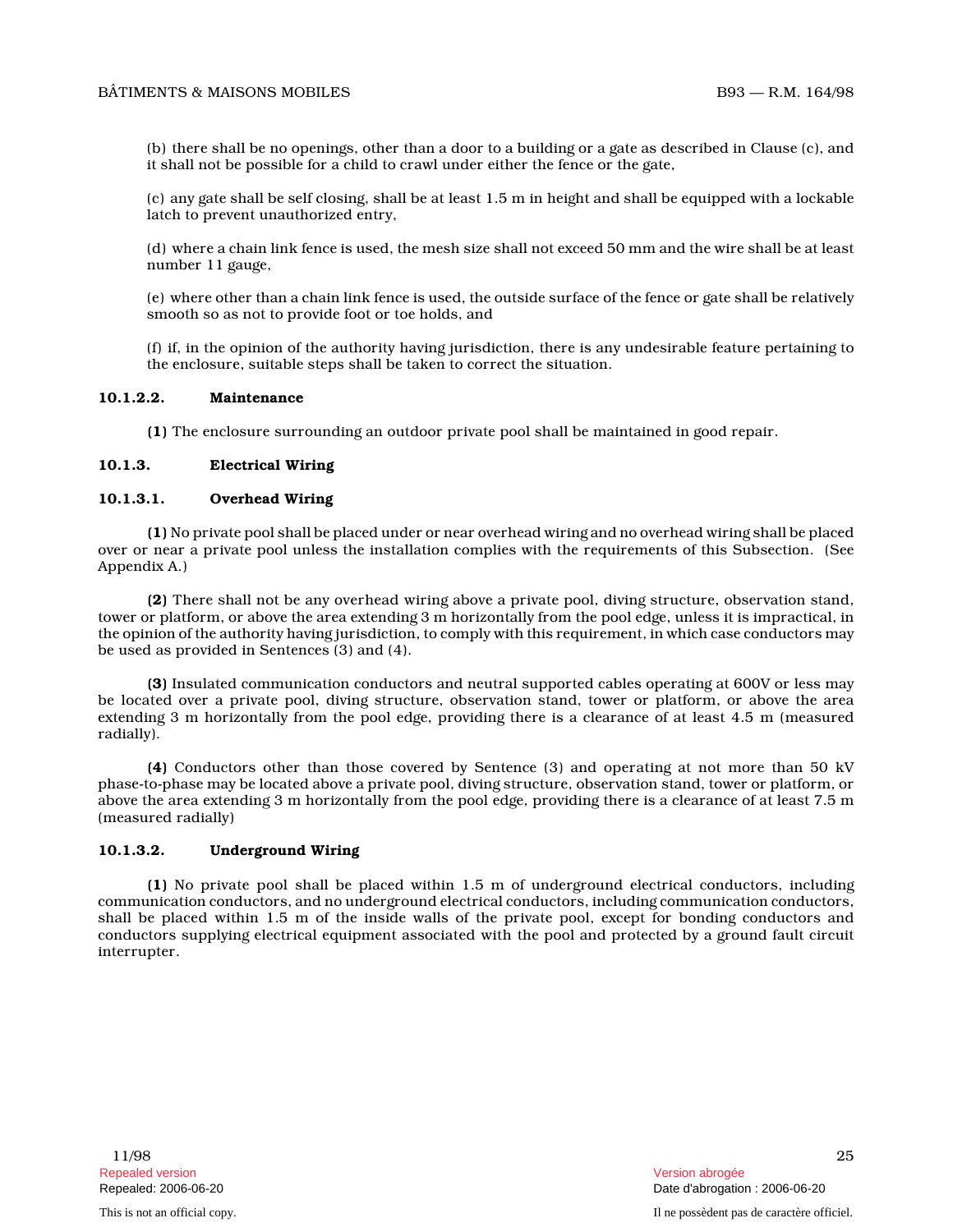(b) there shall be no openings, other than a door to a building or a gate as described in Clause (c), and it shall not be possible for a child to crawl under either the fence or the gate,

(c) any gate shall be self closing, shall be at least 1.5 m in height and shall be equipped with a lockable latch to prevent unauthorized entry,

(d) where a chain link fence is used, the mesh size shall not exceed 50 mm and the wire shall be at least number 11 gauge,

(e) where other than a chain link fence is used, the outside surface of the fence or gate shall be relatively smooth so as not to provide foot or toe holds, and

(f) if, in the opinion of the authority having jurisdiction, there is any undesirable feature pertaining to the enclosure, suitable steps shall be taken to correct the situation.

#### 10.1.2.2. Maintenance

**(1)** The enclosure surrounding an outdoor private pool shall be maintained in good repair.

### 10.1.3. Electrical Wiring

#### 10.1.3.1. Overhead Wiring

**(1)** No private pool shall be placed under or near overhead wiring and no overhead wiring shall be placed over or near a private pool unless the installation complies with the requirements of this Subsection. (See Appendix A.)

**(2)** There shall not be any overhead wiring above a private pool, diving structure, observation stand, tower or platform, or above the area extending 3 m horizontally from the pool edge, unless it is impractical, in the opinion of the authority having jurisdiction, to comply with this requirement, in which case conductors may be used as provided in Sentences (3) and (4).

**(3)** Insulated communication conductors and neutral supported cables operating at 600V or less may be located over a private pool, diving structure, observation stand, tower or platform, or above the area extending 3 m horizontally from the pool edge, providing there is a clearance of at least 4.5 m (measured radially).

**(4)** Conductors other than those covered by Sentence (3) and operating at not more than 50 kV phase-to-phase may be located above a private pool, diving structure, observation stand, tower or platform, or above the area extending 3 m horizontally from the pool edge, providing there is a clearance of at least 7.5 m (measured radially)

#### 10.1.3.2. Underground Wiring

**(1)** No private pool shall be placed within 1.5 m of underground electrical conductors, including communication conductors, and no underground electrical conductors, including communication conductors, shall be placed within 1.5 m of the inside walls of the private pool, except for bonding conductors and conductors supplying electrical equipment associated with the pool and protected by a ground fault circuit interrupter.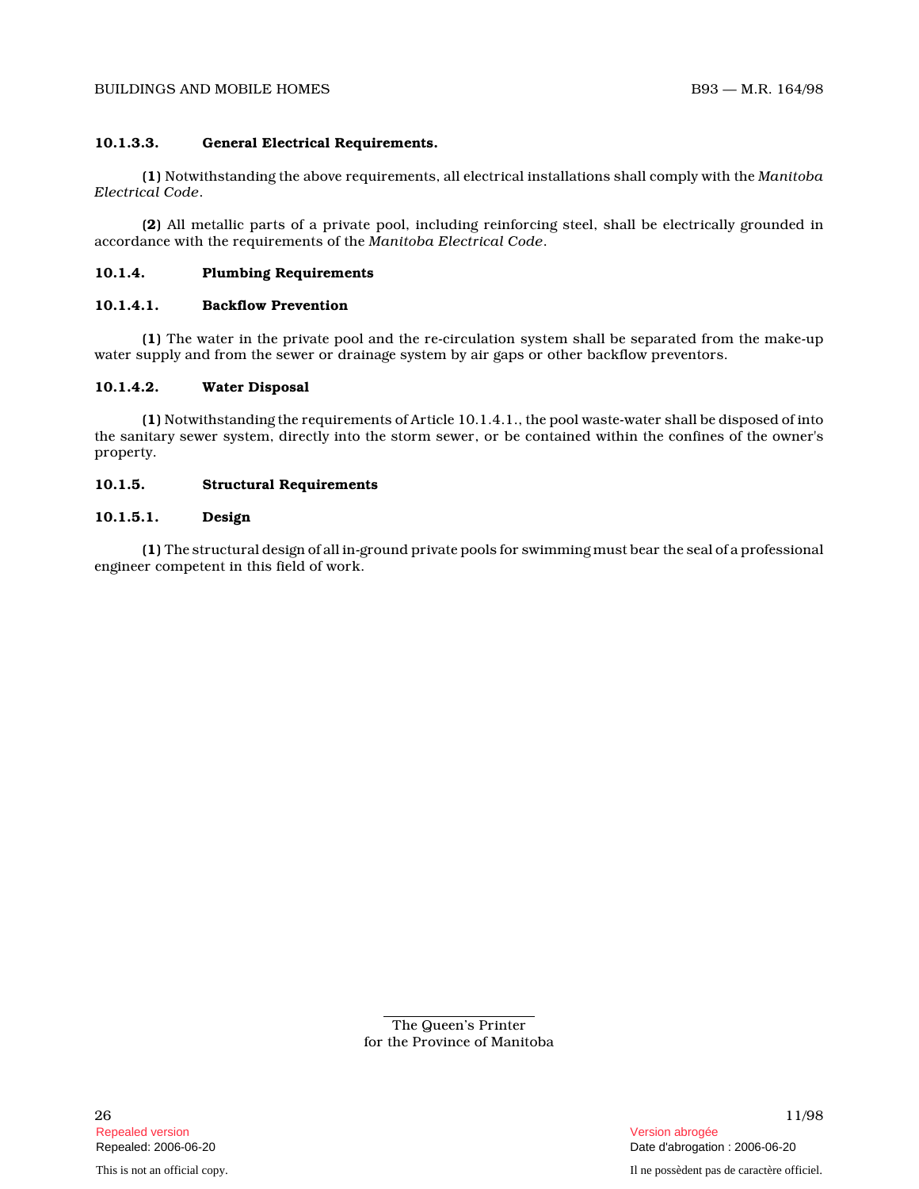### 10.1.3.3. General Electrical Requirements.

**(1)** Notwithstanding the above requirements, all electrical installations shall comply with the *Manitoba Electrical Code*.

**(2)** All metallic parts of a private pool, including reinforcing steel, shall be electrically grounded in accordance with the requirements of the *Manitoba Electrical Code*.

## 10.1.4. Plumbing Requirements

### 10.1.4.1. Backflow Prevention

**(1)** The water in the private pool and the re-circulation system shall be separated from the make-up water supply and from the sewer or drainage system by air gaps or other backflow preventors.

### 10.1.4.2. Water Disposal

**(1)** Notwithstanding the requirements of Article 10.1.4.1., the pool waste-water shall be disposed of into the sanitary sewer system, directly into the storm sewer, or be contained within the confines of the owner's property.

## 10.1.5. Structural Requirements

### 10.1.5.1. Design

**(1)** The structural design of all in-ground private pools for swimming must bear the seal of a professional engineer competent in this field of work.

The Queen's Printer
for the Province of Manitoba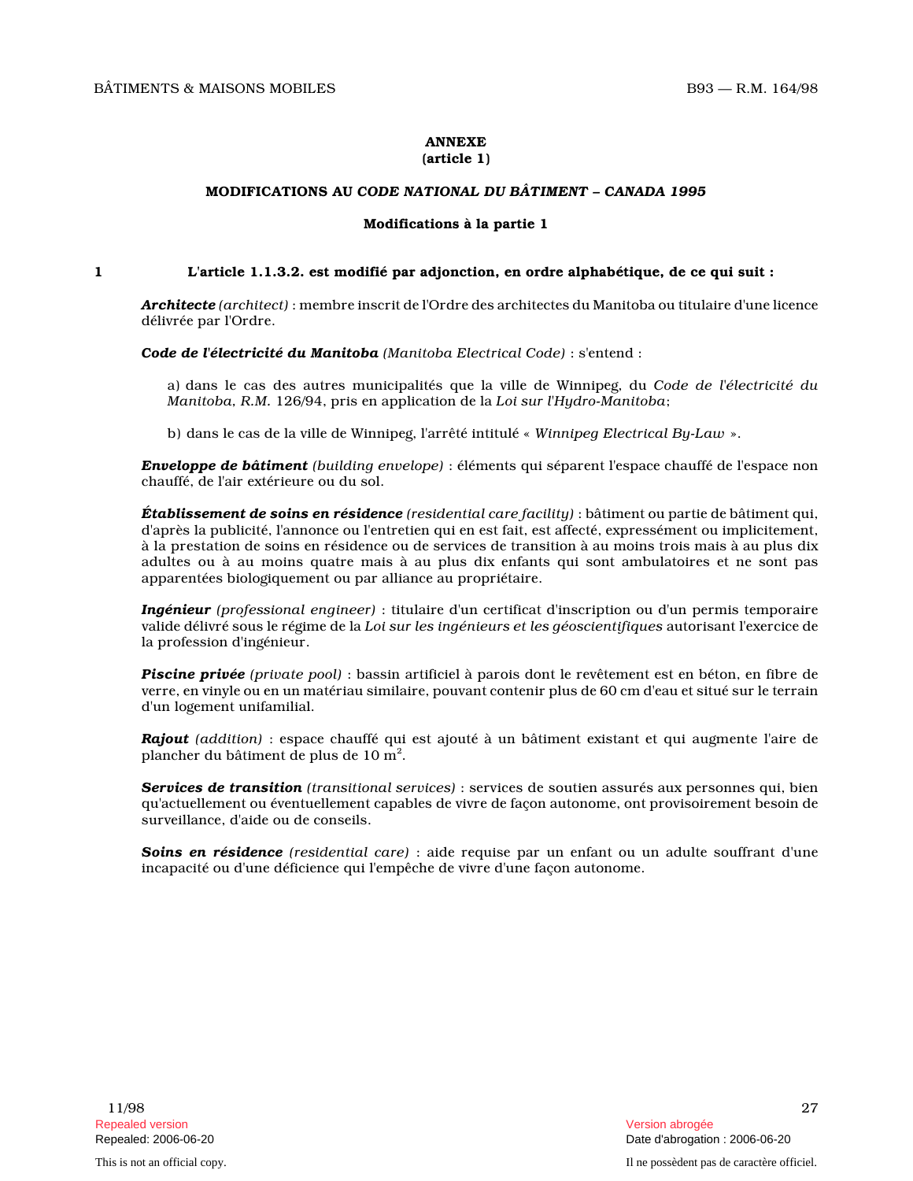## ANNEXE
**(article 1)**

### MODIFICATIONS AU *CODE NATIONAL DU BÂTIMENT – CANADA 1995*

#### Modifications à la partie 1

**1 L'article 1.1.3.2. est modifié par adjonction, en ordre alphabétique, de ce qui suit :**

***Architecte*** *(architect)* : membre inscrit de l'Ordre des architectes du Manitoba ou titulaire d'une licence délivrée par l'Ordre.

***Code de l'électricité du Manitoba*** *(Manitoba Electrical Code)* : s'entend :

a) dans le cas des autres municipalités que la ville de Winnipeg, du *Code de l'électricité du Manitoba, R.M.* 126/94, pris en application de la *Loi sur l'Hydro-Manitoba*;

b) dans le cas de la ville de Winnipeg, l'arrêté intitulé « *Winnipeg Electrical By-Law* ».

***Enveloppe de bâtiment*** *(building envelope)* : éléments qui séparent l'espace chauffé de l'espace non chauffé, de l'air extérieure ou du sol.

***Établissement de soins en résidence*** *(residential care facility)* : bâtiment ou partie de bâtiment qui, d'après la publicité, l'annonce ou l'entretien qui en est fait, est affecté, expressément ou implicitement, à la prestation de soins en résidence ou de services de transition à au moins trois mais à au plus dix adultes ou à au moins quatre mais à au plus dix enfants qui sont ambulatoires et ne sont pas apparentées biologiquement ou par alliance au propriétaire.

***Ingénieur*** *(professional engineer)* : titulaire d'un certificat d'inscription ou d'un permis temporaire valide délivré sous le régime de la *Loi sur les ingénieurs et les géoscientifiques* autorisant l'exercice de la profession d'ingénieur.

***Piscine privée*** *(private pool)* : bassin artificiel à parois dont le revêtement est en béton, en fibre de verre, en vinyle ou en un matériau similaire, pouvant contenir plus de 60 cm d'eau et situé sur le terrain d'un logement unifamilial.

***Rajout*** *(addition)* : espace chauffé qui est ajouté à un bâtiment existant et qui augmente l'aire de plancher du bâtiment de plus de 10 $m^2$.

***Services de transition*** *(transitional services)* : services de soutien assurés aux personnes qui, bien qu'actuellement ou éventuellement capables de vivre de façon autonome, ont provisoirement besoin de surveillance, d'aide ou de conseils.

***Soins en résidence*** *(residential care)* : aide requise par un enfant ou un adulte souffrant d'une incapacité ou d'une déficience qui l'empêche de vivre d'une façon autonome.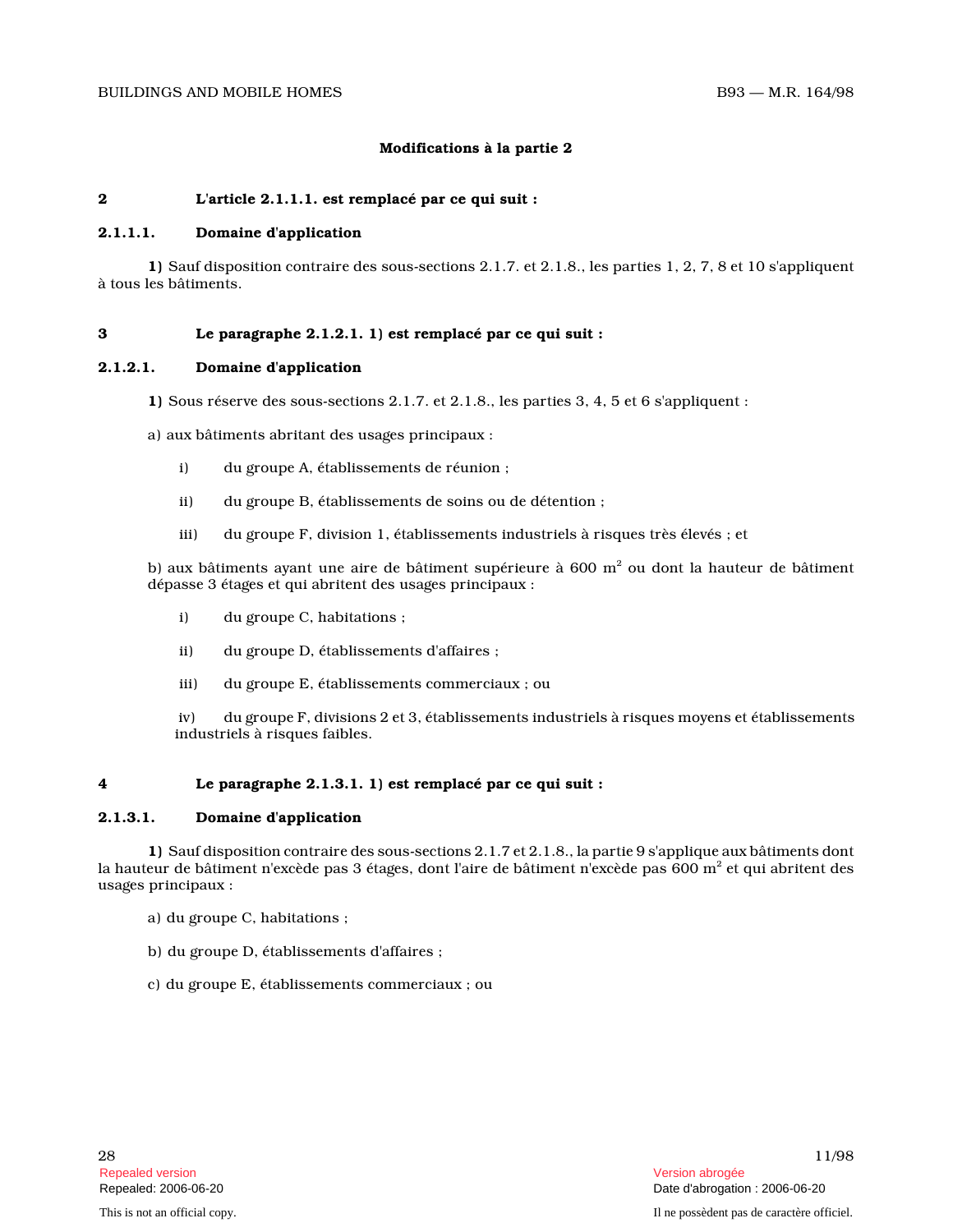**Modifications à la partie 2**

**2 L'article 2.1.1.1. est remplacé par ce qui suit :**

**2.1.1.1. Domaine d'application**

**1)** Sauf disposition contraire des sous-sections 2.1.7. et 2.1.8., les parties 1, 2, 7, 8 et 10 s'appliquent à tous les bâtiments.

**3 Le paragraphe 2.1.2.1. 1) est remplacé par ce qui suit :**

**2.1.2.1. Domaine d'application**

**1)** Sous réserve des sous-sections 2.1.7. et 2.1.8., les parties 3, 4, 5 et 6 s'appliquent :

a) aux bâtiments abritant des usages principaux :

i) du groupe A, établissements de réunion ;

ii) du groupe B, établissements de soins ou de détention ;

iii) du groupe F, division 1, établissements industriels à risques très élevés ; et

b) aux bâtiments ayant une aire de bâtiment supérieure à 600 $m^2$ ou dont la hauteur de bâtiment dépasse 3 étages et qui abritent des usages principaux :

i) du groupe C, habitations ;

ii) du groupe D, établissements d'affaires ;

iii) du groupe E, établissements commerciaux ; ou

iv) du groupe F, divisions 2 et 3, établissements industriels à risques moyens et établissements industriels à risques faibles.

**4 Le paragraphe 2.1.3.1. 1) est remplacé par ce qui suit :**

**2.1.3.1. Domaine d'application**

**1)** Sauf disposition contraire des sous-sections 2.1.7 et 2.1.8., la partie 9 s'applique aux bâtiments dont la hauteur de bâtiment n'excède pas 3 étages, dont l'aire de bâtiment n'excède pas 600 $m^2$ et qui abritent des usages principaux :

a) du groupe C, habitations ;

b) du groupe D, établissements d'affaires ;

c) du groupe E, établissements commerciaux ; ou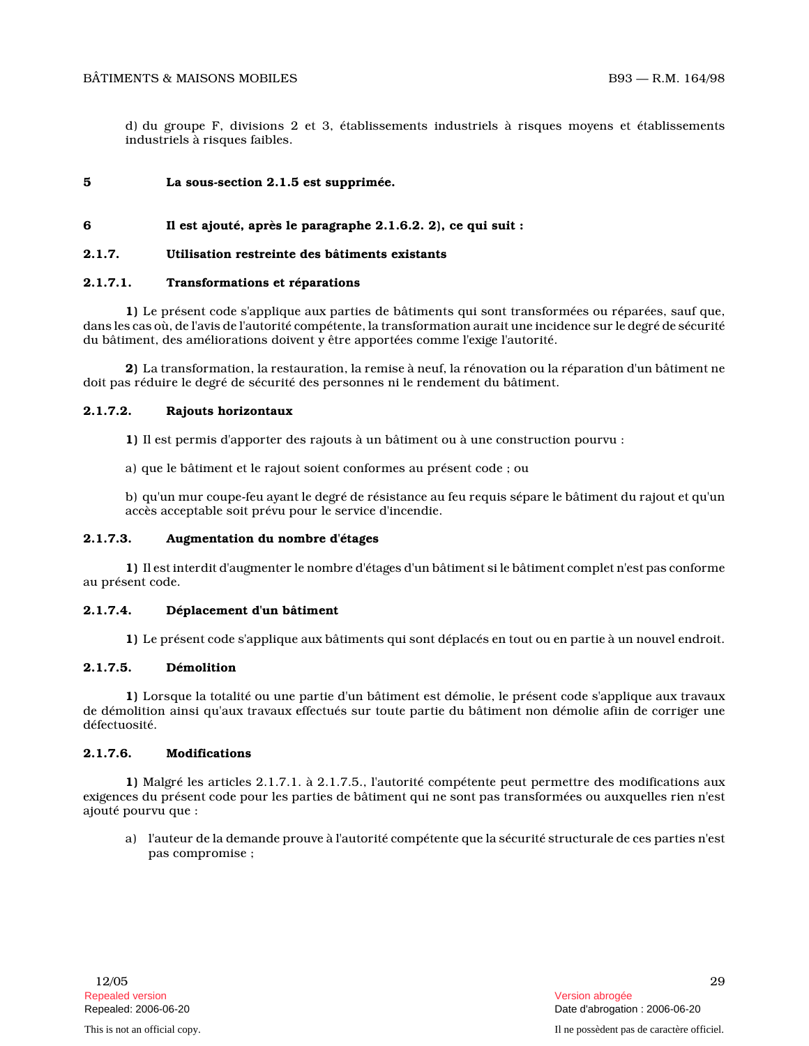d) du groupe F, divisions 2 et 3, établissements industriels à risques moyens et établissements industriels à risques faibles.

**5 La sous-section 2.1.5 est supprimée.**

**6 Il est ajouté, après le paragraphe 2.1.6.2. 2), ce qui suit :**

**2.1.7. Utilisation restreinte des bâtiments existants**

**2.1.7.1. Transformations et réparations**

**1)** Le présent code s'applique aux parties de bâtiments qui sont transformées ou réparées, sauf que, dans les cas où, de l'avis de l'autorité compétente, la transformation aurait une incidence sur le degré de sécurité du bâtiment, des améliorations doivent y être apportées comme l'exige l'autorité.

**2)** La transformation, la restauration, la remise à neuf, la rénovation ou la réparation d'un bâtiment ne doit pas réduire le degré de sécurité des personnes ni le rendement du bâtiment.

**2.1.7.2. Rajouts horizontaux**

**1)** Il est permis d'apporter des rajouts à un bâtiment ou à une construction pourvu :

a) que le bâtiment et le rajout soient conformes au présent code ; ou

b) qu'un mur coupe-feu ayant le degré de résistance au feu requis sépare le bâtiment du rajout et qu'un accès acceptable soit prévu pour le service d'incendie.

**2.1.7.3. Augmentation du nombre d'étages**

**1)** Il est interdit d'augmenter le nombre d'étages d'un bâtiment si le bâtiment complet n'est pas conforme au présent code.

**2.1.7.4. Déplacement d'un bâtiment**

**1)** Le présent code s'applique aux bâtiments qui sont déplacés en tout ou en partie à un nouvel endroit.

**2.1.7.5. Démolition**

**1)** Lorsque la totalité ou une partie d'un bâtiment est démolie, le présent code s'applique aux travaux de démolition ainsi qu'aux travaux effectués sur toute partie du bâtiment non démolie afiin de corriger une défectuosité.

**2.1.7.6. Modifications**

**1)** Malgré les articles 2.1.7.1. à 2.1.7.5., l'autorité compétente peut permettre des modifications aux exigences du présent code pour les parties de bâtiment qui ne sont pas transformées ou auxquelles rien n'est ajouté pourvu que :

a) l'auteur de la demande prouve à l'autorité compétente que la sécurité structurale de ces parties n'est pas compromise ;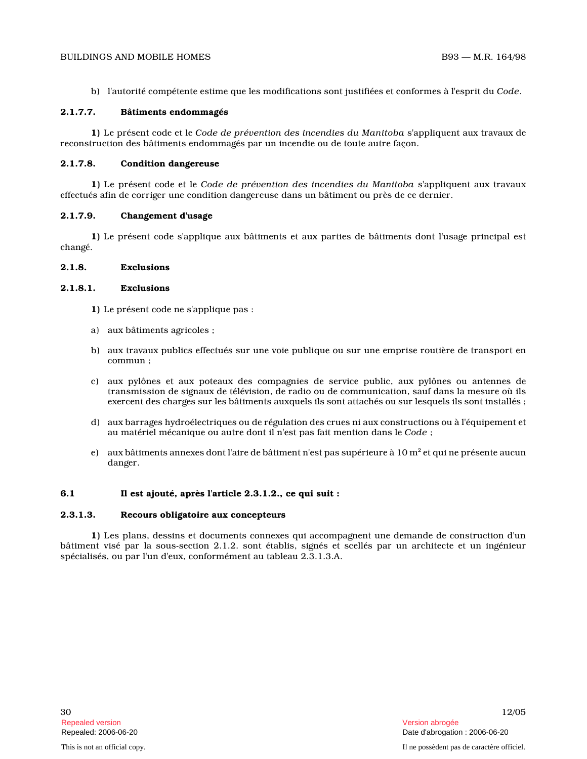b) l'autorité compétente estime que les modifications sont justifiées et conformes à l'esprit du *Code*.

**2.1.7.7. Bâtiments endommagés**

**1)** Le présent code et le *Code de prévention des incendies du Manitoba* s'appliquent aux travaux de reconstruction des bâtiments endommagés par un incendie ou de toute autre façon.

**2.1.7.8. Condition dangereuse**

**1)** Le présent code et le *Code de prévention des incendies du Manitoba* s'appliquent aux travaux effectués afin de corriger une condition dangereuse dans un bâtiment ou près de ce dernier.

**2.1.7.9. Changement d'usage**

**1)** Le présent code s'applique aux bâtiments et aux parties de bâtiments dont l'usage principal est changé.

**2.1.8. Exclusions**

**2.1.8.1. Exclusions**

**1)** Le présent code ne s'applique pas :

a) aux bâtiments agricoles ;

b) aux travaux publics effectués sur une voie publique ou sur une emprise routière de transport en commun ;

c) aux pylônes et aux poteaux des compagnies de service public, aux pylônes ou antennes de transmission de signaux de télévision, de radio ou de communication, sauf dans la mesure où ils exercent des charges sur les bâtiments auxquels ils sont attachés ou sur lesquels ils sont installés ;

d) aux barrages hydroélectriques ou de régulation des crues ni aux constructions ou à l'équipement et au matériel mécanique ou autre dont il n'est pas fait mention dans le *Code* ;

e) aux bâtiments annexes dont l'aire de bâtiment n'est pas supérieure à 10 $m^2$ et qui ne présente aucun danger.

**6.1 Il est ajouté, après l'article 2.3.1.2., ce qui suit :**

**2.3.1.3. Recours obligatoire aux concepteurs**

**1)** Les plans, dessins et documents connexes qui accompagnent une demande de construction d'un bâtiment visé par la sous-section 2.1.2. sont établis, signés et scellés par un architecte et un ingénieur spécialisés, ou par l'un d'eux, conformément au tableau 2.3.1.3.A.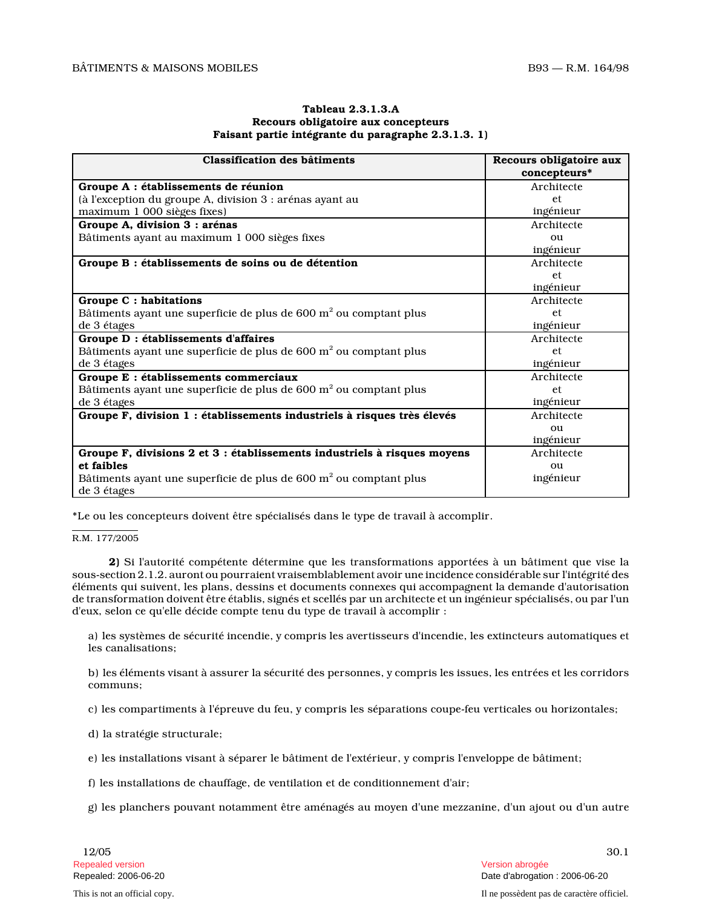**Tableau 2.3.1.3.A**
**Recours obligatoire aux concepteurs**
**Faisant partie intégrante du paragraphe 2.3.1.3. 1)**

| Classification des bâtiments | Recours obligatoire aux concepteurs* |
|---|---|
| **Groupe A : établissements de réunion** (à l'exception du groupe A, division 3 : arénas ayant au maximum 1 000 sièges fixes) | Architecte et ingénieur |
| **Groupe A, division 3 : arénas** Bâtiments ayant au maximum 1 000 sièges fixes | Architecte ou ingénieur |
| **Groupe B : établissements de soins ou de détention** | Architecte et ingénieur |
| **Groupe C : habitations** Bâtiments ayant une superficie de plus de 600 $m^2$ ou comptant plus de 3 étages | Architecte et ingénieur |
| **Groupe D : établissements d'affaires** Bâtiments ayant une superficie de plus de 600 $m^2$ ou comptant plus de 3 étages | Architecte et ingénieur |
| **Groupe E : établissements commerciaux** Bâtiments ayant une superficie de plus de 600 $m^2$ ou comptant plus de 3 étages | Architecte et ingénieur |
| **Groupe F, division 1 : établissements industriels à risques très élevés** | Architecte ou ingénieur |
| **Groupe F, divisions 2 et 3 : établissements industriels à risques moyens et faibles** Bâtiments ayant une superficie de plus de 600 $m^2$ ou comptant plus de 3 étages | Architecte ou ingénieur |

*Le ou les concepteurs doivent être spécialisés dans le type de travail à accomplir.

R.M. 177/2005

**2)** Si l'autorité compétente détermine que les transformations apportées à un bâtiment que vise la sous-section 2.1.2. auront ou pourraient vraisemblablement avoir une incidence considérable sur l'intégrité des éléments qui suivent, les plans, dessins et documents connexes qui accompagnent la demande d'autorisation de transformation doivent être établis, signés et scellés par un architecte et un ingénieur spécialisés, ou par l'un d'eux, selon ce qu'elle décide compte tenu du type de travail à accomplir :

a) les systèmes de sécurité incendie, y compris les avertisseurs d'incendie, les extincteurs automatiques et les canalisations;

b) les éléments visant à assurer la sécurité des personnes, y compris les issues, les entrées et les corridors communs;

c) les compartiments à l'épreuve du feu, y compris les séparations coupe-feu verticales ou horizontales;

d) la stratégie structurale;

e) les installations visant à séparer le bâtiment de l'extérieur, y compris l'enveloppe de bâtiment;

f) les installations de chauffage, de ventilation et de conditionnement d'air;

g) les planchers pouvant notamment être aménagés au moyen d'une mezzanine, d'un ajout ou d'un autre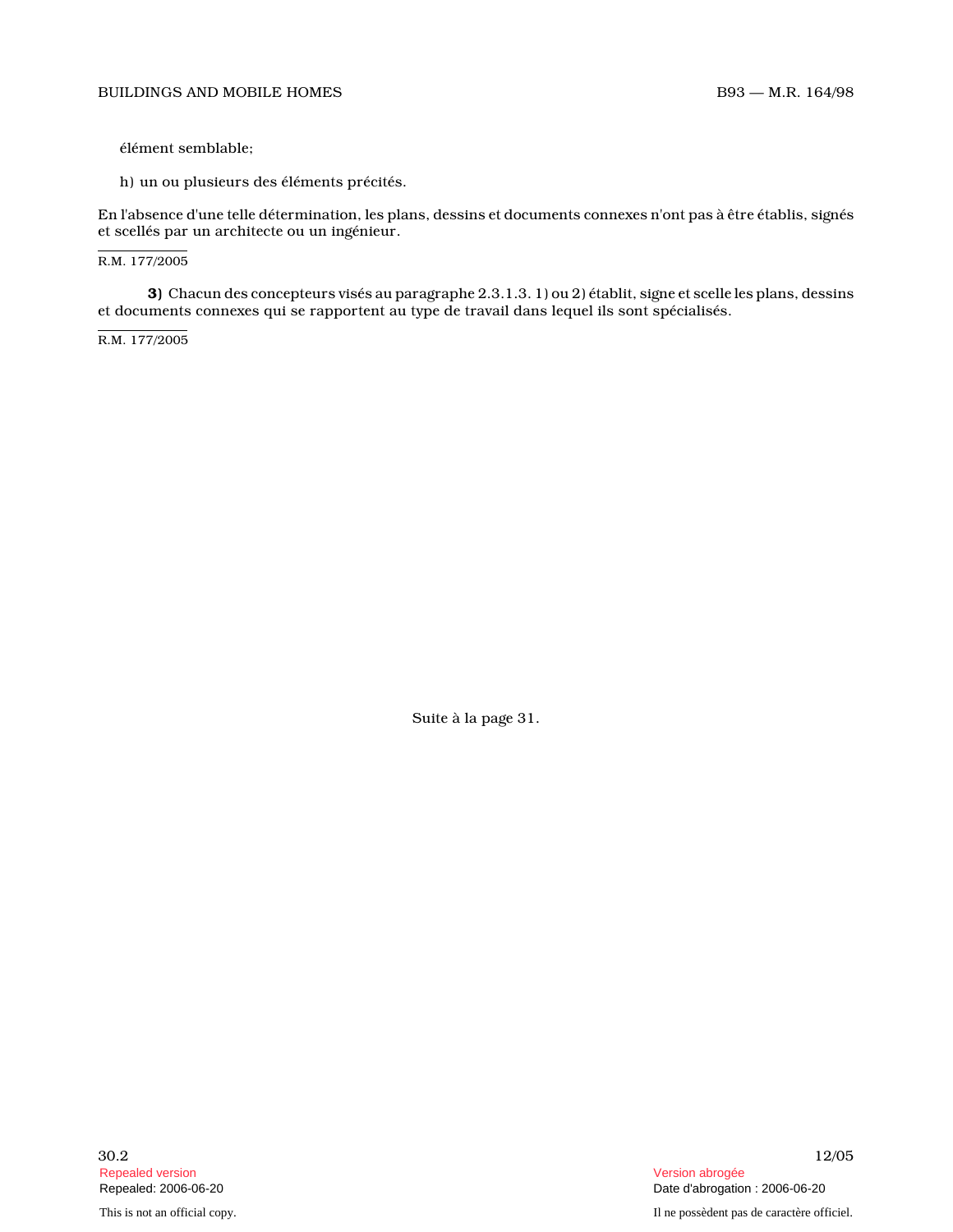élément semblable;

h) un ou plusieurs des éléments précités.

En l'absence d'une telle détermination, les plans, dessins et documents connexes n'ont pas à être établis, signés et scellés par un architecte ou un ingénieur.

R.M. 177/2005

**3)** Chacun des concepteurs visés au paragraphe 2.3.1.3. 1) ou 2) établit, signe et scelle les plans, dessins et documents connexes qui se rapportent au type de travail dans lequel ils sont spécialisés.

R.M. 177/2005

Suite à la page 31.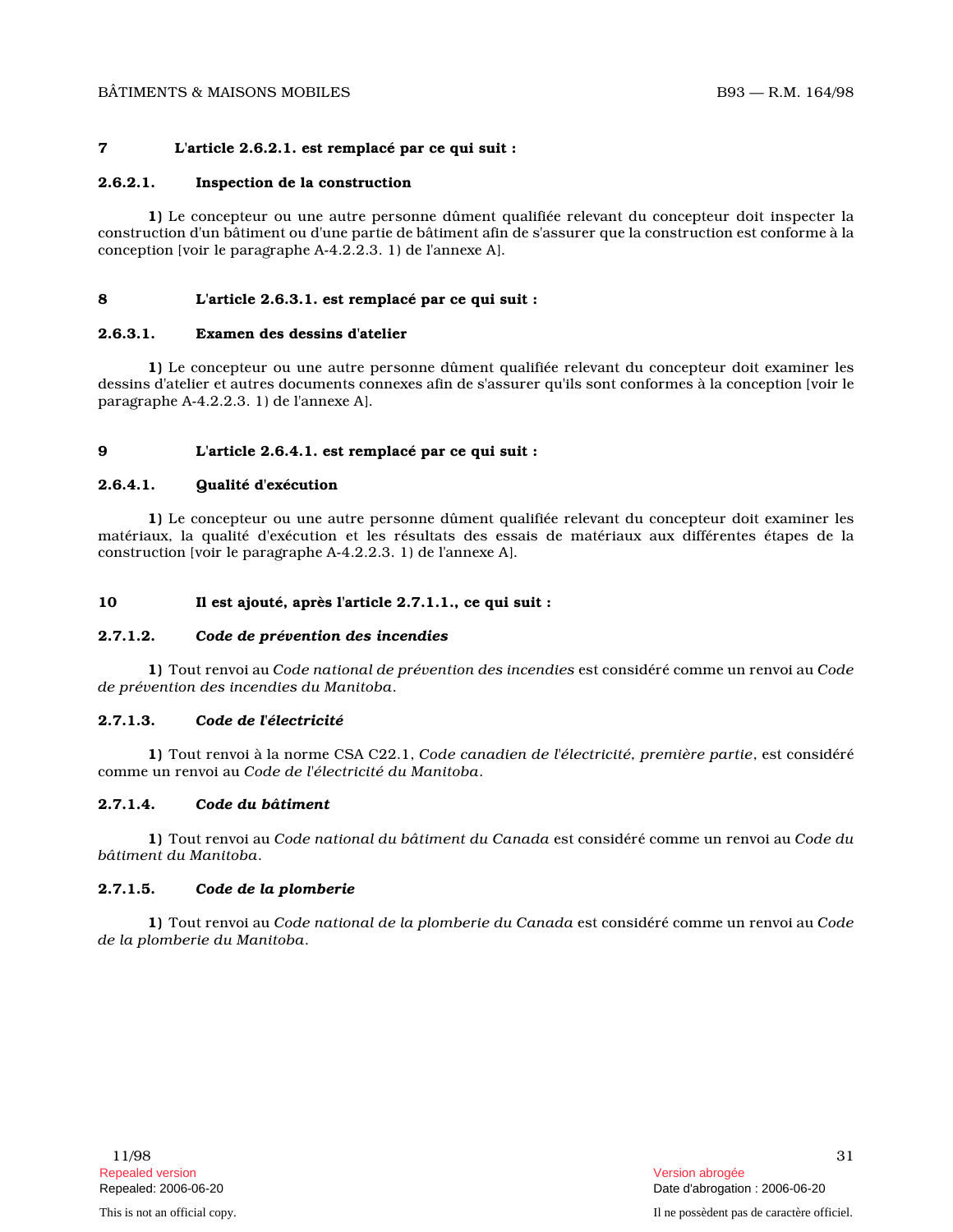**7 L'article 2.6.2.1. est remplacé par ce qui suit :**

**2.6.2.1. Inspection de la construction**

**1)** Le concepteur ou une autre personne dûment qualifiée relevant du concepteur doit inspecter la construction d'un bâtiment ou d'une partie de bâtiment afin de s'assurer que la construction est conforme à la conception [voir le paragraphe A-4.2.2.3. 1) de l'annexe A].

**8 L'article 2.6.3.1. est remplacé par ce qui suit :**

**2.6.3.1. Examen des dessins d'atelier**

**1)** Le concepteur ou une autre personne dûment qualifiée relevant du concepteur doit examiner les dessins d'atelier et autres documents connexes afin de s'assurer qu'ils sont conformes à la conception [voir le paragraphe A-4.2.2.3. 1) de l'annexe A].

**9 L'article 2.6.4.1. est remplacé par ce qui suit :**

**2.6.4.1. Qualité d'exécution**

**1)** Le concepteur ou une autre personne dûment qualifiée relevant du concepteur doit examiner les matériaux, la qualité d'exécution et les résultats des essais de matériaux aux différentes étapes de la construction [voir le paragraphe A-4.2.2.3. 1) de l'annexe A].

**10 Il est ajouté, après l'article 2.7.1.1., ce qui suit :**

**2.7.1.2. *Code de prévention des incendies***

**1)** Tout renvoi au *Code national de prévention des incendies* est considéré comme un renvoi au *Code de prévention des incendies du Manitoba*.

**2.7.1.3. *Code de l'électricité***

**1)** Tout renvoi à la norme CSA C22.1, *Code canadien de l'électricité, première partie*, est considéré comme un renvoi au *Code de l'électricité du Manitoba*.

**2.7.1.4. *Code du bâtiment***

**1)** Tout renvoi au *Code national du bâtiment du Canada* est considéré comme un renvoi au *Code du bâtiment du Manitoba*.

**2.7.1.5. *Code de la plomberie***

**1)** Tout renvoi au *Code national de la plomberie du Canada* est considéré comme un renvoi au *Code de la plomberie du Manitoba*.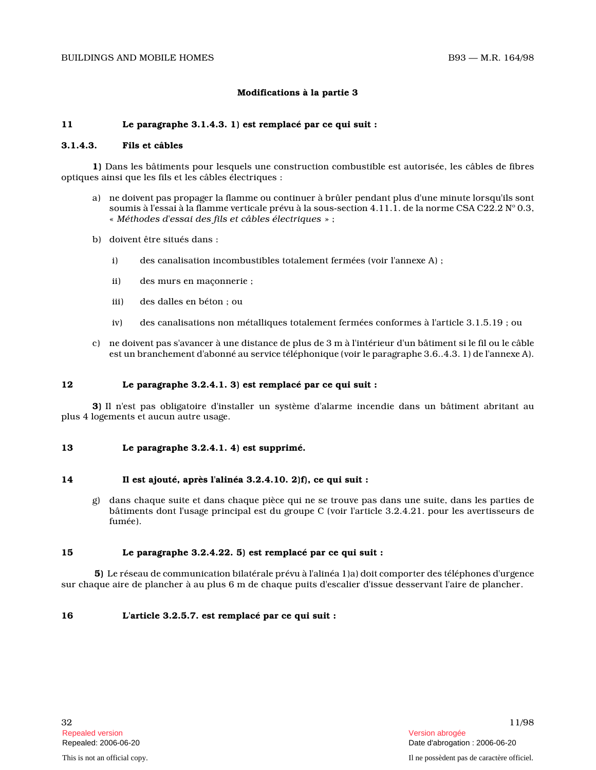### Modifications à la partie 3

**11 Le paragraphe 3.1.4.3. 1) est remplacé par ce qui suit :**

**3.1.4.3. Fils et câbles**

**1)** Dans les bâtiments pour lesquels une construction combustible est autorisée, les câbles de fibres optiques ainsi que les fils et les câbles électriques :

a) ne doivent pas propager la flamme ou continuer à brûler pendant plus d'une minute lorsqu'ils sont soumis à l'essai à la flamme verticale prévu à la sous-section 4.11.1. de la norme CSA C22.2 Nº 0.3, « *Méthodes d'essai des fils et câbles électriques* » ;

b) doivent être situés dans :

i) des canalisation incombustibles totalement fermées (voir l'annexe A) ;

ii) des murs en maçonnerie ;

iii) des dalles en béton ; ou

iv) des canalisations non métalliques totalement fermées conformes à l'article 3.1.5.19 ; ou

c) ne doivent pas s'avancer à une distance de plus de 3 m à l'intérieur d'un bâtiment si le fil ou le câble est un branchement d'abonné au service téléphonique (voir le paragraphe 3.6..4.3. 1) de l'annexe A).

**12 Le paragraphe 3.2.4.1. 3) est remplacé par ce qui suit :**

**3)** Il n'est pas obligatoire d'installer un système d'alarme incendie dans un bâtiment abritant au plus 4 logements et aucun autre usage.

**13 Le paragraphe 3.2.4.1. 4) est supprimé.**

**14 Il est ajouté, après l'alinéa 3.2.4.10. 2)f), ce qui suit :**

g) dans chaque suite et dans chaque pièce qui ne se trouve pas dans une suite, dans les parties de bâtiments dont l'usage principal est du groupe C (voir l'article 3.2.4.21. pour les avertisseurs de fumée).

**15 Le paragraphe 3.2.4.22. 5) est remplacé par ce qui suit :**

**5)** Le réseau de communication bilatérale prévu à l'alinéa 1)a) doit comporter des téléphones d'urgence sur chaque aire de plancher à au plus 6 m de chaque puits d'escalier d'issue desservant l'aire de plancher.

**16 L'article 3.2.5.7. est remplacé par ce qui suit :**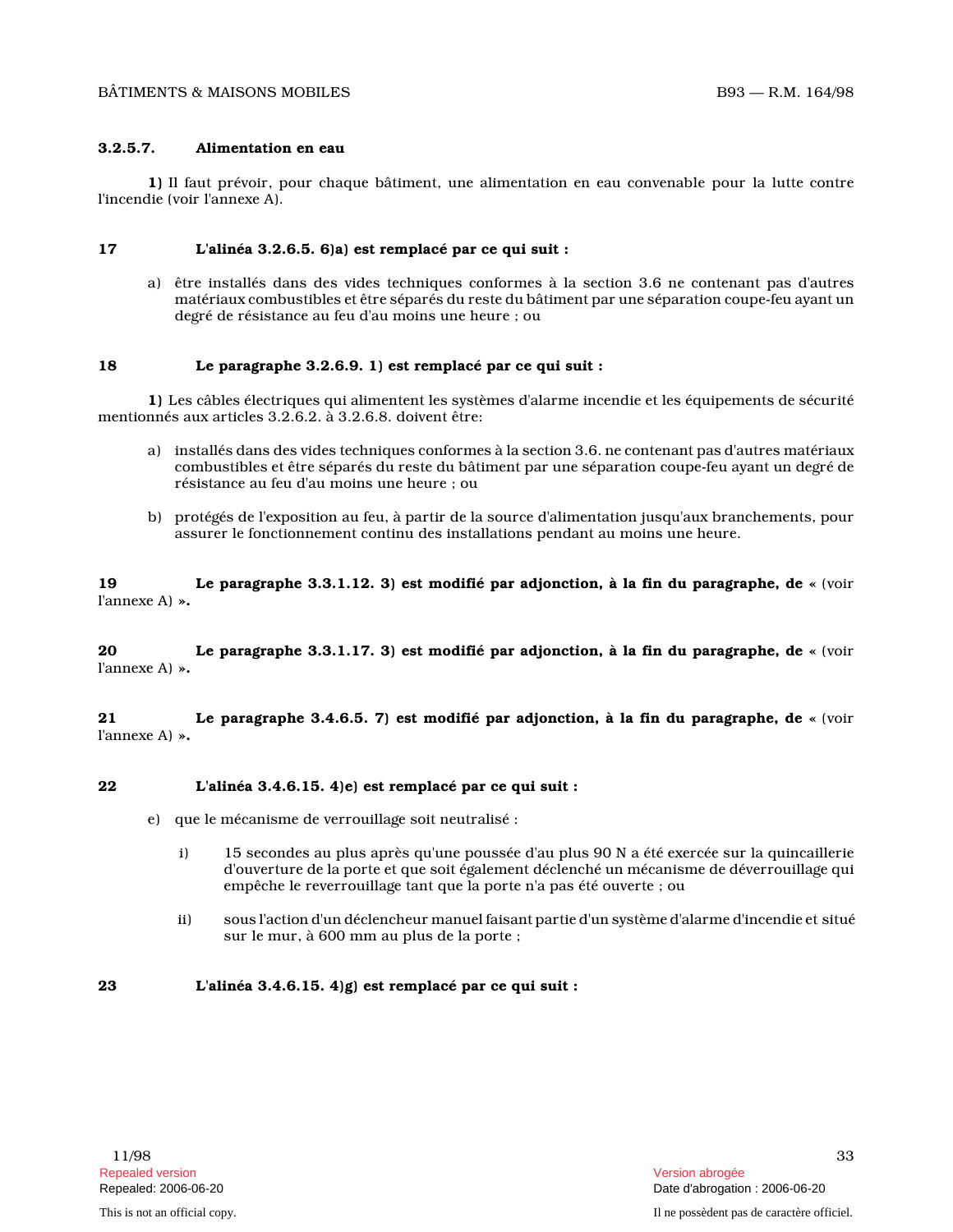**3.2.5.7. Alimentation en eau**

**1)** Il faut prévoir, pour chaque bâtiment, une alimentation en eau convenable pour la lutte contre l'incendie (voir l'annexe A).

**17 L'alinéa 3.2.6.5. 6)a) est remplacé par ce qui suit :**

a) être installés dans des vides techniques conformes à la section 3.6 ne contenant pas d'autres matériaux combustibles et être séparés du reste du bâtiment par une séparation coupe-feu ayant un degré de résistance au feu d'au moins une heure ; ou

**18 Le paragraphe 3.2.6.9. 1) est remplacé par ce qui suit :**

**1)** Les câbles électriques qui alimentent les systèmes d'alarme incendie et les équipements de sécurité mentionnés aux articles 3.2.6.2. à 3.2.6.8. doivent être:

a) installés dans des vides techniques conformes à la section 3.6. ne contenant pas d'autres matériaux combustibles et être séparés du reste du bâtiment par une séparation coupe-feu ayant un degré de résistance au feu d'au moins une heure ; ou

b) protégés de l'exposition au feu, à partir de la source d'alimentation jusqu'aux branchements, pour assurer le fonctionnement continu des installations pendant au moins une heure.

**19 Le paragraphe 3.3.1.12. 3) est modifié par adjonction, à la fin du paragraphe, de** « (voir l'annexe A) »**.**

**20 Le paragraphe 3.3.1.17. 3) est modifié par adjonction, à la fin du paragraphe, de** « (voir l'annexe A) »**.**

**21 Le paragraphe 3.4.6.5. 7) est modifié par adjonction, à la fin du paragraphe, de** « (voir l'annexe A) »**.**

**22 L'alinéa 3.4.6.15. 4)e) est remplacé par ce qui suit :**

e) que le mécanisme de verrouillage soit neutralisé :

i) 15 secondes au plus après qu'une poussée d'au plus 90 N a été exercée sur la quincaillerie d'ouverture de la porte et que soit également déclenché un mécanisme de déverrouillage qui empêche le reverrouillage tant que la porte n'a pas été ouverte ; ou

ii) sous l'action d'un déclencheur manuel faisant partie d'un système d'alarme d'incendie et situé sur le mur, à 600 mm au plus de la porte ;

**23 L'alinéa 3.4.6.15. 4)g) est remplacé par ce qui suit :**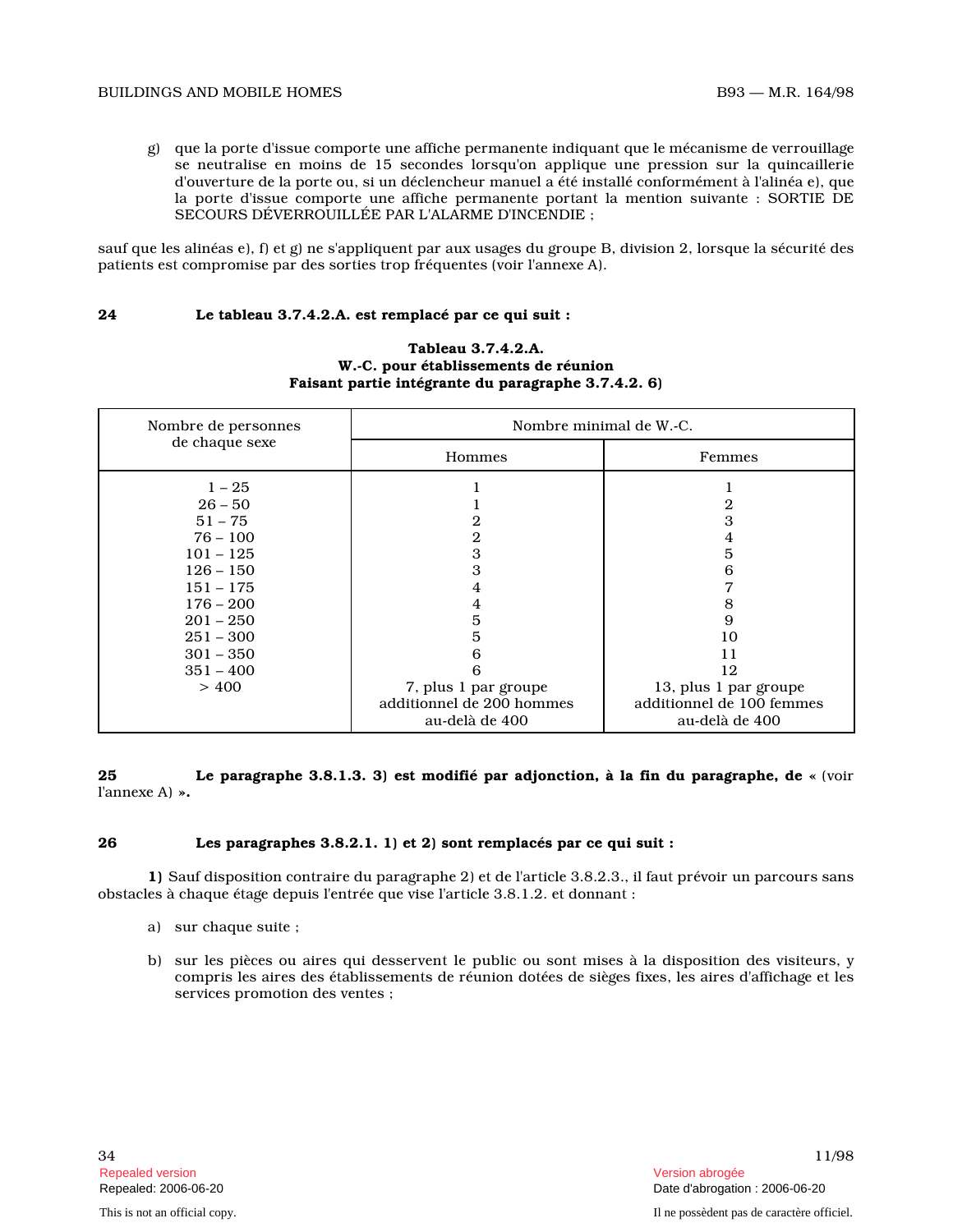g) que la porte d'issue comporte une affiche permanente indiquant que le mécanisme de verrouillage se neutralise en moins de 15 secondes lorsqu'on applique une pression sur la quincaillerie d'ouverture de la porte ou, si un déclencheur manuel a été installé conformément à l'alinéa e), que la porte d'issue comporte une affiche permanente portant la mention suivante : SORTIE DE SECOURS DÉVERROUILLÉE PAR L'ALARME D'INCENDIE ;

sauf que les alinéas e), f) et g) ne s'appliquent par aux usages du groupe B, division 2, lorsque la sécurité des patients est compromise par des sorties trop fréquentes (voir l'annexe A).

**24 Le tableau 3.7.4.2.A. est remplacé par ce qui suit :**

**Tableau 3.7.4.2.A.**
**W.-C. pour établissements de réunion**
**Faisant partie intégrante du paragraphe 3.7.4.2. 6)**

| Nombre de personnes de chaque sexe | Nombre minimal de W.-C. | |
|---|---|---|
| | Hommes | Femmes |
| 1 – 25 | 1 | 1 |
| 26 – 50 | 1 | 2 |
| 51 – 75 | 2 | 3 |
| 76 – 100 | 2 | 4 |
| 101 – 125 | 3 | 5 |
| 126 – 150 | 3 | 6 |
| 151 – 175 | 4 | 7 |
| 176 – 200 | 4 | 8 |
| 201 – 250 | 5 | 9 |
| 251 – 300 | 5 | 10 |
| 301 – 350 | 6 | 11 |
| 351 – 400 | 6 | 12 |
| > 400 | 7, plus 1 par groupe additionnel de 200 hommes au-delà de 400 | 13, plus 1 par groupe additionnel de 100 femmes au-delà de 400 |

**25 Le paragraphe 3.8.1.3. 3) est modifié par adjonction, à la fin du paragraphe, de «** (voir l'annexe A) **».**

**26 Les paragraphes 3.8.2.1. 1) et 2) sont remplacés par ce qui suit :**

**1)** Sauf disposition contraire du paragraphe 2) et de l'article 3.8.2.3., il faut prévoir un parcours sans obstacles à chaque étage depuis l'entrée que vise l'article 3.8.1.2. et donnant :

a) sur chaque suite ;

b) sur les pièces ou aires qui desservent le public ou sont mises à la disposition des visiteurs, y compris les aires des établissements de réunion dotées de sièges fixes, les aires d'affichage et les services promotion des ventes ;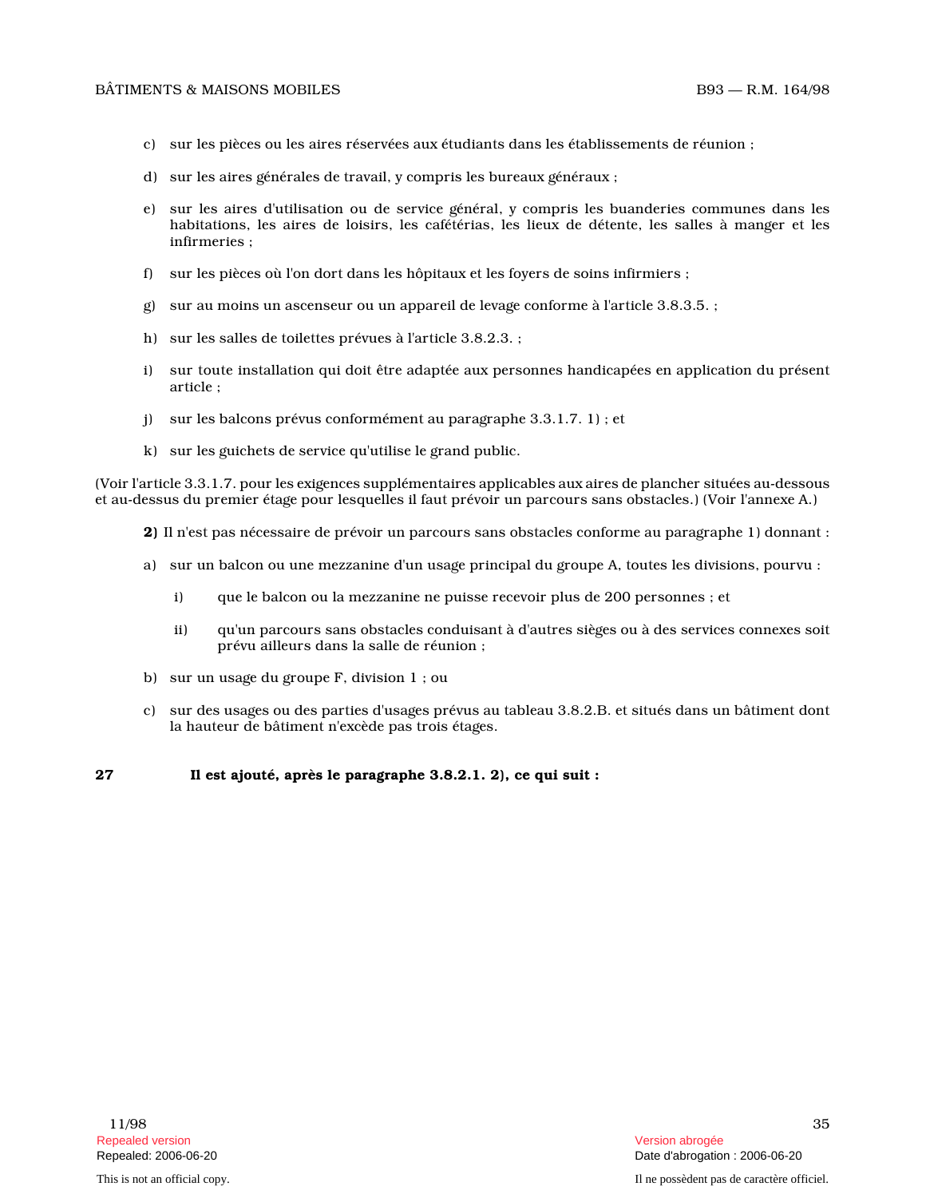c) sur les pièces ou les aires réservées aux étudiants dans les établissements de réunion ;

d) sur les aires générales de travail, y compris les bureaux généraux ;

e) sur les aires d'utilisation ou de service général, y compris les buanderies communes dans les habitations, les aires de loisirs, les cafétérias, les lieux de détente, les salles à manger et les infirmeries ;

f) sur les pièces où l'on dort dans les hôpitaux et les foyers de soins infirmiers ;

g) sur au moins un ascenseur ou un appareil de levage conforme à l'article 3.8.3.5. ;

h) sur les salles de toilettes prévues à l'article 3.8.2.3. ;

i) sur toute installation qui doit être adaptée aux personnes handicapées en application du présent article ;

j) sur les balcons prévus conformément au paragraphe 3.3.1.7. 1) ; et

k) sur les guichets de service qu'utilise le grand public.

(Voir l'article 3.3.1.7. pour les exigences supplémentaires applicables aux aires de plancher situées au-dessous et au-dessus du premier étage pour lesquelles il faut prévoir un parcours sans obstacles.) (Voir l'annexe A.)

**2)** Il n'est pas nécessaire de prévoir un parcours sans obstacles conforme au paragraphe 1) donnant :

a) sur un balcon ou une mezzanine d'un usage principal du groupe A, toutes les divisions, pourvu :

   i) que le balcon ou la mezzanine ne puisse recevoir plus de 200 personnes ; et

   ii) qu'un parcours sans obstacles conduisant à d'autres sièges ou à des services connexes soit prévu ailleurs dans la salle de réunion ;

b) sur un usage du groupe F, division 1 ; ou

c) sur des usages ou des parties d'usages prévus au tableau 3.8.2.B. et situés dans un bâtiment dont la hauteur de bâtiment n'excède pas trois étages.

**27** **Il est ajouté, après le paragraphe 3.8.2.1. 2), ce qui suit :**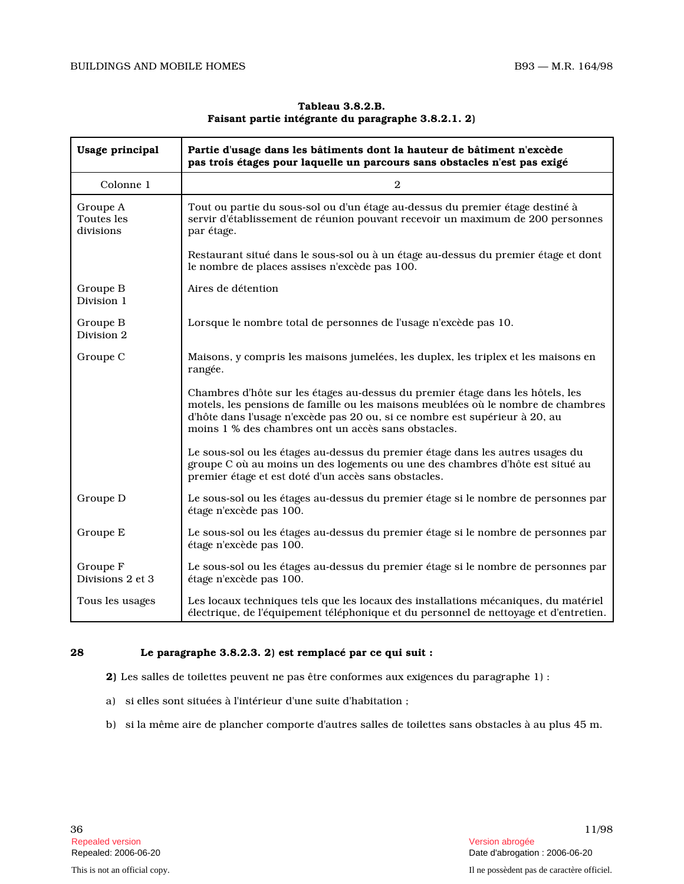**Tableau 3.8.2.B.**
**Faisant partie intégrante du paragraphe 3.8.2.1. 2)**

| Usage principal | Partie d'usage dans les bâtiments dont la hauteur de bâtiment n'excède pas trois étages pour laquelle un parcours sans obstacles n'est pas exigé |
|---|---|
| Colonne 1 | 2 |
| Groupe A Toutes les divisions | Tout ou partie du sous-sol ou d'un étage au-dessus du premier étage destiné à servir d'établissement de réunion pouvant recevoir un maximum de 200 personnes par étage. |
| | Restaurant situé dans le sous-sol ou à un étage au-dessus du premier étage et dont le nombre de places assises n'excède pas 100. |
| Groupe B Division 1 | Aires de détention |
| Groupe B Division 2 | Lorsque le nombre total de personnes de l'usage n'excède pas 10. |
| Groupe C | Maisons, y compris les maisons jumelées, les duplex, les triplex et les maisons en rangée. |
| | Chambres d'hôte sur les étages au-dessus du premier étage dans les hôtels, les motels, les pensions de famille ou les maisons meublées où le nombre de chambres d'hôte dans l'usage n'excède pas 20 ou, si ce nombre est supérieur à 20, au moins 1 % des chambres ont un accès sans obstacles. |
| | Le sous-sol ou les étages au-dessus du premier étage dans les autres usages du groupe C où au moins un des logements ou une des chambres d'hôte est situé au premier étage et est doté d'un accès sans obstacles. |
| Groupe D | Le sous-sol ou les étages au-dessus du premier étage si le nombre de personnes par étage n'excède pas 100. |
| Groupe E | Le sous-sol ou les étages au-dessus du premier étage si le nombre de personnes par étage n'excède pas 100. |
| Groupe F Divisions 2 et 3 | Le sous-sol ou les étages au-dessus du premier étage si le nombre de personnes par étage n'excède pas 100. |
| Tous les usages | Les locaux techniques tels que les locaux des installations mécaniques, du matériel électrique, de l'équipement téléphonique et du personnel de nettoyage et d'entretien. |

**28** **Le paragraphe 3.8.2.3. 2) est remplacé par ce qui suit :**

**2)** Les salles de toilettes peuvent ne pas être conformes aux exigences du paragraphe 1) :

a) si elles sont situées à l'intérieur d'une suite d'habitation ;

b) si la même aire de plancher comporte d'autres salles de toilettes sans obstacles à au plus 45 m.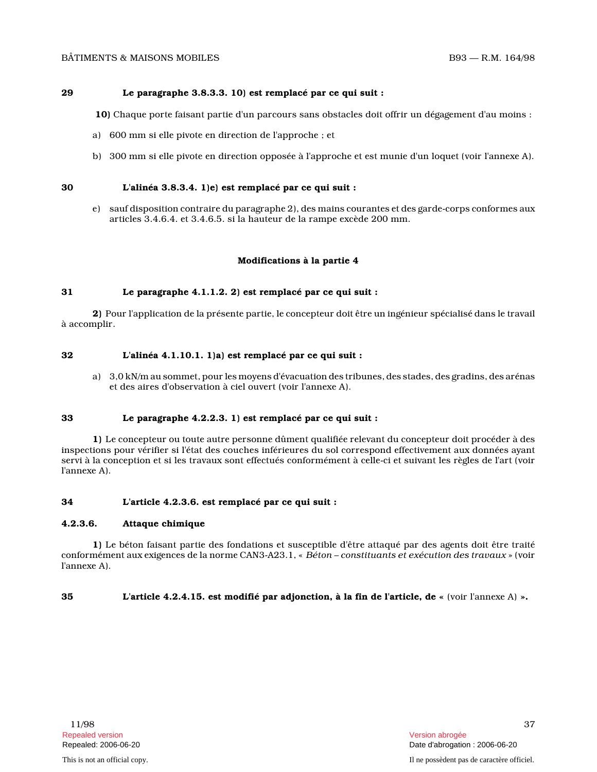**29 Le paragraphe 3.8.3.3. 10) est remplacé par ce qui suit :**

**10)** Chaque porte faisant partie d'un parcours sans obstacles doit offrir un dégagement d'au moins :

a) 600 mm si elle pivote en direction de l'approche ; et

b) 300 mm si elle pivote en direction opposée à l'approche et est munie d'un loquet (voir l'annexe A).

**30 L'alinéa 3.8.3.4. 1)e) est remplacé par ce qui suit :**

e) sauf disposition contraire du paragraphe 2), des mains courantes et des garde-corps conformes aux articles 3.4.6.4. et 3.4.6.5. si la hauteur de la rampe excède 200 mm.

## Modifications à la partie 4

**31 Le paragraphe 4.1.1.2. 2) est remplacé par ce qui suit :**

**2)** Pour l'application de la présente partie, le concepteur doit être un ingénieur spécialisé dans le travail à accomplir.

**32 L'alinéa 4.1.10.1. 1)a) est remplacé par ce qui suit :**

a) 3,0 kN/m au sommet, pour les moyens d'évacuation des tribunes, des stades, des gradins, des arénas et des aires d'observation à ciel ouvert (voir l'annexe A).

**33 Le paragraphe 4.2.2.3. 1) est remplacé par ce qui suit :**

**1)** Le concepteur ou toute autre personne dûment qualifiée relevant du concepteur doit procéder à des inspections pour vérifier si l'état des couches inférieures du sol correspond effectivement aux données ayant servi à la conception et si les travaux sont effectués conformément à celle-ci et suivant les règles de l'art (voir l'annexe A).

**34 L'article 4.2.3.6. est remplacé par ce qui suit :**

**4.2.3.6. Attaque chimique**

**1)** Le béton faisant partie des fondations et susceptible d'être attaqué par des agents doit être traité conformément aux exigences de la norme CAN3-A23.1, « *Béton – constituants et exécution des travaux* » (voir l'annexe A).

**35 L'article 4.2.4.15. est modifié par adjonction, à la fin de l'article, de «** (voir l'annexe A) **».**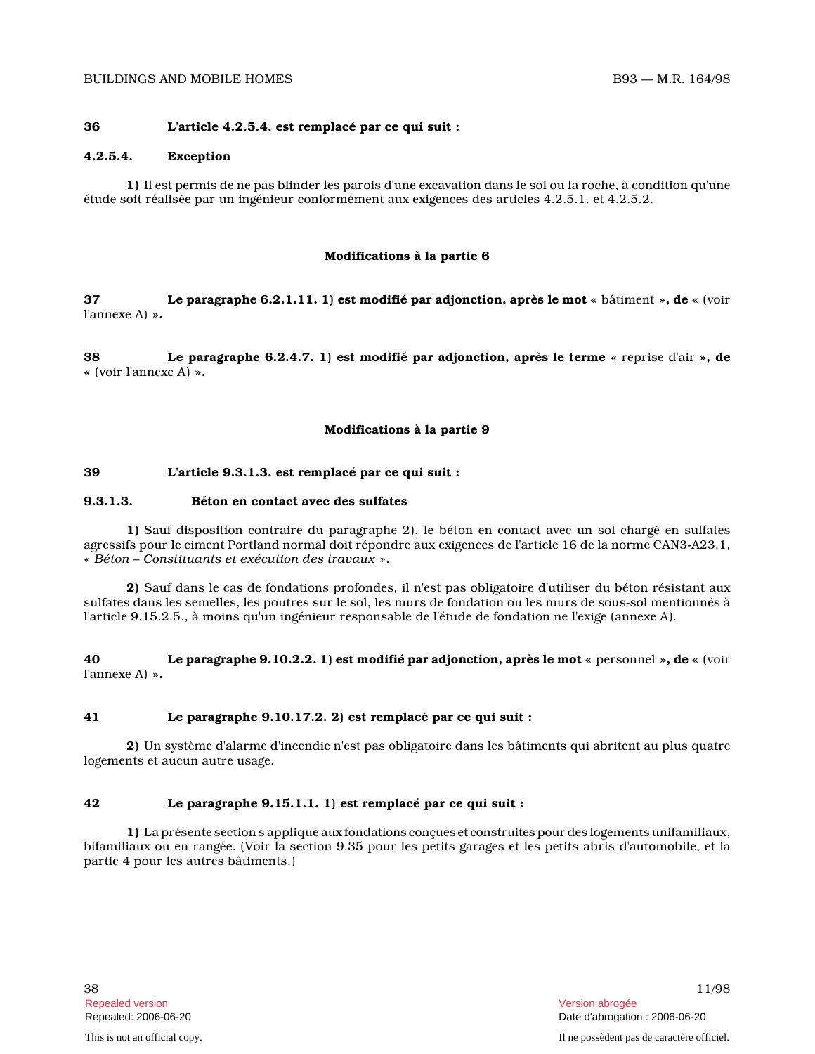**36 L'article 4.2.5.4. est remplacé par ce qui suit :**

**4.2.5.4. Exception**

**1)** Il est permis de ne pas blinder les parois d'une excavation dans le sol ou la roche, à condition qu'une étude soit réalisée par un ingénieur conformément aux exigences des articles 4.2.5.1. et 4.2.5.2.

### Modifications à la partie 6

**37 Le paragraphe 6.2.1.11. 1) est modifié par adjonction, après le mot** « bâtiment »**, de** « (voir l'annexe A) »**.**

**38 Le paragraphe 6.2.4.7. 1) est modifié par adjonction, après le terme** « reprise d'air »**, de** « (voir l'annexe A) »**.**

### Modifications à la partie 9

**39 L'article 9.3.1.3. est remplacé par ce qui suit :**

**9.3.1.3. Béton en contact avec des sulfates**

**1)** Sauf disposition contraire du paragraphe 2), le béton en contact avec un sol chargé en sulfates agressifs pour le ciment Portland normal doit répondre aux exigences de l'article 16 de la norme CAN3-A23.1, « *Béton – Constituants et exécution des travaux* ».

**2)** Sauf dans le cas de fondations profondes, il n'est pas obligatoire d'utiliser du béton résistant aux sulfates dans les semelles, les poutres sur le sol, les murs de fondation ou les murs de sous-sol mentionnés à l'article 9.15.2.5., à moins qu'un ingénieur responsable de l'étude de fondation ne l'exige (annexe A).

**40 Le paragraphe 9.10.2.2. 1) est modifié par adjonction, après le mot** « personnel »**, de** « (voir l'annexe A) »**.**

**41 Le paragraphe 9.10.17.2. 2) est remplacé par ce qui suit :**

**2)** Un système d'alarme d'incendie n'est pas obligatoire dans les bâtiments qui abritent au plus quatre logements et aucun autre usage.

**42 Le paragraphe 9.15.1.1. 1) est remplacé par ce qui suit :**

**1)** La présente section s'applique aux fondations conçues et construites pour des logements unifamiliaux, bifamiliaux ou en rangée. (Voir la section 9.35 pour les petits garages et les petits abris d'automobile, et la partie 4 pour les autres bâtiments.)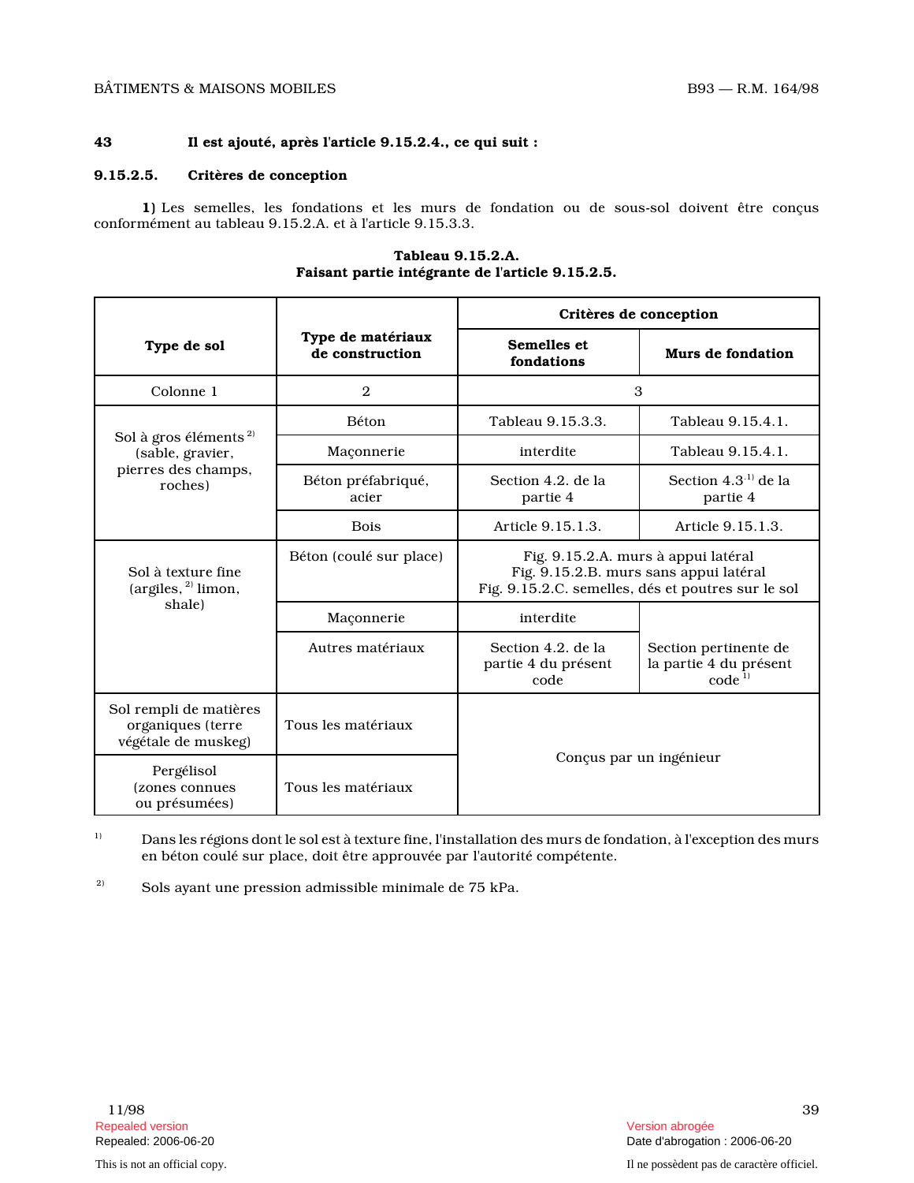**43** **Il est ajouté, après l'article 9.15.2.4., ce qui suit :**

**9.15.2.5. Critères de conception**

**1)** Les semelles, les fondations et les murs de fondation ou de sous-sol doivent être conçus conformément au tableau 9.15.2.A. et à l'article 9.15.3.3.

**Tableau 9.15.2.A.**
**Faisant partie intégrante de l'article 9.15.2.5.**

| Type de sol | Type de matériaux de construction | Critères de conception | |
|---|---|---|---|
| | | Semelles et fondations | Murs de fondation |
| Colonne 1 | 2 | 3 | |
| Sol à gros éléments [2] (sable, gravier, pierres des champs, roches) | Béton | Tableau 9.15.3.3. | Tableau 9.15.4.1. |
| | Maçonnerie | interdite | Tableau 9.15.4.1. |
| | Béton préfabriqué, acier | Section 4.2. de la partie 4 | Section 4.3 [1] de la partie 4 |
| | Bois | Article 9.15.1.3. | Article 9.15.1.3. |
| Sol à texture fine (argiles, [2] limon, shale) | Béton (coulé sur place) | Fig. 9.15.2.A. murs à appui latéral<br>Fig. 9.15.2.B. murs sans appui latéral<br>Fig. 9.15.2.C. semelles, dés et poutres sur le sol | |
| | Maçonnerie | interdite | Section pertinente de la partie 4 du présent code [1] |
| | Autres matériaux | Section 4.2. de la partie 4 du présent code | |
| Sol rempli de matières organiques (terre végétale de muskeg) | Tous les matériaux | Conçus par un ingénieur | |
| Pergélisol (zones connues ou présumées) | Tous les matériaux | | |

[1] Dans les régions dont le sol est à texture fine, l'installation des murs de fondation, à l'exception des murs en béton coulé sur place, doit être approuvée par l'autorité compétente.

[2] Sols ayant une pression admissible minimale de 75 kPa.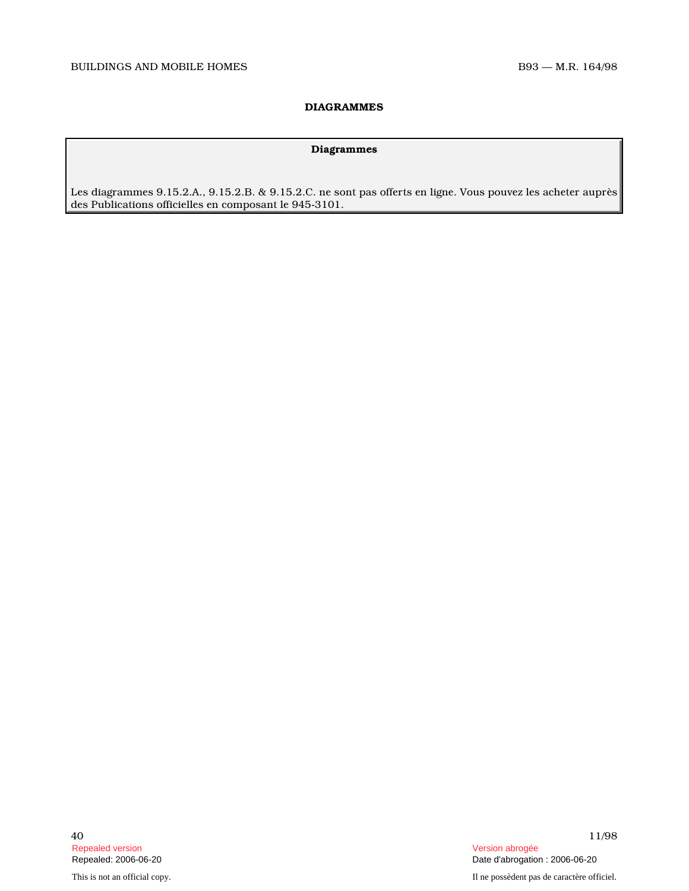## DIAGRAMMES

**Diagrammes**

Les diagrammes 9.15.2.A., 9.15.2.B. & 9.15.2.C. ne sont pas offerts en ligne. Vous pouvez les acheter auprès des Publications officielles en composant le 945-3101.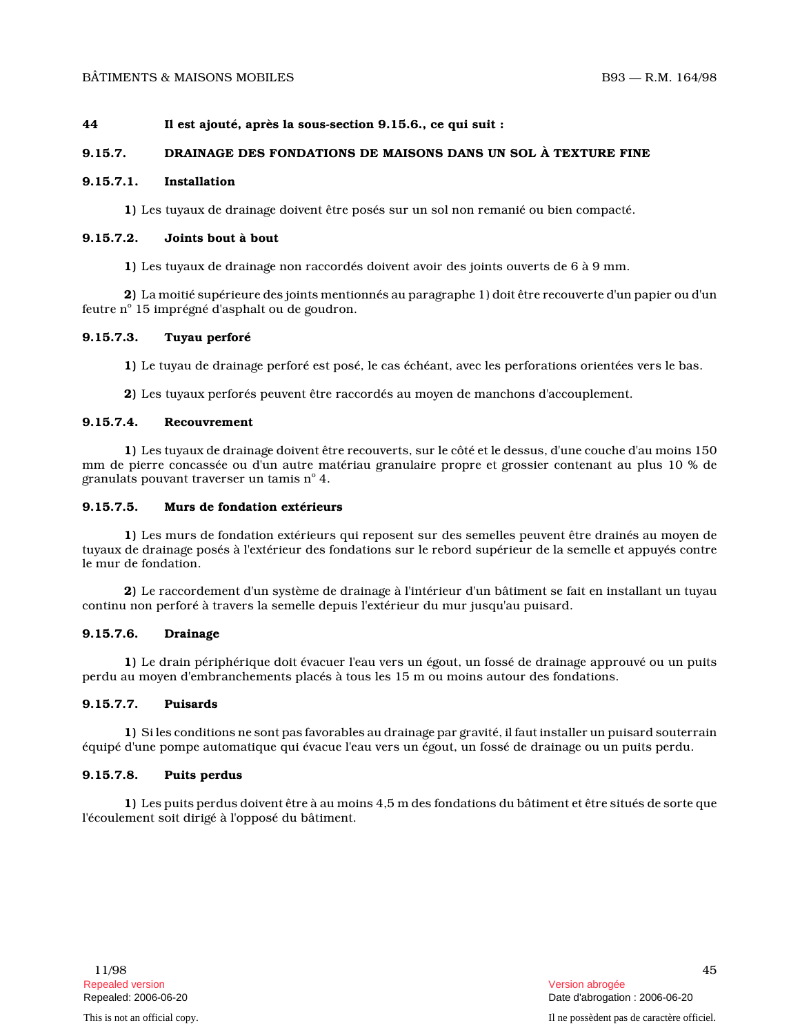**44** **Il est ajouté, après la sous-section 9.15.6., ce qui suit :**

### 9.15.7. DRAINAGE DES FONDATIONS DE MAISONS DANS UN SOL À TEXTURE FINE

#### 9.15.7.1. Installation

**1)** Les tuyaux de drainage doivent être posés sur un sol non remanié ou bien compacté.

#### 9.15.7.2. Joints bout à bout

**1)** Les tuyaux de drainage non raccordés doivent avoir des joints ouverts de 6 à 9 mm.

**2)** La moitié supérieure des joints mentionnés au paragraphe 1) doit être recouverte d'un papier ou d'un feutre n° 15 imprégné d'asphalt ou de goudron.

#### 9.15.7.3. Tuyau perforé

**1)** Le tuyau de drainage perforé est posé, le cas échéant, avec les perforations orientées vers le bas.

**2)** Les tuyaux perforés peuvent être raccordés au moyen de manchons d'accouplement.

#### 9.15.7.4. Recouvrement

**1)** Les tuyaux de drainage doivent être recouverts, sur le côté et le dessus, d'une couche d'au moins 150 mm de pierre concassée ou d'un autre matériau granulaire propre et grossier contenant au plus 10 % de granulats pouvant traverser un tamis n° 4.

#### 9.15.7.5. Murs de fondation extérieurs

**1)** Les murs de fondation extérieurs qui reposent sur des semelles peuvent être drainés au moyen de tuyaux de drainage posés à l'extérieur des fondations sur le rebord supérieur de la semelle et appuyés contre le mur de fondation.

**2)** Le raccordement d'un système de drainage à l'intérieur d'un bâtiment se fait en installant un tuyau continu non perforé à travers la semelle depuis l'extérieur du mur jusqu'au puisard.

#### 9.15.7.6. Drainage

**1)** Le drain périphérique doit évacuer l'eau vers un égout, un fossé de drainage approuvé ou un puits perdu au moyen d'embranchements placés à tous les 15 m ou moins autour des fondations.

#### 9.15.7.7. Puisards

**1)** Si les conditions ne sont pas favorables au drainage par gravité, il faut installer un puisard souterrain équipé d'une pompe automatique qui évacue l'eau vers un égout, un fossé de drainage ou un puits perdu.

#### 9.15.7.8. Puits perdus

**1)** Les puits perdus doivent être à au moins 4,5 m des fondations du bâtiment et être situés de sorte que l'écoulement soit dirigé à l'opposé du bâtiment.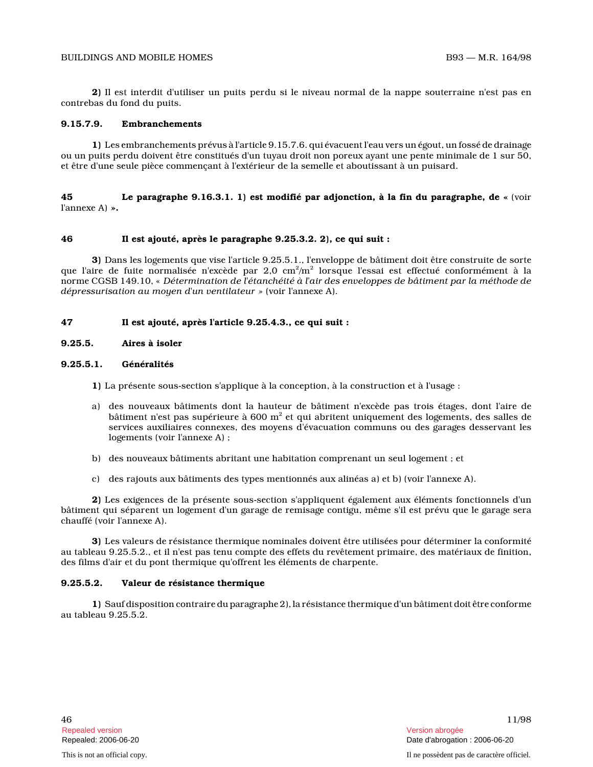**2)** Il est interdit d'utiliser un puits perdu si le niveau normal de la nappe souterraine n'est pas en contrebas du fond du puits.

**9.15.7.9. Embranchements**

**1)** Les embranchements prévus à l'article 9.15.7.6. qui évacuent l'eau vers un égout, un fossé de drainage ou un puits perdu doivent être constitués d'un tuyau droit non poreux ayant une pente minimale de 1 sur 50, et être d'une seule pièce commençant à l'extérieur de la semelle et aboutissant à un puisard.

**45 Le paragraphe 9.16.3.1. 1) est modifié par adjonction, à la fin du paragraphe, de «** (voir l'annexe A) **».**

**46 Il est ajouté, après le paragraphe 9.25.3.2. 2), ce qui suit :**

**3)** Dans les logements que vise l'article 9.25.5.1., l'enveloppe de bâtiment doit être construite de sorte que l'aire de fuite normalisée n'excède par 2,0 $cm^2/m^2$ lorsque l'essai est effectué conformément à la norme CGSB 149.10, « *Détermination de l'étanchéité à l'air des enveloppes de bâtiment par la méthode de dépressurisation au moyen d'un ventilateur* » (voir l'annexe A).

**47 Il est ajouté, après l'article 9.25.4.3., ce qui suit :**

**9.25.5. Aires à isoler**

**9.25.5.1. Généralités**

**1)** La présente sous-section s'applique à la conception, à la construction et à l'usage :

a) des nouveaux bâtiments dont la hauteur de bâtiment n'excède pas trois étages, dont l'aire de bâtiment n'est pas supérieure à 600 $m^2$ et qui abritent uniquement des logements, des salles de services auxiliaires connexes, des moyens d'évacuation communs ou des garages desservant les logements (voir l'annexe A) ;

b) des nouveaux bâtiments abritant une habitation comprenant un seul logement ; et

c) des rajouts aux bâtiments des types mentionnés aux alinéas a) et b) (voir l'annexe A).

**2)** Les exigences de la présente sous-section s'appliquent également aux éléments fonctionnels d'un bâtiment qui séparent un logement d'un garage de remisage contigu, même s'il est prévu que le garage sera chauffé (voir l'annexe A).

**3)** Les valeurs de résistance thermique nominales doivent être utilisées pour déterminer la conformité au tableau 9.25.5.2., et il n'est pas tenu compte des effets du revêtement primaire, des matériaux de finition, des films d'air et du pont thermique qu'offrent les éléments de charpente.

**9.25.5.2. Valeur de résistance thermique**

**1)** Sauf disposition contraire du paragraphe 2), la résistance thermique d'un bâtiment doit être conforme au tableau 9.25.5.2.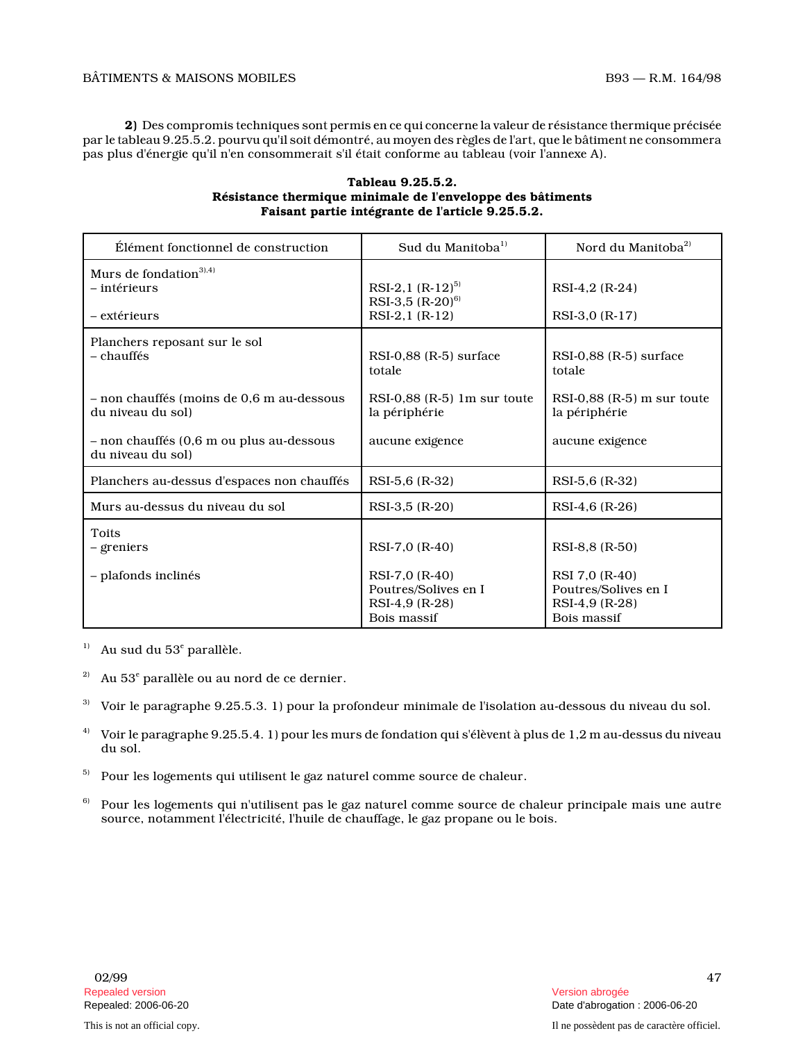**2)** Des compromis techniques sont permis en ce qui concerne la valeur de résistance thermique précisée par le tableau 9.25.5.2. pourvu qu'il soit démontré, au moyen des règles de l'art, que le bâtiment ne consommera pas plus d'énergie qu'il n'en consommerait s'il était conforme au tableau (voir l'annexe A).

**Tableau 9.25.5.2.**
**Résistance thermique minimale de l'enveloppe des bâtiments**
**Faisant partie intégrante de l'article 9.25.5.2.**

| Élément fonctionnel de construction | Sud du Manitoba[1)] | Nord du Manitoba[2)] |
|---|---|---|
| Murs de fondation[3),4)] | | |
| – intérieurs | RSI-2,1 (R-12)[5)] RSI-3,5 (R-20)[6)] | RSI-4,2 (R-24) |
| – extérieurs | RSI-2,1 (R-12) | RSI-3,0 (R-17) |
| Planchers reposant sur le sol | | |
| – chauffés | RSI-0,88 (R-5) surface totale | RSI-0,88 (R-5) surface totale |
| – non chauffés (moins de 0,6 m au-dessous du niveau du sol) | RSI-0,88 (R-5) 1m sur toute la périphérie | RSI-0,88 (R-5) m sur toute la périphérie |
| – non chauffés (0,6 m ou plus au-dessous du niveau du sol) | aucune exigence | aucune exigence |
| Planchers au-dessus d'espaces non chauffés | RSI-5,6 (R-32) | RSI-5,6 (R-32) |
| Murs au-dessus du niveau du sol | RSI-3,5 (R-20) | RSI-4,6 (R-26) |
| Toits | | |
| – greniers | RSI-7,0 (R-40) | RSI-8,8 (R-50) |
| – plafonds inclinés | RSI-7,0 (R-40) Poutres/Solives en I RSI-4,9 (R-28) Bois massif | RSI 7,0 (R-40) Poutres/Solives en I RSI-4,9 (R-28) Bois massif |

1) Au sud du 53e parallèle.

2) Au 53e parallèle ou au nord de ce dernier.

3) Voir le paragraphe 9.25.5.3. 1) pour la profondeur minimale de l'isolation au-dessous du niveau du sol.

4) Voir le paragraphe 9.25.5.4. 1) pour les murs de fondation qui s'élèvent à plus de 1,2 m au-dessus du niveau du sol.

5) Pour les logements qui utilisent le gaz naturel comme source de chaleur.

6) Pour les logements qui n'utilisent pas le gaz naturel comme source de chaleur principale mais une autre source, notamment l'électricité, l'huile de chauffage, le gaz propane ou le bois.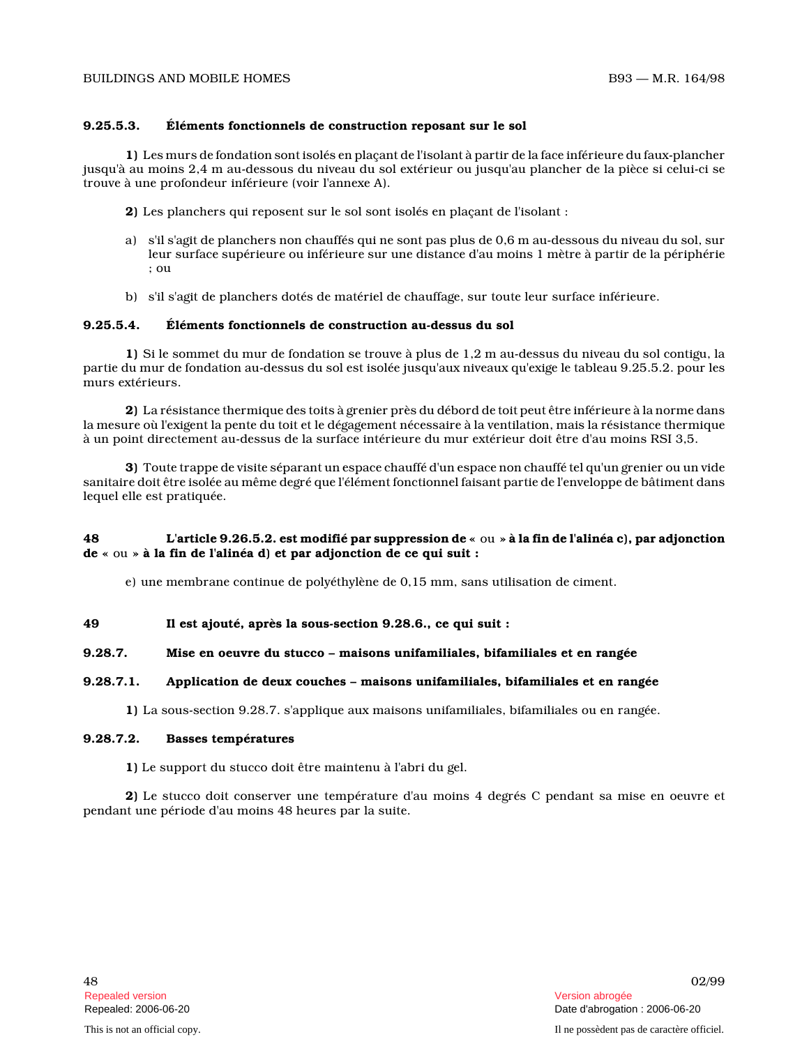#### 9.25.5.3. Éléments fonctionnels de construction reposant sur le sol

**1)** Les murs de fondation sont isolés en plaçant de l'isolant à partir de la face inférieure du faux-plancher jusqu'à au moins 2,4 m au-dessous du niveau du sol extérieur ou jusqu'au plancher de la pièce si celui-ci se trouve à une profondeur inférieure (voir l'annexe A).

**2)** Les planchers qui reposent sur le sol sont isolés en plaçant de l'isolant :

a) s'il s'agit de planchers non chauffés qui ne sont pas plus de 0,6 m au-dessous du niveau du sol, sur leur surface supérieure ou inférieure sur une distance d'au moins 1 mètre à partir de la périphérie ; ou

b) s'il s'agit de planchers dotés de matériel de chauffage, sur toute leur surface inférieure.

#### 9.25.5.4. Éléments fonctionnels de construction au-dessus du sol

**1)** Si le sommet du mur de fondation se trouve à plus de 1,2 m au-dessus du niveau du sol contigu, la partie du mur de fondation au-dessus du sol est isolée jusqu'aux niveaux qu'exige le tableau 9.25.5.2. pour les murs extérieurs.

**2)** La résistance thermique des toits à grenier près du débord de toit peut être inférieure à la norme dans la mesure où l'exigent la pente du toit et le dégagement nécessaire à la ventilation, mais la résistance thermique à un point directement au-dessus de la surface intérieure du mur extérieur doit être d'au moins RSI 3,5.

**3)** Toute trappe de visite séparant un espace chauffé d'un espace non chauffé tel qu'un grenier ou un vide sanitaire doit être isolée au même degré que l'élément fonctionnel faisant partie de l'enveloppe de bâtiment dans lequel elle est pratiquée.

**48 L'article 9.26.5.2. est modifié par suppression de** « ou » **à la fin de l'alinéa c), par adjonction de** « ou » **à la fin de l'alinéa d) et par adjonction de ce qui suit :**

e) une membrane continue de polyéthylène de 0,15 mm, sans utilisation de ciment.

**49 Il est ajouté, après la sous-section 9.28.6., ce qui suit :**

#### 9.28.7. Mise en oeuvre du stucco – maisons unifamiliales, bifamiliales et en rangée

#### 9.28.7.1. Application de deux couches – maisons unifamiliales, bifamiliales et en rangée

**1)** La sous-section 9.28.7. s'applique aux maisons unifamiliales, bifamiliales ou en rangée.

#### 9.28.7.2. Basses températures

**1)** Le support du stucco doit être maintenu à l'abri du gel.

**2)** Le stucco doit conserver une température d'au moins 4 degrés C pendant sa mise en oeuvre et pendant une période d'au moins 48 heures par la suite.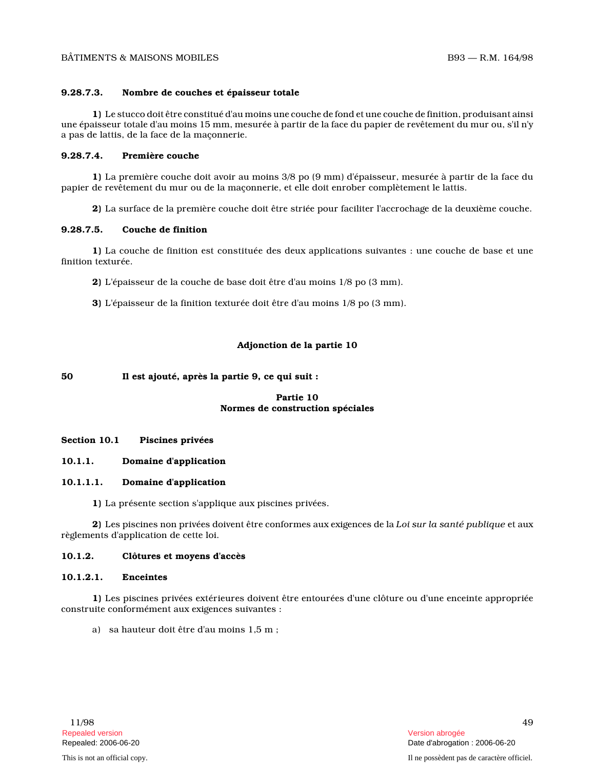### 9.28.7.3. Nombre de couches et épaisseur totale

**1)** Le stucco doit être constitué d'au moins une couche de fond et une couche de finition, produisant ainsi une épaisseur totale d'au moins 15 mm, mesurée à partir de la face du papier de revêtement du mur ou, s'il n'y a pas de lattis, de la face de la maçonnerie.

### 9.28.7.4. Première couche

**1)** La première couche doit avoir au moins 3/8 po (9 mm) d'épaisseur, mesurée à partir de la face du papier de revêtement du mur ou de la maçonnerie, et elle doit enrober complètement le lattis.

**2)** La surface de la première couche doit être striée pour faciliter l'accrochage de la deuxième couche.

### 9.28.7.5. Couche de finition

**1)** La couche de finition est constituée des deux applications suivantes : une couche de base et une finition texturée.

**2)** L'épaisseur de la couche de base doit être d'au moins 1/8 po (3 mm).

**3)** L'épaisseur de la finition texturée doit être d'au moins 1/8 po (3 mm).

## Adjonction de la partie 10

**50 Il est ajouté, après la partie 9, ce qui suit :**

## Partie 10
## Normes de construction spéciales

### Section 10.1 Piscines privées

### 10.1.1. Domaine d'application

### 10.1.1.1. Domaine d'application

**1)** La présente section s'applique aux piscines privées.

**2)** Les piscines non privées doivent être conformes aux exigences de la *Loi sur la santé publique* et aux règlements d'application de cette loi.

### 10.1.2. Clôtures et moyens d'accès

### 10.1.2.1. Enceintes

**1)** Les piscines privées extérieures doivent être entourées d'une clôture ou d'une enceinte appropriée construite conformément aux exigences suivantes :

a) sa hauteur doit être d'au moins 1,5 m ;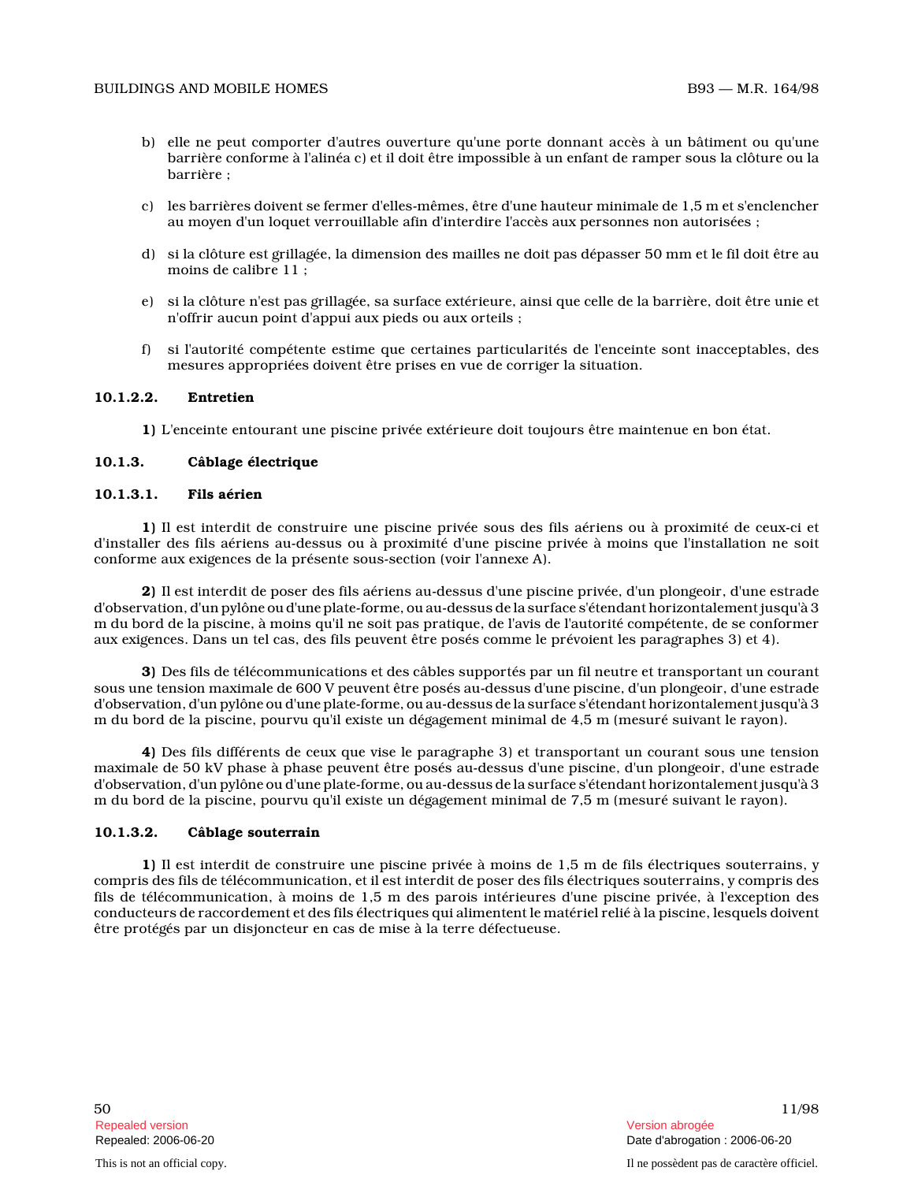b) elle ne peut comporter d'autres ouverture qu'une porte donnant accès à un bâtiment ou qu'une barrière conforme à l'alinéa c) et il doit être impossible à un enfant de ramper sous la clôture ou la barrière ;

c) les barrières doivent se fermer d'elles-mêmes, être d'une hauteur minimale de 1,5 m et s'enclencher au moyen d'un loquet verrouillable afin d'interdire l'accès aux personnes non autorisées ;

d) si la clôture est grillagée, la dimension des mailles ne doit pas dépasser 50 mm et le fil doit être au moins de calibre 11 ;

e) si la clôture n'est pas grillagée, sa surface extérieure, ainsi que celle de la barrière, doit être unie et n'offrir aucun point d'appui aux pieds ou aux orteils ;

f) si l'autorité compétente estime que certaines particularités de l'enceinte sont inacceptables, des mesures appropriées doivent être prises en vue de corriger la situation.

#### 10.1.2.2. Entretien

**1)** L'enceinte entourant une piscine privée extérieure doit toujours être maintenue en bon état.

### 10.1.3. Câblage électrique

#### 10.1.3.1. Fils aérien

**1)** Il est interdit de construire une piscine privée sous des fils aériens ou à proximité de ceux-ci et d'installer des fils aériens au-dessus ou à proximité d'une piscine privée à moins que l'installation ne soit conforme aux exigences de la présente sous-section (voir l'annexe A).

**2)** Il est interdit de poser des fils aériens au-dessus d'une piscine privée, d'un plongeoir, d'une estrade d'observation, d'un pylône ou d'une plate-forme, ou au-dessus de la surface s'étendant horizontalement jusqu'à 3 m du bord de la piscine, à moins qu'il ne soit pas pratique, de l'avis de l'autorité compétente, de se conformer aux exigences. Dans un tel cas, des fils peuvent être posés comme le prévoient les paragraphes 3) et 4).

**3)** Des fils de télécommunications et des câbles supportés par un fil neutre et transportant un courant sous une tension maximale de 600 V peuvent être posés au-dessus d'une piscine, d'un plongeoir, d'une estrade d'observation, d'un pylône ou d'une plate-forme, ou au-dessus de la surface s'étendant horizontalement jusqu'à 3 m du bord de la piscine, pourvu qu'il existe un dégagement minimal de 4,5 m (mesuré suivant le rayon).

**4)** Des fils différents de ceux que vise le paragraphe 3) et transportant un courant sous une tension maximale de 50 kV phase à phase peuvent être posés au-dessus d'une piscine, d'un plongeoir, d'une estrade d'observation, d'un pylône ou d'une plate-forme, ou au-dessus de la surface s'étendant horizontalement jusqu'à 3 m du bord de la piscine, pourvu qu'il existe un dégagement minimal de 7,5 m (mesuré suivant le rayon).

#### 10.1.3.2. Câblage souterrain

**1)** Il est interdit de construire une piscine privée à moins de 1,5 m de fils électriques souterrains, y compris des fils de télécommunication, et il est interdit de poser des fils électriques souterrains, y compris des fils de télécommunication, à moins de 1,5 m des parois intérieures d'une piscine privée, à l'exception des conducteurs de raccordement et des fils électriques qui alimentent le matériel relié à la piscine, lesquels doivent être protégés par un disjoncteur en cas de mise à la terre défectueuse.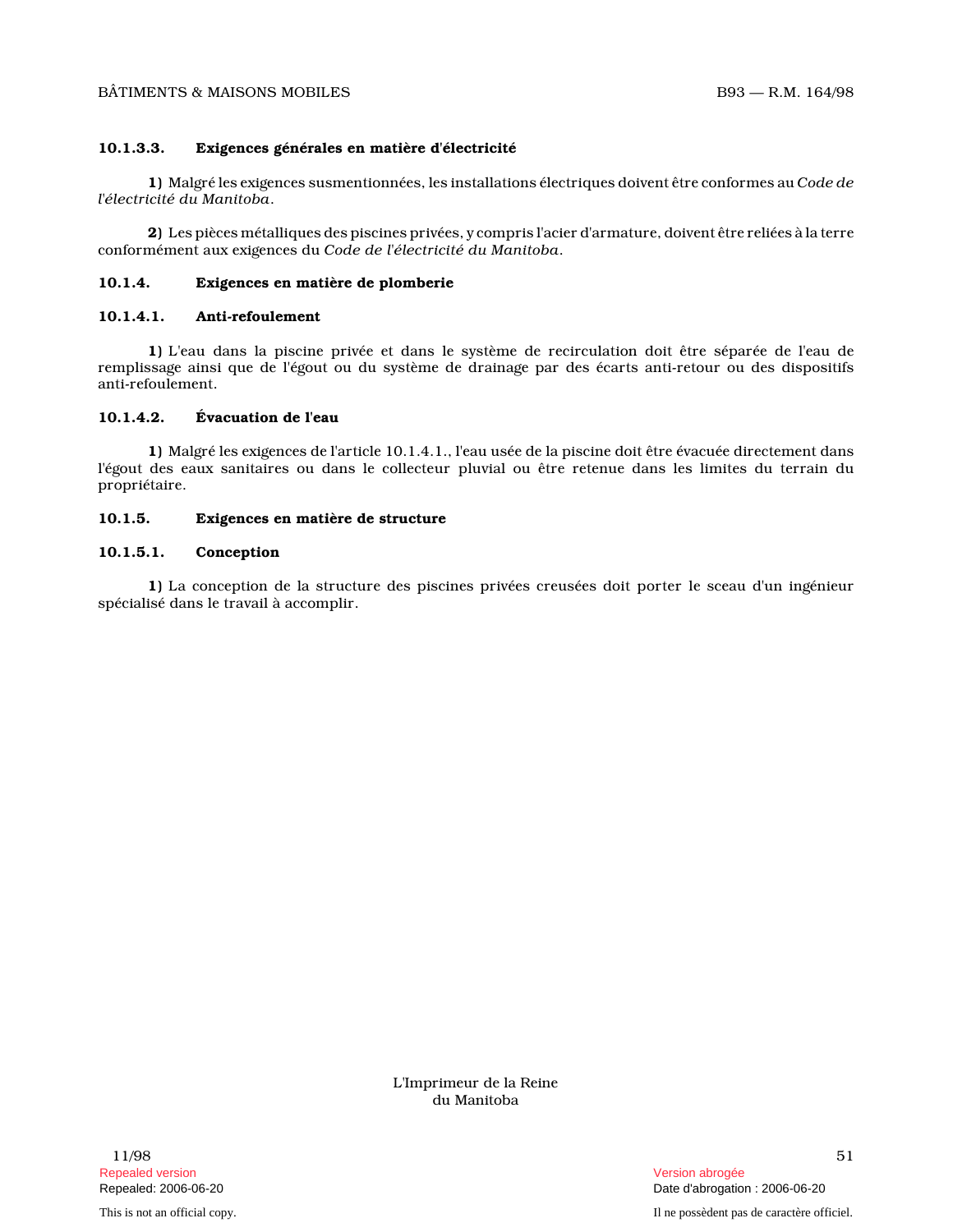**10.1.3.3. Exigences générales en matière d'électricité**

**1)** Malgré les exigences susmentionnées, les installations électriques doivent être conformes au *Code de l'électricité du Manitoba*.

**2)** Les pièces métalliques des piscines privées, y compris l'acier d'armature, doivent être reliées à la terre conformément aux exigences du *Code de l'électricité du Manitoba*.

**10.1.4. Exigences en matière de plomberie**

**10.1.4.1. Anti-refoulement**

**1)** L'eau dans la piscine privée et dans le système de recirculation doit être séparée de l'eau de remplissage ainsi que de l'égout ou du système de drainage par des écarts anti-retour ou des dispositifs anti-refoulement.

**10.1.4.2. Évacuation de l'eau**

**1)** Malgré les exigences de l'article 10.1.4.1., l'eau usée de la piscine doit être évacuée directement dans l'égout des eaux sanitaires ou dans le collecteur pluvial ou être retenue dans les limites du terrain du propriétaire.

**10.1.5. Exigences en matière de structure**

**10.1.5.1. Conception**

**1)** La conception de la structure des piscines privées creusées doit porter le sceau d'un ingénieur spécialisé dans le travail à accomplir.

L'Imprimeur de la Reine
du Manitoba